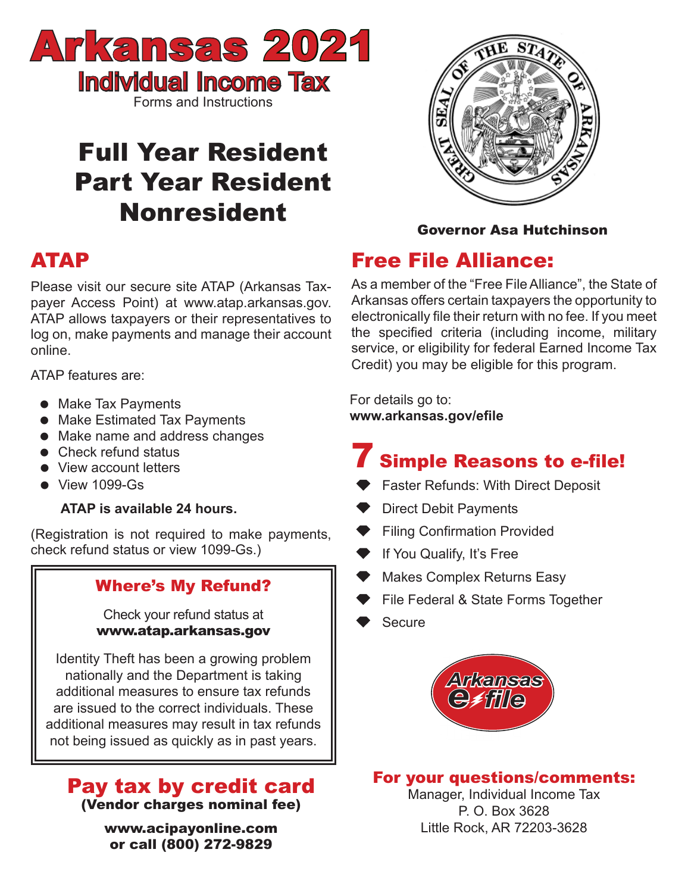# Arkansas 2021

## Individual Income Tax

Forms and Instructions

# Full Year Resident
# Part Year Resident
# Nonresident

**Governor Asa Hutchinson**

## ATAP

Please visit our secure site ATAP (Arkansas Taxpayer Access Point) at www.atap.arkansas.gov. ATAP allows taxpayers or their representatives to log on, make payments and manage their account online.

ATAP features are:

- Make Tax Payments
- Make Estimated Tax Payments
- Make name and address changes
- Check refund status
- View account letters
- View 1099-Gs

**ATAP is available 24 hours.**

(Registration is not required to make payments, check refund status or view 1099-Gs.)

### Where's My Refund?

Check your refund status at
**www.atap.arkansas.gov**

Identity Theft has been a growing problem nationally and the Department is taking additional measures to ensure tax refunds are issued to the correct individuals. These additional measures may result in tax refunds not being issued as quickly as in past years.

## Pay tax by credit card

**(Vendor charges nominal fee)**

**www.acipayonline.com**
**or call (800) 272-9829**

## Free File Alliance:

As a member of the "Free File Alliance", the State of Arkansas offers certain taxpayers the opportunity to electronically file their return with no fee. If you meet the specified criteria (including income, military service, or eligibility for federal Earned Income Tax Credit) you may be eligible for this program.

For details go to:
**www.arkansas.gov/efile**

## 7 Simple Reasons to e-file!

- Faster Refunds: With Direct Deposit
- Direct Debit Payments
- Filing Confirmation Provided
- If You Qualify, It's Free
- Makes Complex Returns Easy
- File Federal & State Forms Together
- Secure

Arkansas e-file

### For your questions/comments:

Manager, Individual Income Tax
P. O. Box 3628
Little Rock, AR 72203-3628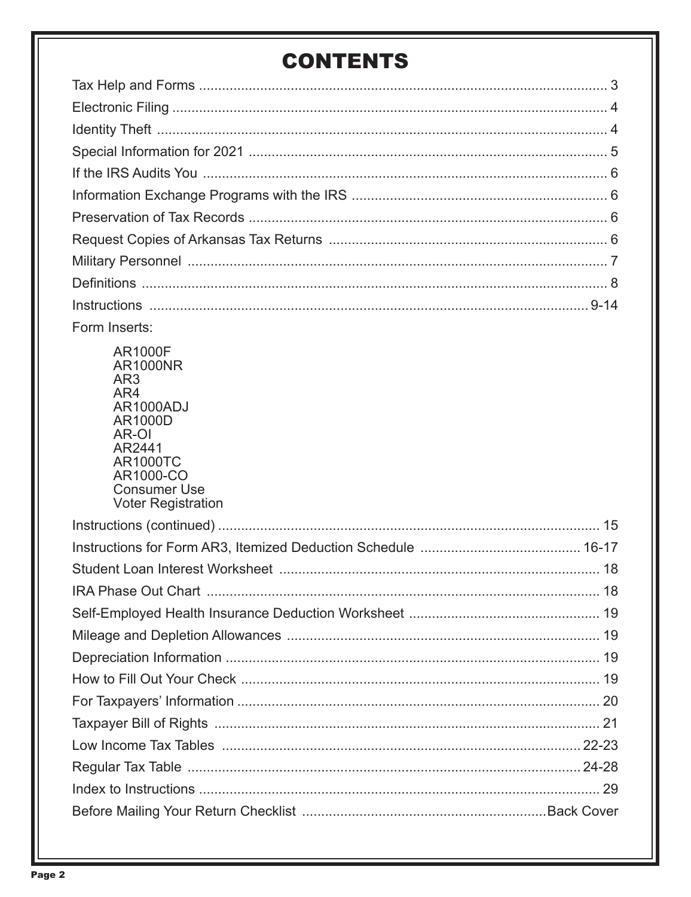# CONTENTS

| | |
|---|---|
| Tax Help and Forms | 3 |
| Electronic Filing | 4 |
| Identity Theft | 4 |
| Special Information for 2021 | 5 |
| If the IRS Audits You | 6 |
| Information Exchange Programs with the IRS | 6 |
| Preservation of Tax Records | 6 |
| Request Copies of Arkansas Tax Returns | 6 |
| Military Personnel | 7 |
| Definitions | 8 |
| Instructions | 9-14 |

Form Inserts:

- AR1000F
- AR1000NR
- AR3
- AR4
- AR1000ADJ
- AR1000D
- AR-OI
- AR2441
- AR1000TC
- AR1000-CO
- Consumer Use
- Voter Registration

| | |
|---|---|
| Instructions (continued) | 15 |
| Instructions for Form AR3, Itemized Deduction Schedule | 16-17 |
| Student Loan Interest Worksheet | 18 |
| IRA Phase Out Chart | 18 |
| Self-Employed Health Insurance Deduction Worksheet | 19 |
| Mileage and Depletion Allowances | 19 |
| Depreciation Information | 19 |
| How to Fill Out Your Check | 19 |
| For Taxpayers' Information | 20 |
| Taxpayer Bill of Rights | 21 |
| Low Income Tax Tables | 22-23 |
| Regular Tax Table | 24-28 |
| Index to Instructions | 29 |
| Before Mailing Your Return Checklist | Back Cover |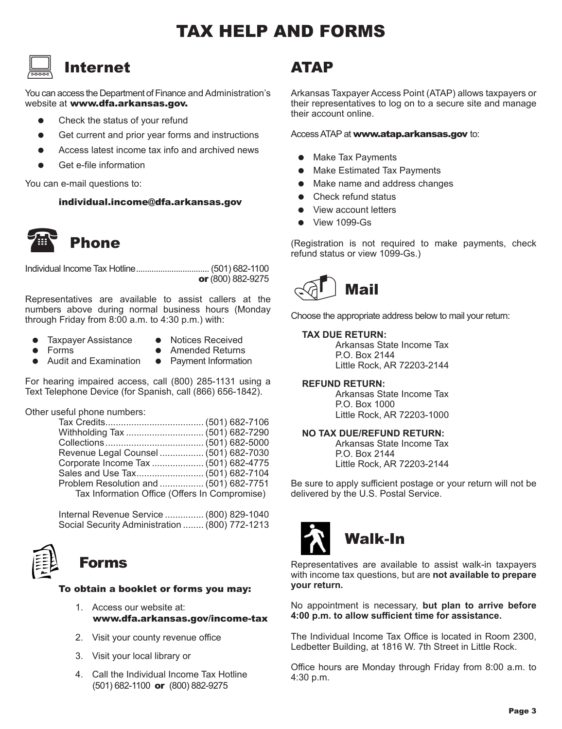# TAX HELP AND FORMS

## Internet

You can access the Department of Finance and Administration's website at **www.dfa.arkansas.gov.**

- Check the status of your refund
- Get current and prior year forms and instructions
- Access latest income tax info and archived news
- Get e-file information

You can e-mail questions to:

**individual.income@dfa.arkansas.gov**

## Phone

Individual Income Tax Hotline................................ (501) 682-1100
**or** (800) 882-9275

Representatives are available to assist callers at the numbers above during normal business hours (Monday through Friday from 8:00 a.m. to 4:30 p.m.) with:

- Taxpayer Assistance
- Forms
- Audit and Examination
- Notices Received
- Amended Returns
- Payment Information

For hearing impaired access, call (800) 285-1131 using a Text Telephone Device (for Spanish, call (866) 656-1842).

Other useful phone numbers:

Tax Credits...................................... (501) 682-7106
Withholding Tax .............................. (501) 682-7290
Collections ...................................... (501) 682-5000
Revenue Legal Counsel ................. (501) 682-7030
Corporate Income Tax .................... (501) 682-4775
Sales and Use Tax.......................... (501) 682-7104
Problem Resolution and ................. (501) 682-7751
Tax Information Office (Offers In Compromise)

Internal Revenue Service ............... (800) 829-1040
Social Security Administration ........ (800) 772-1213

## Forms

**To obtain a booklet or forms you may:**

1. Access our website at: **www.dfa.arkansas.gov/income-tax**
2. Visit your county revenue office
3. Visit your local library or
4. Call the Individual Income Tax Hotline (501) 682-1100 **or** (800) 882-9275

## ATAP

Arkansas Taxpayer Access Point (ATAP) allows taxpayers or their representatives to log on to a secure site and manage their account online.

Access ATAP at **www.atap.arkansas.gov** to:

- Make Tax Payments
- Make Estimated Tax Payments
- Make name and address changes
- Check refund status
- View account letters
- View 1099-Gs

(Registration is not required to make payments, check refund status or view 1099-Gs.)

## Mail

Choose the appropriate address below to mail your return:

**TAX DUE RETURN:**
Arkansas State Income Tax
P.O. Box 2144
Little Rock, AR 72203-2144

**REFUND RETURN:**
Arkansas State Income Tax
P.O. Box 1000
Little Rock, AR 72203-1000

**NO TAX DUE/REFUND RETURN:**
Arkansas State Income Tax
P.O. Box 2144
Little Rock, AR 72203-2144

Be sure to apply sufficient postage or your return will not be delivered by the U.S. Postal Service.

## Walk-In

Representatives are available to assist walk-in taxpayers with income tax questions, but are **not available to prepare your return.**

No appointment is necessary, **but plan to arrive before 4:00 p.m. to allow sufficient time for assistance.**

The Individual Income Tax Office is located in Room 2300, Ledbetter Building, at 1816 W. 7th Street in Little Rock.

Office hours are Monday through Friday from 8:00 a.m. to 4:30 p.m.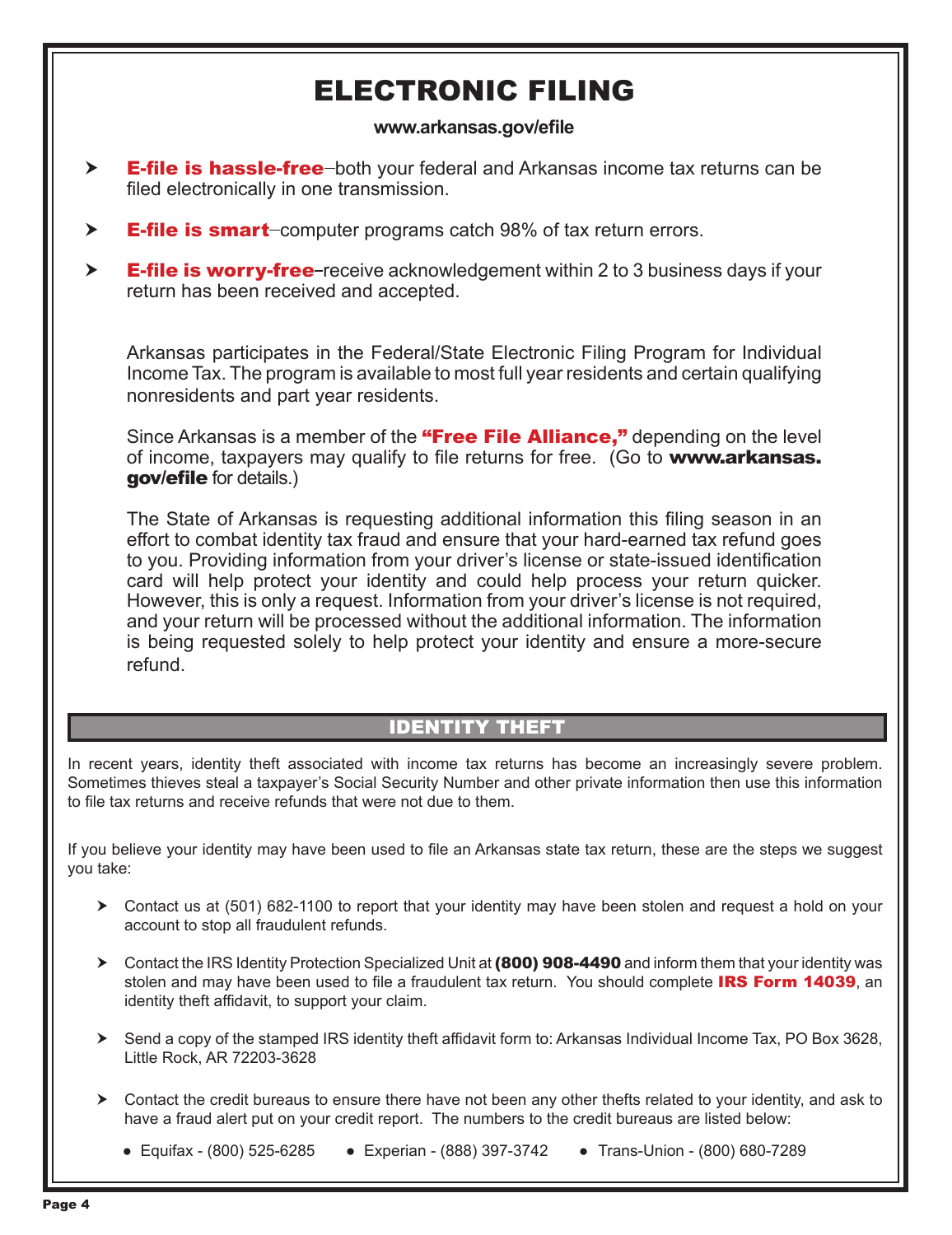# ELECTRONIC FILING

**www.arkansas.gov/efile**

- **E-file is hassle-free**–both your federal and Arkansas income tax returns can be filed electronically in one transmission.
- **E-file is smart**–computer programs catch 98% of tax return errors.
- **E-file is worry-free**–receive acknowledgement within 2 to 3 business days if your return has been received and accepted.

Arkansas participates in the Federal/State Electronic Filing Program for Individual Income Tax. The program is available to most full year residents and certain qualifying nonresidents and part year residents.

Since Arkansas is a member of the **"Free File Alliance,"** depending on the level of income, taxpayers may qualify to file returns for free. (Go to **www.arkansas.gov/efile** for details.)

The State of Arkansas is requesting additional information this filing season in an effort to combat identity tax fraud and ensure that your hard-earned tax refund goes to you. Providing information from your driver's license or state-issued identification card will help protect your identity and could help process your return quicker. However, this is only a request. Information from your driver's license is not required, and your return will be processed without the additional information. The information is being requested solely to help protect your identity and ensure a more-secure refund.

## IDENTITY THEFT

In recent years, identity theft associated with income tax returns has become an increasingly severe problem. Sometimes thieves steal a taxpayer's Social Security Number and other private information then use this information to file tax returns and receive refunds that were not due to them.

If you believe your identity may have been used to file an Arkansas state tax return, these are the steps we suggest you take:

- Contact us at (501) 682-1100 to report that your identity may have been stolen and request a hold on your account to stop all fraudulent refunds.
- Contact the IRS Identity Protection Specialized Unit at **(800) 908-4490** and inform them that your identity was stolen and may have been used to file a fraudulent tax return. You should complete **IRS Form 14039**, an identity theft affidavit, to support your claim.
- Send a copy of the stamped IRS identity theft affidavit form to: Arkansas Individual Income Tax, PO Box 3628, Little Rock, AR 72203-3628
- Contact the credit bureaus to ensure there have not been any other thefts related to your identity, and ask to have a fraud alert put on your credit report. The numbers to the credit bureaus are listed below:
  - Equifax - (800) 525-6285
  - Experian - (888) 397-3742
  - Trans-Union - (800) 680-7289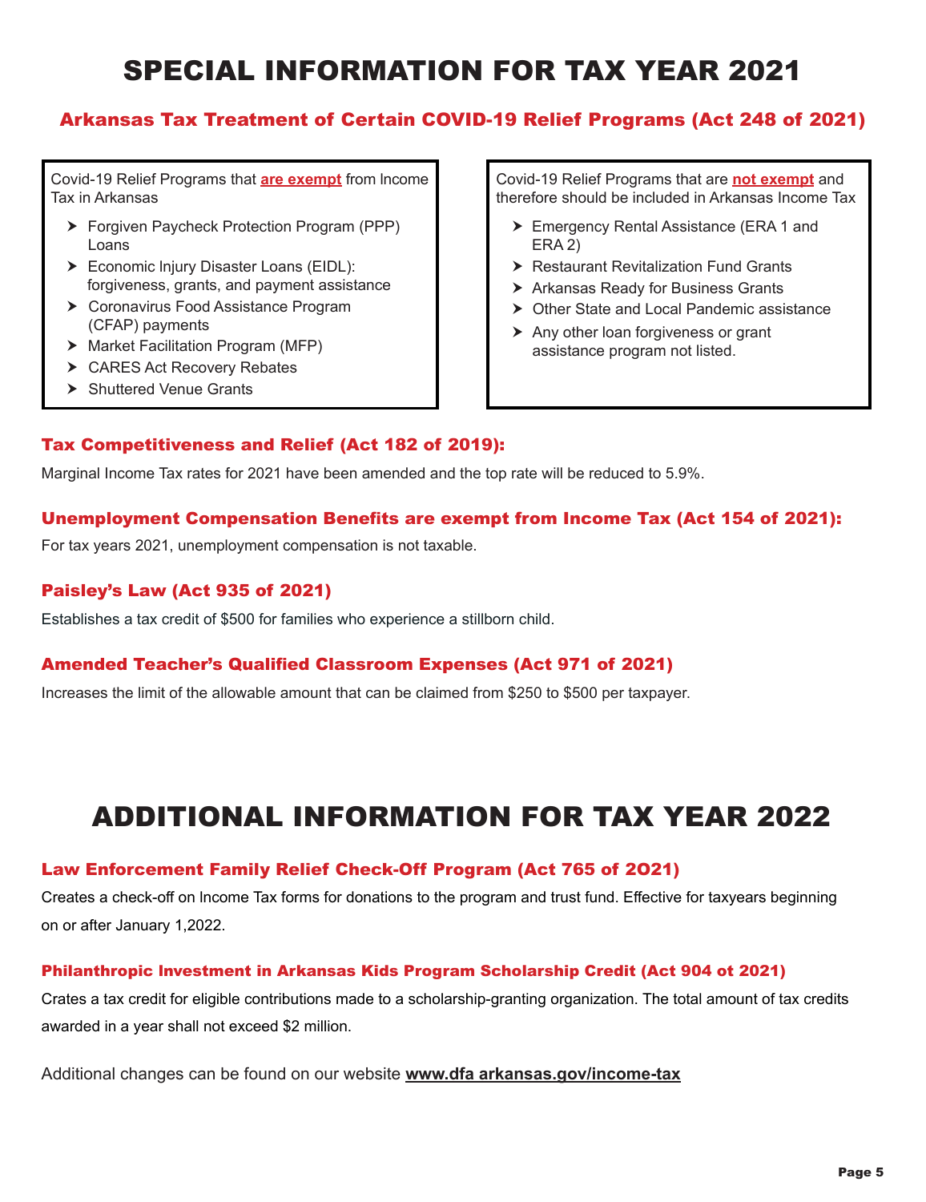# SPECIAL INFORMATION FOR TAX YEAR 2021

## Arkansas Tax Treatment of Certain COVID-19 Relief Programs (Act 248 of 2021)

Covid-19 Relief Programs that **are exempt** from Income Tax in Arkansas

- Forgiven Paycheck Protection Program (PPP) Loans
- Economic Injury Disaster Loans (EIDL): forgiveness, grants, and payment assistance
- Coronavirus Food Assistance Program (CFAP) payments
- Market Facilitation Program (MFP)
- CARES Act Recovery Rebates
- Shuttered Venue Grants

Covid-19 Relief Programs that are **not exempt** and therefore should be included in Arkansas Income Tax

- Emergency Rental Assistance (ERA 1 and ERA 2)
- Restaurant Revitalization Fund Grants
- Arkansas Ready for Business Grants
- Other State and Local Pandemic assistance
- Any other loan forgiveness or grant assistance program not listed.

### Tax Competitiveness and Relief (Act 182 of 2019):

Marginal Income Tax rates for 2021 have been amended and the top rate will be reduced to 5.9%.

### Unemployment Compensation Benefits are exempt from Income Tax (Act 154 of 2021):

For tax years 2021, unemployment compensation is not taxable.

### Paisley's Law (Act 935 of 2021)

Establishes a tax credit of $500 for families who experience a stillborn child.

### Amended Teacher's Qualified Classroom Expenses (Act 971 of 2021)

Increases the limit of the allowable amount that can be claimed from $250 to $500 per taxpayer.

# ADDITIONAL INFORMATION FOR TAX YEAR 2022

### Law Enforcement Family Relief Check-Off Program (Act 765 of 2O21)

Creates a check-off on Income Tax forms for donations to the program and trust fund. Effective for taxyears beginning on or after January 1,2022.

### Philanthropic Investment in Arkansas Kids Program Scholarship Credit (Act 904 ot 2021)

Crates a tax credit for eligible contributions made to a scholarship-granting organization. The total amount of tax credits awarded in a year shall not exceed $2 million.

Additional changes can be found on our website **www.dfa arkansas.gov/income-tax**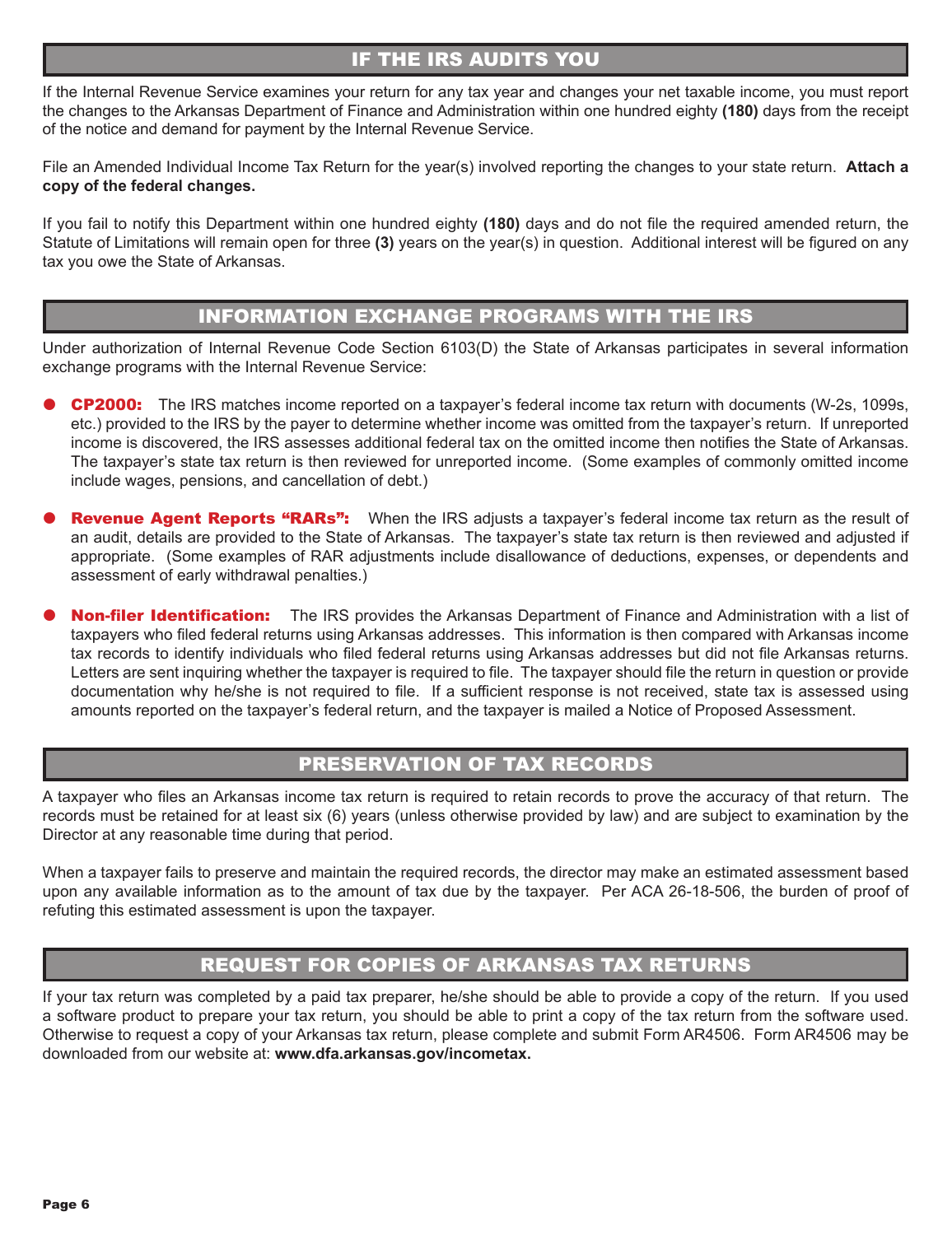## IF THE IRS AUDITS YOU

If the Internal Revenue Service examines your return for any tax year and changes your net taxable income, you must report the changes to the Arkansas Department of Finance and Administration within one hundred eighty **(180)** days from the receipt of the notice and demand for payment by the Internal Revenue Service.

File an Amended Individual Income Tax Return for the year(s) involved reporting the changes to your state return. **Attach a copy of the federal changes.**

If you fail to notify this Department within one hundred eighty **(180)** days and do not file the required amended return, the Statute of Limitations will remain open for three **(3)** years on the year(s) in question. Additional interest will be figured on any tax you owe the State of Arkansas.

## INFORMATION EXCHANGE PROGRAMS WITH THE IRS

Under authorization of Internal Revenue Code Section 6103(D) the State of Arkansas participates in several information exchange programs with the Internal Revenue Service:

- **CP2000:** The IRS matches income reported on a taxpayer's federal income tax return with documents (W-2s, 1099s, etc.) provided to the IRS by the payer to determine whether income was omitted from the taxpayer's return. If unreported income is discovered, the IRS assesses additional federal tax on the omitted income then notifies the State of Arkansas. The taxpayer's state tax return is then reviewed for unreported income. (Some examples of commonly omitted income include wages, pensions, and cancellation of debt.)

- **Revenue Agent Reports "RARs":** When the IRS adjusts a taxpayer's federal income tax return as the result of an audit, details are provided to the State of Arkansas. The taxpayer's state tax return is then reviewed and adjusted if appropriate. (Some examples of RAR adjustments include disallowance of deductions, expenses, or dependents and assessment of early withdrawal penalties.)

- **Non-filer Identification:** The IRS provides the Arkansas Department of Finance and Administration with a list of taxpayers who filed federal returns using Arkansas addresses. This information is then compared with Arkansas income tax records to identify individuals who filed federal returns using Arkansas addresses but did not file Arkansas returns. Letters are sent inquiring whether the taxpayer is required to file. The taxpayer should file the return in question or provide documentation why he/she is not required to file. If a sufficient response is not received, state tax is assessed using amounts reported on the taxpayer's federal return, and the taxpayer is mailed a Notice of Proposed Assessment.

## PRESERVATION OF TAX RECORDS

A taxpayer who files an Arkansas income tax return is required to retain records to prove the accuracy of that return. The records must be retained for at least six (6) years (unless otherwise provided by law) and are subject to examination by the Director at any reasonable time during that period.

When a taxpayer fails to preserve and maintain the required records, the director may make an estimated assessment based upon any available information as to the amount of tax due by the taxpayer. Per ACA 26-18-506, the burden of proof of refuting this estimated assessment is upon the taxpayer.

## REQUEST FOR COPIES OF ARKANSAS TAX RETURNS

If your tax return was completed by a paid tax preparer, he/she should be able to provide a copy of the return. If you used a software product to prepare your tax return, you should be able to print a copy of the tax return from the software used. Otherwise to request a copy of your Arkansas tax return, please complete and submit Form AR4506. Form AR4506 may be downloaded from our website at: **www.dfa.arkansas.gov/incometax.**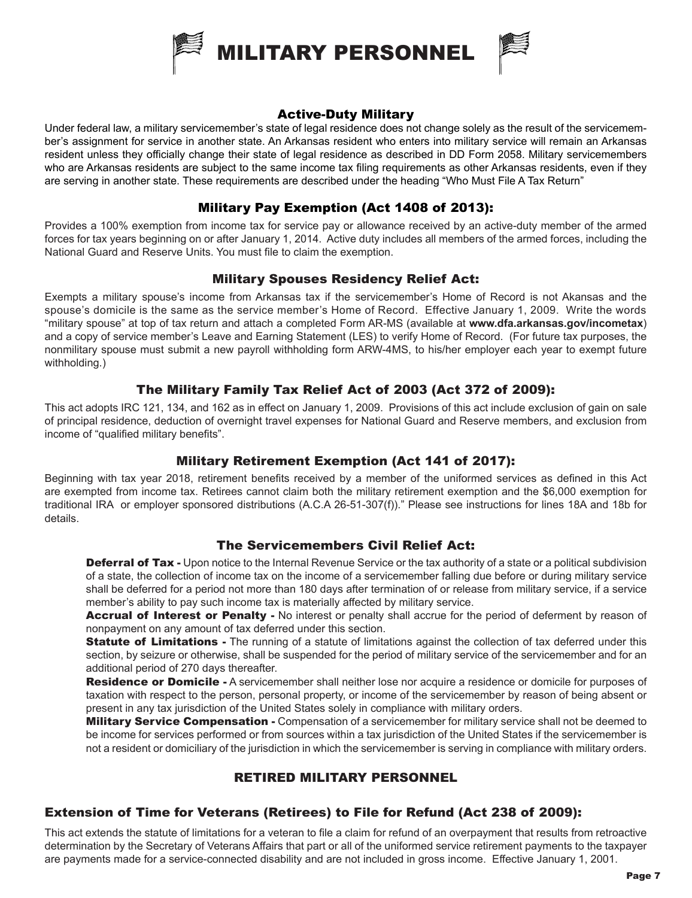# MILITARY PERSONNEL

## Active-Duty Military

Under federal law, a military servicemember's state of legal residence does not change solely as the result of the servicemember's assignment for service in another state. An Arkansas resident who enters into military service will remain an Arkansas resident unless they officially change their state of legal residence as described in DD Form 2058. Military servicemembers who are Arkansas residents are subject to the same income tax filing requirements as other Arkansas residents, even if they are serving in another state. These requirements are described under the heading "Who Must File A Tax Return"

## Military Pay Exemption (Act 1408 of 2013):

Provides a 100% exemption from income tax for service pay or allowance received by an active-duty member of the armed forces for tax years beginning on or after January 1, 2014. Active duty includes all members of the armed forces, including the National Guard and Reserve Units. You must file to claim the exemption.

## Military Spouses Residency Relief Act:

Exempts a military spouse's income from Arkansas tax if the servicemember's Home of Record is not Akansas and the spouse's domicile is the same as the service member's Home of Record. Effective January 1, 2009. Write the words "military spouse" at top of tax return and attach a completed Form AR-MS (available at **www.dfa.arkansas.gov/incometax**) and a copy of service member's Leave and Earning Statement (LES) to verify Home of Record. (For future tax purposes, the nonmilitary spouse must submit a new payroll withholding form ARW-4MS, to his/her employer each year to exempt future withholding.)

## The Military Family Tax Relief Act of 2003 (Act 372 of 2009):

This act adopts IRC 121, 134, and 162 as in effect on January 1, 2009. Provisions of this act include exclusion of gain on sale of principal residence, deduction of overnight travel expenses for National Guard and Reserve members, and exclusion from income of "qualified military benefits".

## Military Retirement Exemption (Act 141 of 2017):

Beginning with tax year 2018, retirement benefits received by a member of the uniformed services as defined in this Act are exempted from income tax. Retirees cannot claim both the military retirement exemption and the $6,000 exemption for traditional IRA or employer sponsored distributions (A.C.A 26-51-307(f))." Please see instructions for lines 18A and 18b for details.

## The Servicemembers Civil Relief Act:

**Deferral of Tax -** Upon notice to the Internal Revenue Service or the tax authority of a state or a political subdivision of a state, the collection of income tax on the income of a servicemember falling due before or during military service shall be deferred for a period not more than 180 days after termination of or release from military service, if a service member's ability to pay such income tax is materially affected by military service.

**Accrual of Interest or Penalty -** No interest or penalty shall accrue for the period of deferment by reason of nonpayment on any amount of tax deferred under this section.

**Statute of Limitations -** The running of a statute of limitations against the collection of tax deferred under this section, by seizure or otherwise, shall be suspended for the period of military service of the servicemember and for an additional period of 270 days thereafter.

**Residence or Domicile -** A servicemember shall neither lose nor acquire a residence or domicile for purposes of taxation with respect to the person, personal property, or income of the servicemember by reason of being absent or present in any tax jurisdiction of the United States solely in compliance with military orders.

**Military Service Compensation -** Compensation of a servicemember for military service shall not be deemed to be income for services performed or from sources within a tax jurisdiction of the United States if the servicemember is not a resident or domiciliary of the jurisdiction in which the servicemember is serving in compliance with military orders.

## RETIRED MILITARY PERSONNEL

## Extension of Time for Veterans (Retirees) to File for Refund (Act 238 of 2009):

This act extends the statute of limitations for a veteran to file a claim for refund of an overpayment that results from retroactive determination by the Secretary of Veterans Affairs that part or all of the uniformed service retirement payments to the taxpayer are payments made for a service-connected disability and are not included in gross income. Effective January 1, 2001.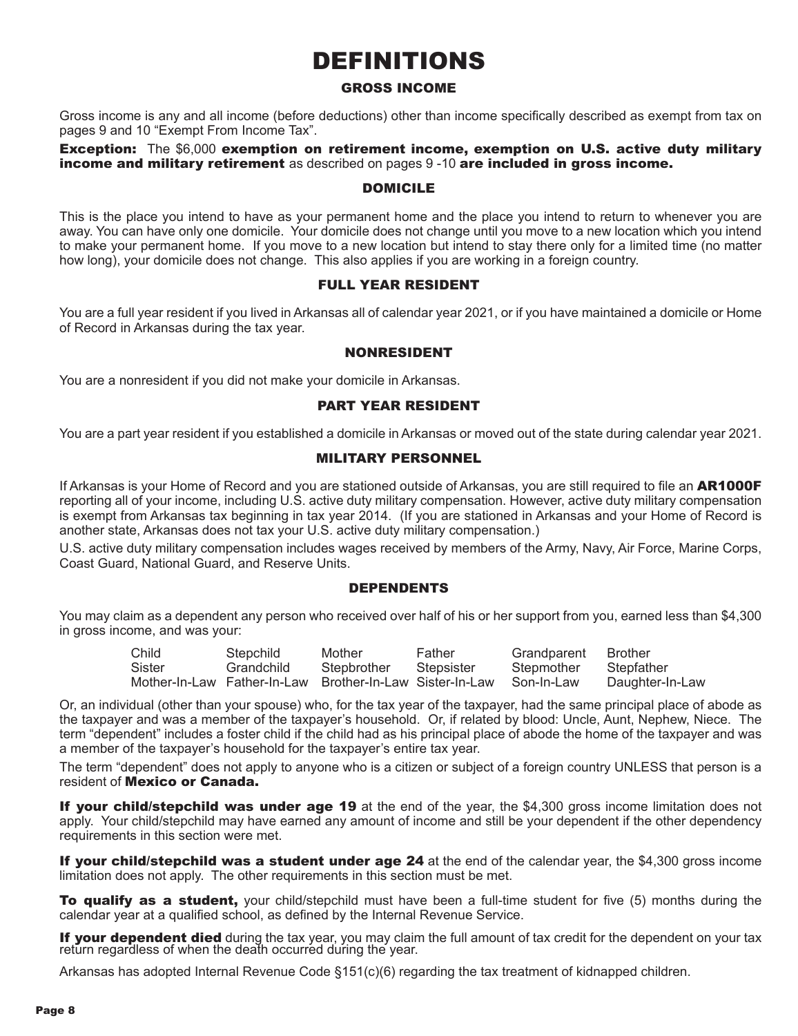# DEFINITIONS

## GROSS INCOME

Gross income is any and all income (before deductions) other than income specifically described as exempt from tax on pages 9 and 10 "Exempt From Income Tax".

**Exception:** The $6,000 **exemption on retirement income, exemption on U.S. active duty military income and military retirement** as described on pages 9 -10 **are included in gross income.**

## DOMICILE

This is the place you intend to have as your permanent home and the place you intend to return to whenever you are away. You can have only one domicile. Your domicile does not change until you move to a new location which you intend to make your permanent home. If you move to a new location but intend to stay there only for a limited time (no matter how long), your domicile does not change. This also applies if you are working in a foreign country.

## FULL YEAR RESIDENT

You are a full year resident if you lived in Arkansas all of calendar year 2021, or if you have maintained a domicile or Home of Record in Arkansas during the tax year.

## NONRESIDENT

You are a nonresident if you did not make your domicile in Arkansas.

## PART YEAR RESIDENT

You are a part year resident if you established a domicile in Arkansas or moved out of the state during calendar year 2021.

## MILITARY PERSONNEL

If Arkansas is your Home of Record and you are stationed outside of Arkansas, you are still required to file an **AR1000F** reporting all of your income, including U.S. active duty military compensation. However, active duty military compensation is exempt from Arkansas tax beginning in tax year 2014. (If you are stationed in Arkansas and your Home of Record is another state, Arkansas does not tax your U.S. active duty military compensation.)

U.S. active duty military compensation includes wages received by members of the Army, Navy, Air Force, Marine Corps, Coast Guard, National Guard, and Reserve Units.

## DEPENDENTS

You may claim as a dependent any person who received over half of his or her support from you, earned less than $4,300 in gross income, and was your:

| | | | | | |
|---|---|---|---|---|---|
| Child | Stepchild | Mother | Father | Grandparent | Brother |
| Sister | Grandchild | Stepbrother | Stepsister | Stepmother | Stepfather |
| Mother-In-Law | Father-In-Law | Brother-In-Law | Sister-In-Law | Son-In-Law | Daughter-In-Law |

Or, an individual (other than your spouse) who, for the tax year of the taxpayer, had the same principal place of abode as the taxpayer and was a member of the taxpayer's household. Or, if related by blood: Uncle, Aunt, Nephew, Niece. The term "dependent" includes a foster child if the child had as his principal place of abode the home of the taxpayer and was a member of the taxpayer's household for the taxpayer's entire tax year.

The term "dependent" does not apply to anyone who is a citizen or subject of a foreign country UNLESS that person is a resident of **Mexico or Canada.**

**If your child/stepchild was under age 19** at the end of the year, the $4,300 gross income limitation does not apply. Your child/stepchild may have earned any amount of income and still be your dependent if the other dependency requirements in this section were met.

**If your child/stepchild was a student under age 24** at the end of the calendar year, the $4,300 gross income limitation does not apply. The other requirements in this section must be met.

**To qualify as a student,** your child/stepchild must have been a full-time student for five (5) months during the calendar year at a qualified school, as defined by the Internal Revenue Service.

**If your dependent died** during the tax year, you may claim the full amount of tax credit for the dependent on your tax return regardless of when the death occurred during the year.

Arkansas has adopted Internal Revenue Code §151(c)(6) regarding the tax treatment of kidnapped children.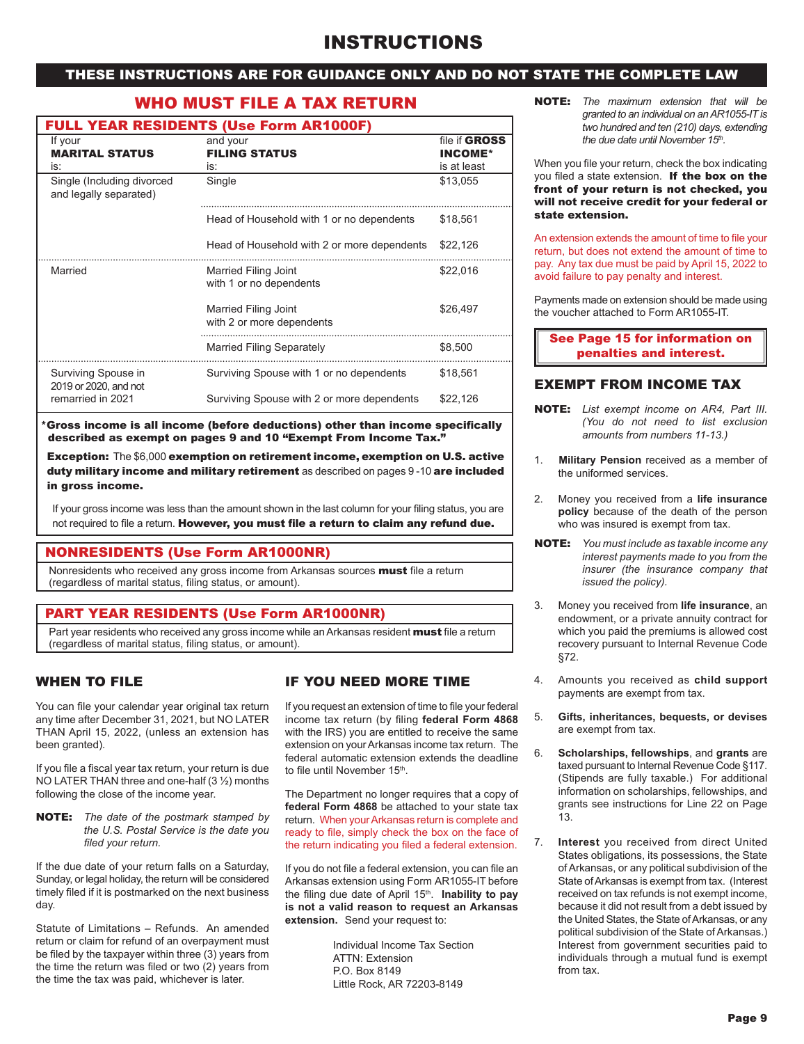# INSTRUCTIONS

**THESE INSTRUCTIONS ARE FOR GUIDANCE ONLY AND DO NOT STATE THE COMPLETE LAW**

## WHO MUST FILE A TAX RETURN

### FULL YEAR RESIDENTS (Use Form AR1000F)

| If your **MARITAL STATUS** is: | and your **FILING STATUS** is: | file if **GROSS INCOME*** is at least |
|---|---|---|
| Single (Including divorced and legally separated) | Single | $13,055 |
| | Head of Household with 1 or no dependents | $18,561 |
| | Head of Household with 2 or more dependents | $22,126 |
| Married | Married Filing Joint with 1 or no dependents | $22,016 |
| | Married Filing Joint with 2 or more dependents | $26,497 |
| | Married Filing Separately | $8,500 |
| Surviving Spouse in 2019 or 2020, and not remarried in 2021 | Surviving Spouse with 1 or no dependents | $18,561 |
| | Surviving Spouse with 2 or more dependents | $22,126 |

***Gross income is all income (before deductions) other than income specifically described as exempt on pages 9 and 10 "Exempt From Income Tax."**

**Exception:** The $6,000 **exemption on retirement income, exemption on U.S. active duty military income and military retirement** as described on pages 9 -10 **are included in gross income.**

If your gross income was less than the amount shown in the last column for your filing status, you are not required to file a return. **However, you must file a return to claim any refund due.**

### NONRESIDENTS (Use Form AR1000NR)

Nonresidents who received any gross income from Arkansas sources **must** file a return (regardless of marital status, filing status, or amount).

### PART YEAR RESIDENTS (Use Form AR1000NR)

Part year residents who received any gross income while an Arkansas resident **must** file a return (regardless of marital status, filing status, or amount).

## WHEN TO FILE

You can file your calendar year original tax return any time after December 31, 2021, but NO LATER THAN April 15, 2022, (unless an extension has been granted).

If you file a fiscal year tax return, your return is due NO LATER THAN three and one-half (3 ½) months following the close of the income year.

**NOTE:** *The date of the postmark stamped by the U.S. Postal Service is the date you filed your return.*

If the due date of your return falls on a Saturday, Sunday, or legal holiday, the return will be considered timely filed if it is postmarked on the next business day.

Statute of Limitations – Refunds. An amended return or claim for refund of an overpayment must be filed by the taxpayer within three (3) years from the time the return was filed or two (2) years from the time the tax was paid, whichever is later.

## IF YOU NEED MORE TIME

If you request an extension of time to file your federal income tax return (by filing **federal Form 4868** with the IRS) you are entitled to receive the same extension on your Arkansas income tax return. The federal automatic extension extends the deadline to file until November 15th.

The Department no longer requires that a copy of **federal Form 4868** be attached to your state tax return. When your Arkansas return is complete and ready to file, simply check the box on the face of the return indicating you filed a federal extension.

If you do not file a federal extension, you can file an Arkansas extension using Form AR1055-IT before the filing due date of April 15th. **Inability to pay is not a valid reason to request an Arkansas extension.** Send your request to:

Individual Income Tax Section
ATTN: Extension
P.O. Box 8149
Little Rock, AR 72203-8149

**NOTE:** *The maximum extension that will be granted to an individual on an AR1055-IT is two hundred and ten (210) days, extending the due date until November 15th.*

When you file your return, check the box indicating you filed a state extension. **If the box on the front of your return is not checked, you will not receive credit for your federal or state extension.**

An extension extends the amount of time to file your return, but does not extend the amount of time to pay. Any tax due must be paid by April 15, 2022 to avoid failure to pay penalty and interest.

Payments made on extension should be made using the voucher attached to Form AR1055-IT.

**See Page 15 for information on penalties and interest.**

## EXEMPT FROM INCOME TAX

**NOTE:** *List exempt income on AR4, Part III. (You do not need to list exclusion amounts from numbers 11-13.)*

1. **Military Pension** received as a member of the uniformed services.

2. Money you received from a **life insurance policy** because of the death of the person who was insured is exempt from tax.

**NOTE:** *You must include as taxable income any interest payments made to you from the insurer (the insurance company that issued the policy).*

3. Money you received from **life insurance**, an endowment, or a private annuity contract for which you paid the premiums is allowed cost recovery pursuant to Internal Revenue Code §72.

4. Amounts you received as **child support** payments are exempt from tax.

5. **Gifts, inheritances, bequests, or devises** are exempt from tax.

6. **Scholarships, fellowships**, and **grants** are taxed pursuant to Internal Revenue Code §117. (Stipends are fully taxable.) For additional information on scholarships, fellowships, and grants see instructions for Line 22 on Page 13.

7. **Interest** you received from direct United States obligations, its possessions, the State of Arkansas, or any political subdivision of the State of Arkansas is exempt from tax. (Interest received on tax refunds is not exempt income, because it did not result from a debt issued by the United States, the State of Arkansas, or any political subdivision of the State of Arkansas.) Interest from government securities paid to individuals through a mutual fund is exempt from tax.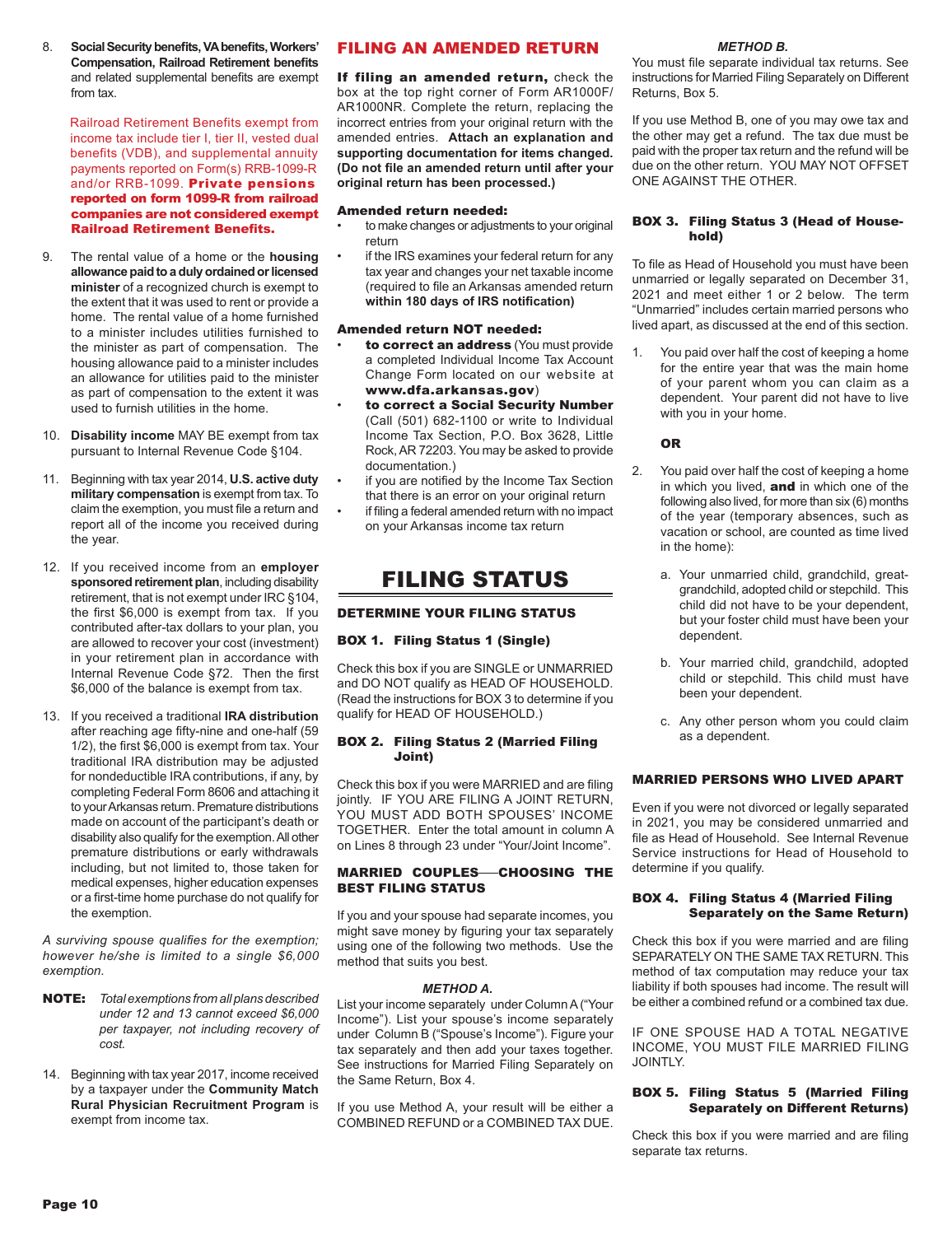8. **Social Security benefits, VA benefits, Workers' Compensation, Railroad Retirement benefits** and related supplemental benefits are exempt from tax.

   Railroad Retirement Benefits exempt from income tax include tier I, tier II, vested dual benefits (VDB), and supplemental annuity payments reported on Form(s) RRB-1099-R and/or RRB-1099. **Private pensions reported on form 1099-R from railroad companies are not considered exempt Railroad Retirement Benefits.**

9. The rental value of a home or the **housing allowance paid to a duly ordained or licensed minister** of a recognized church is exempt to the extent that it was used to rent or provide a home. The rental value of a home furnished to a minister includes utilities furnished to the minister as part of compensation. The housing allowance paid to a minister includes an allowance for utilities paid to the minister as part of compensation to the extent it was used to furnish utilities in the home.

10. **Disability income** MAY BE exempt from tax pursuant to Internal Revenue Code §104.

11. Beginning with tax year 2014, **U.S. active duty military compensation** is exempt from tax. To claim the exemption, you must file a return and report all of the income you received during the year.

12. If you received income from an **employer sponsored retirement plan**, including disability retirement, that is not exempt under IRC §104, the first $6,000 is exempt from tax. If you contributed after-tax dollars to your plan, you are allowed to recover your cost (investment) in your retirement plan in accordance with Internal Revenue Code §72. Then the first $6,000 of the balance is exempt from tax.

13. If you received a traditional **IRA distribution** after reaching age fifty-nine and one-half (59 1/2), the first $6,000 is exempt from tax. Your traditional IRA distribution may be adjusted for nondeductible IRA contributions, if any, by completing Federal Form 8606 and attaching it to your Arkansas return. Premature distributions made on account of the participant's death or disability also qualify for the exemption. All other premature distributions or early withdrawals including, but not limited to, those taken for medical expenses, higher education expenses or a first-time home purchase do not qualify for the exemption.

*A surviving spouse qualifies for the exemption; however he/she is limited to a single $6,000 exemption.*

**NOTE:** *Total exemptions from all plans described under 12 and 13 cannot exceed $6,000 per taxpayer, not including recovery of cost.*

14. Beginning with tax year 2017, income received by a taxpayer under the **Community Match Rural Physician Recruitment Program** is exempt from income tax.

## FILING AN AMENDED RETURN

**If filing an amended return,** check the box at the top right corner of Form AR1000F/AR1000NR. Complete the return, replacing the incorrect entries from your original return with the amended entries. **Attach an explanation and supporting documentation for items changed. (Do not file an amended return until after your original return has been processed.)**

**Amended return needed:**

- to make changes or adjustments to your original return
- if the IRS examines your federal return for any tax year and changes your net taxable income (required to file an Arkansas amended return **within 180 days of IRS notification)**

**Amended return NOT needed:**

- **to correct an address** (You must provide a completed Individual Income Tax Account Change Form located on our website at **www.dfa.arkansas.gov**)
- **to correct a Social Security Number** (Call (501) 682-1100 or write to Individual Income Tax Section, P.O. Box 3628, Little Rock, AR 72203. You may be asked to provide documentation.)
- if you are notified by the Income Tax Section that there is an error on your original return
- if filing a federal amended return with no impact on your Arkansas income tax return

# FILING STATUS

### DETERMINE YOUR FILING STATUS

### BOX 1. Filing Status 1 (Single)

Check this box if you are SINGLE or UNMARRIED and DO NOT qualify as HEAD OF HOUSEHOLD. (Read the instructions for BOX 3 to determine if you qualify for HEAD OF HOUSEHOLD.)

### BOX 2. Filing Status 2 (Married Filing Joint)

Check this box if you were MARRIED and are filing jointly. IF YOU ARE FILING A JOINT RETURN, YOU MUST ADD BOTH SPOUSES' INCOME TOGETHER. Enter the total amount in column A on Lines 8 through 23 under "Your/Joint Income".

### MARRIED COUPLES—CHOOSING THE BEST FILING STATUS

If you and your spouse had separate incomes, you might save money by figuring your tax separately using one of the following two methods. Use the method that suits you best.

***METHOD A.***

List your income separately under Column A ("Your Income"). List your spouse's income separately under Column B ("Spouse's Income"). Figure your tax separately and then add your taxes together. See instructions for Married Filing Separately on the Same Return, Box 4.

If you use Method A, your result will be either a COMBINED REFUND or a COMBINED TAX DUE.

***METHOD B.***

You must file separate individual tax returns. See instructions for Married Filing Separately on Different Returns, Box 5.

If you use Method B, one of you may owe tax and the other may get a refund. The tax due must be paid with the proper tax return and the refund will be due on the other return. YOU MAY NOT OFFSET ONE AGAINST THE OTHER.

### BOX 3. Filing Status 3 (Head of Household)

To file as Head of Household you must have been unmarried or legally separated on December 31, 2021 and meet either 1 or 2 below. The term "Unmarried" includes certain married persons who lived apart, as discussed at the end of this section.

1. You paid over half the cost of keeping a home for the entire year that was the main home of your parent whom you can claim as a dependent. Your parent did not have to live with you in your home.

   **OR**

2. You paid over half the cost of keeping a home in which you lived, **and** in which one of the following also lived, for more than six (6) months of the year (temporary absences, such as vacation or school, are counted as time lived in the home):

   a. Your unmarried child, grandchild, great-grandchild, adopted child or stepchild. This child did not have to be your dependent, but your foster child must have been your dependent.

   b. Your married child, grandchild, adopted child or stepchild. This child must have been your dependent.

   c. Any other person whom you could claim as a dependent.

### MARRIED PERSONS WHO LIVED APART

Even if you were not divorced or legally separated in 2021, you may be considered unmarried and file as Head of Household. See Internal Revenue Service instructions for Head of Household to determine if you qualify.

### BOX 4. Filing Status 4 (Married Filing Separately on the Same Return)

Check this box if you were married and are filing SEPARATELY ON THE SAME TAX RETURN. This method of tax computation may reduce your tax liability if both spouses had income. The result will be either a combined refund or a combined tax due.

IF ONE SPOUSE HAD A TOTAL NEGATIVE INCOME, YOU MUST FILE MARRIED FILING JOINTLY.

### BOX 5. Filing Status 5 (Married Filing Separately on Different Returns)

Check this box if you were married and are filing separate tax returns.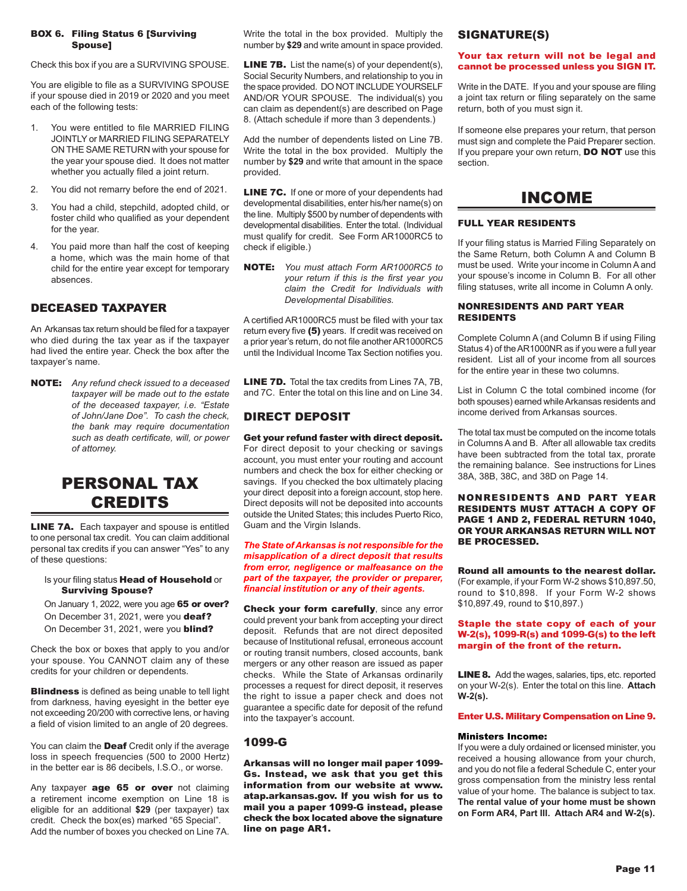### BOX 6. Filing Status 6 [Surviving Spouse]

Check this box if you are a SURVIVING SPOUSE.

You are eligible to file as a SURVIVING SPOUSE if your spouse died in 2019 or 2020 and you meet each of the following tests:

1. You were entitled to file MARRIED FILING JOINTLY or MARRIED FILING SEPARATELY ON THE SAME RETURN with your spouse for the year your spouse died. It does not matter whether you actually filed a joint return.
2. You did not remarry before the end of 2021.
3. You had a child, stepchild, adopted child, or foster child who qualified as your dependent for the year.
4. You paid more than half the cost of keeping a home, which was the main home of that child for the entire year except for temporary absences.

## DECEASED TAXPAYER

An Arkansas tax return should be filed for a taxpayer who died during the tax year as if the taxpayer had lived the entire year. Check the box after the taxpayer's name.

**NOTE:** *Any refund check issued to a deceased taxpayer will be made out to the estate of the deceased taxpayer, i.e. "Estate of John/Jane Doe". To cash the check, the bank may require documentation such as death certificate, will, or power of attorney.*

# PERSONAL TAX CREDITS

**LINE 7A.** Each taxpayer and spouse is entitled to one personal tax credit. You can claim additional personal tax credits if you can answer "Yes" to any of these questions:

Is your filing status **Head of Household** or **Surviving Spouse?**

On January 1, 2022, were you age **65 or over?**

On December 31, 2021, were you **deaf?**

On December 31, 2021, were you **blind?**

Check the box or boxes that apply to you and/or your spouse. You CANNOT claim any of these credits for your children or dependents.

**Blindness** is defined as being unable to tell light from darkness, having eyesight in the better eye not exceeding 20/200 with corrective lens, or having a field of vision limited to an angle of 20 degrees.

You can claim the **Deaf** Credit only if the average loss in speech frequencies (500 to 2000 Hertz) in the better ear is 86 decibels, I.S.O., or worse.

Any taxpayer **age 65 or over** not claiming a retirement income exemption on Line 18 is eligible for an additional **$29** (per taxpayer) tax credit. Check the box(es) marked "65 Special". Add the number of boxes you checked on Line 7A. Write the total in the box provided. Multiply the number by **$29** and write amount in space provided.

**LINE 7B.** List the name(s) of your dependent(s), Social Security Numbers, and relationship to you in the space provided. DO NOT INCLUDE YOURSELF AND/OR YOUR SPOUSE. The individual(s) you can claim as dependent(s) are described on Page 8. (Attach schedule if more than 3 dependents.)

Add the number of dependents listed on Line 7B. Write the total in the box provided. Multiply the number by **$29** and write that amount in the space provided.

**LINE 7C.** If one or more of your dependents had developmental disabilities, enter his/her name(s) on the line. Multiply $500 by number of dependents with developmental disabilities. Enter the total. (Individual must qualify for credit. See Form AR1000RC5 to check if eligible.)

**NOTE:** *You must attach Form AR1000RC5 to your return if this is the first year you claim the Credit for Individuals with Developmental Disabilities.*

A certified AR1000RC5 must be filed with your tax return every five **(5)** years. If credit was received on a prior year's return, do not file another AR1000RC5 until the Individual Income Tax Section notifies you.

**LINE 7D.** Total the tax credits from Lines 7A, 7B, and 7C. Enter the total on this line and on Line 34.

## DIRECT DEPOSIT

**Get your refund faster with direct deposit.** For direct deposit to your checking or savings account, you must enter your routing and account numbers and check the box for either checking or savings. If you checked the box ultimately placing your direct deposit into a foreign account, stop here. Direct deposits will not be deposited into accounts outside the United States; this includes Puerto Rico, Guam and the Virgin Islands.

***The State of Arkansas is not responsible for the misapplication of a direct deposit that results from error, negligence or malfeasance on the part of the taxpayer, the provider or preparer, financial institution or any of their agents.***

**Check your form carefully**, since any error could prevent your bank from accepting your direct deposit. Refunds that are not direct deposited because of Institutional refusal, erroneous account or routing transit numbers, closed accounts, bank mergers or any other reason are issued as paper checks. While the State of Arkansas ordinarily processes a request for direct deposit, it reserves the right to issue a paper check and does not guarantee a specific date for deposit of the refund into the taxpayer's account.

## 1099-G

**Arkansas will no longer mail paper 1099-Gs. Instead, we ask that you get this information from our website at www.atap.arkansas.gov. If you wish for us to mail you a paper 1099-G instead, please check the box located above the signature line on page AR1.**

## SIGNATURE(S)

**Your tax return will not be legal and cannot be processed unless you SIGN IT.**

Write in the DATE. If you and your spouse are filing a joint tax return or filing separately on the same return, both of you must sign it.

If someone else prepares your return, that person must sign and complete the Paid Preparer section. If you prepare your own return, **DO NOT** use this section.

# INCOME

### FULL YEAR RESIDENTS

If your filing status is Married Filing Separately on the Same Return, both Column A and Column B must be used. Write your income in Column A and your spouse's income in Column B. For all other filing statuses, write all income in Column A only.

### NONRESIDENTS AND PART YEAR RESIDENTS

Complete Column A (and Column B if using Filing Status 4) of the AR1000NR as if you were a full year resident. List all of your income from all sources for the entire year in these two columns.

List in Column C the total combined income (for both spouses) earned while Arkansas residents and income derived from Arkansas sources.

The total tax must be computed on the income totals in Columns A and B. After all allowable tax credits have been subtracted from the total tax, prorate the remaining balance. See instructions for Lines 38A, 38B, 38C, and 38D on Page 14.

**NONRESIDENTS AND PART YEAR RESIDENTS MUST ATTACH A COPY OF PAGE 1 AND 2, FEDERAL RETURN 1040, OR YOUR ARKANSAS RETURN WILL NOT BE PROCESSED.**

**Round all amounts to the nearest dollar.** (For example, if your Form W-2 shows $10,897.50, round to $10,898. If your Form W-2 shows $10,897.49, round to $10,897.)

**Staple the state copy of each of your W-2(s), 1099-R(s) and 1099-G(s) to the left margin of the front of the return.**

**LINE 8.** Add the wages, salaries, tips, etc. reported on your W-2(s). Enter the total on this line. **Attach W-2(s).**

**Enter U.S. Military Compensation on Line 9.**

**Ministers Income:**
If you were a duly ordained or licensed minister, you received a housing allowance from your church, and you do not file a federal Schedule C, enter your gross compensation from the ministry less rental value of your home. The balance is subject to tax. **The rental value of your home must be shown on Form AR4, Part III. Attach AR4 and W-2(s).**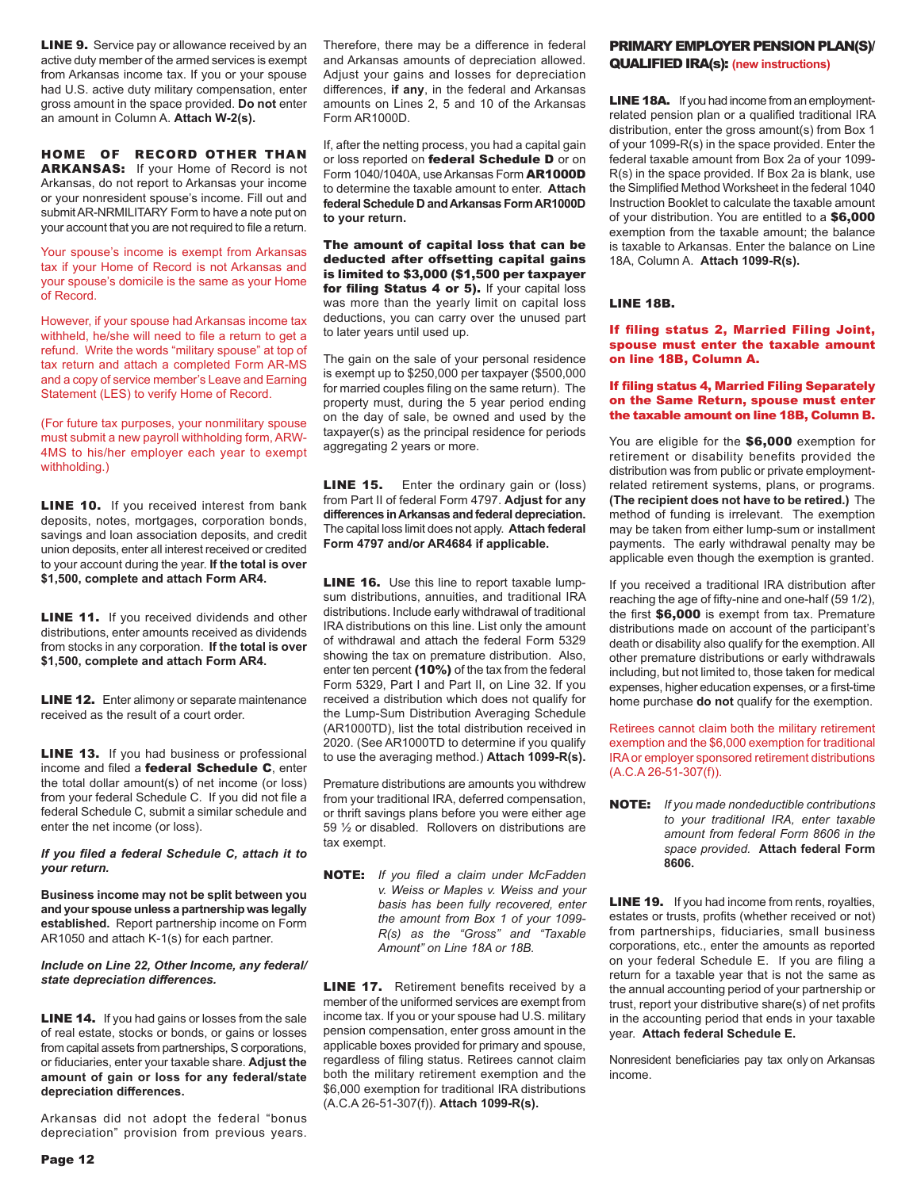**LINE 9.** Service pay or allowance received by an active duty member of the armed services is exempt from Arkansas income tax. If you or your spouse had U.S. active duty military compensation, enter gross amount in the space provided. **Do not** enter an amount in Column A. **Attach W-2(s).**

**HOME OF RECORD OTHER THAN ARKANSAS:** If your Home of Record is not Arkansas, do not report to Arkansas your income or your nonresident spouse's income. Fill out and submit AR-NRMILITARY Form to have a note put on your account that you are not required to file a return.

Your spouse's income is exempt from Arkansas tax if your Home of Record is not Arkansas and your spouse's domicile is the same as your Home of Record.

However, if your spouse had Arkansas income tax withheld, he/she will need to file a return to get a refund. Write the words "military spouse" at top of tax return and attach a completed Form AR-MS and a copy of service member's Leave and Earning Statement (LES) to verify Home of Record.

(For future tax purposes, your nonmilitary spouse must submit a new payroll withholding form, ARW-4MS to his/her employer each year to exempt withholding.)

**LINE 10.** If you received interest from bank deposits, notes, mortgages, corporation bonds, savings and loan association deposits, and credit union deposits, enter all interest received or credited to your account during the year. **If the total is over $1,500, complete and attach Form AR4.**

**LINE 11.** If you received dividends and other distributions, enter amounts received as dividends from stocks in any corporation. **If the total is over $1,500, complete and attach Form AR4.**

**LINE 12.** Enter alimony or separate maintenance received as the result of a court order.

**LINE 13.** If you had business or professional income and filed a **federal Schedule C**, enter the total dollar amount(s) of net income (or loss) from your federal Schedule C. If you did not file a federal Schedule C, submit a similar schedule and enter the net income (or loss).

***If you filed a federal Schedule C, attach it to your return.***

**Business income may not be split between you and your spouse unless a partnership was legally established.** Report partnership income on Form AR1050 and attach K-1(s) for each partner.

***Include on Line 22, Other Income, any federal/state depreciation differences.***

**LINE 14.** If you had gains or losses from the sale of real estate, stocks or bonds, or gains or losses from capital assets from partnerships, S corporations, or fiduciaries, enter your taxable share. **Adjust the amount of gain or loss for any federal/state depreciation differences.**

Arkansas did not adopt the federal "bonus depreciation" provision from previous years. Therefore, there may be a difference in federal and Arkansas amounts of depreciation allowed. Adjust your gains and losses for depreciation differences, **if any**, in the federal and Arkansas amounts on Lines 2, 5 and 10 of the Arkansas Form AR1000D.

If, after the netting process, you had a capital gain or loss reported on **federal Schedule D** or on Form 1040/1040A, use Arkansas Form **AR1000D** to determine the taxable amount to enter. **Attach federal Schedule D and Arkansas Form AR1000D to your return.**

**The amount of capital loss that can be deducted after offsetting capital gains is limited to $3,000 ($1,500 per taxpayer for filing Status 4 or 5).** If your capital loss was more than the yearly limit on capital loss deductions, you can carry over the unused part to later years until used up.

The gain on the sale of your personal residence is exempt up to $250,000 per taxpayer ($500,000 for married couples filing on the same return). The property must, during the 5 year period ending on the day of sale, be owned and used by the taxpayer(s) as the principal residence for periods aggregating 2 years or more.

**LINE 15.** Enter the ordinary gain or (loss) from Part II of federal Form 4797. **Adjust for any differences in Arkansas and federal depreciation.** The capital loss limit does not apply. **Attach federal Form 4797 and/or AR4684 if applicable.**

**LINE 16.** Use this line to report taxable lump-sum distributions, annuities, and traditional IRA distributions. Include early withdrawal of traditional IRA distributions on this line. List only the amount of withdrawal and attach the federal Form 5329 showing the tax on premature distribution. Also, enter ten percent **(10%)** of the tax from the federal Form 5329, Part I and Part II, on Line 32. If you received a distribution which does not qualify for the Lump-Sum Distribution Averaging Schedule (AR1000TD), list the total distribution received in 2020. (See AR1000TD to determine if you qualify to use the averaging method.) **Attach 1099-R(s).**

Premature distributions are amounts you withdrew from your traditional IRA, deferred compensation, or thrift savings plans before you were either age 59 ½ or disabled. Rollovers on distributions are tax exempt.

**NOTE:** *If you filed a claim under McFadden v. Weiss or Maples v. Weiss and your basis has been fully recovered, enter the amount from Box 1 of your 1099-R(s) as the "Gross" and "Taxable Amount" on Line 18A or 18B.*

**LINE 17.** Retirement benefits received by a member of the uniformed services are exempt from income tax. If you or your spouse had U.S. military pension compensation, enter gross amount in the applicable boxes provided for primary and spouse, regardless of filing status. Retirees cannot claim both the military retirement exemption and the $6,000 exemption for traditional IRA distributions (A.C.A 26-51-307(f)). **Attach 1099-R(s).**

## PRIMARY EMPLOYER PENSION PLAN(S)/ QUALIFIED IRA(s): (new instructions)

**LINE 18A.** If you had income from an employment-related pension plan or a qualified traditional IRA distribution, enter the gross amount(s) from Box 1 of your 1099-R(s) in the space provided. Enter the federal taxable amount from Box 2a of your 1099-R(s) in the space provided. If Box 2a is blank, use the Simplified Method Worksheet in the federal 1040 Instruction Booklet to calculate the taxable amount of your distribution. You are entitled to a **$6,000** exemption from the taxable amount; the balance is taxable to Arkansas. Enter the balance on Line 18A, Column A. **Attach 1099-R(s).**

**LINE 18B.**

**If filing status 2, Married Filing Joint, spouse must enter the taxable amount on line 18B, Column A.**

**If filing status 4, Married Filing Separately on the Same Return, spouse must enter the taxable amount on line 18B, Column B.**

You are eligible for the **$6,000** exemption for retirement or disability benefits provided the distribution was from public or private employment-related retirement systems, plans, or programs. **(The recipient does not have to be retired.)** The method of funding is irrelevant. The exemption may be taken from either lump-sum or installment payments. The early withdrawal penalty may be applicable even though the exemption is granted.

If you received a traditional IRA distribution after reaching the age of fifty-nine and one-half (59 1/2), the first **$6,000** is exempt from tax. Premature distributions made on account of the participant's death or disability also qualify for the exemption. All other premature distributions or early withdrawals including, but not limited to, those taken for medical expenses, higher education expenses, or a first-time home purchase **do not** qualify for the exemption.

Retirees cannot claim both the military retirement exemption and the $6,000 exemption for traditional IRA or employer sponsored retirement distributions (A.C.A 26-51-307(f)).

**NOTE:** *If you made nondeductible contributions to your traditional IRA, enter taxable amount from federal Form 8606 in the space provided.* **Attach federal Form 8606.**

**LINE 19.** If you had income from rents, royalties, estates or trusts, profits (whether received or not) from partnerships, fiduciaries, small business corporations, etc., enter the amounts as reported on your federal Schedule E. If you are filing a return for a taxable year that is not the same as the annual accounting period of your partnership or trust, report your distributive share(s) of net profits in the accounting period that ends in your taxable year. **Attach federal Schedule E.**

Nonresident beneficiaries pay tax only on Arkansas income.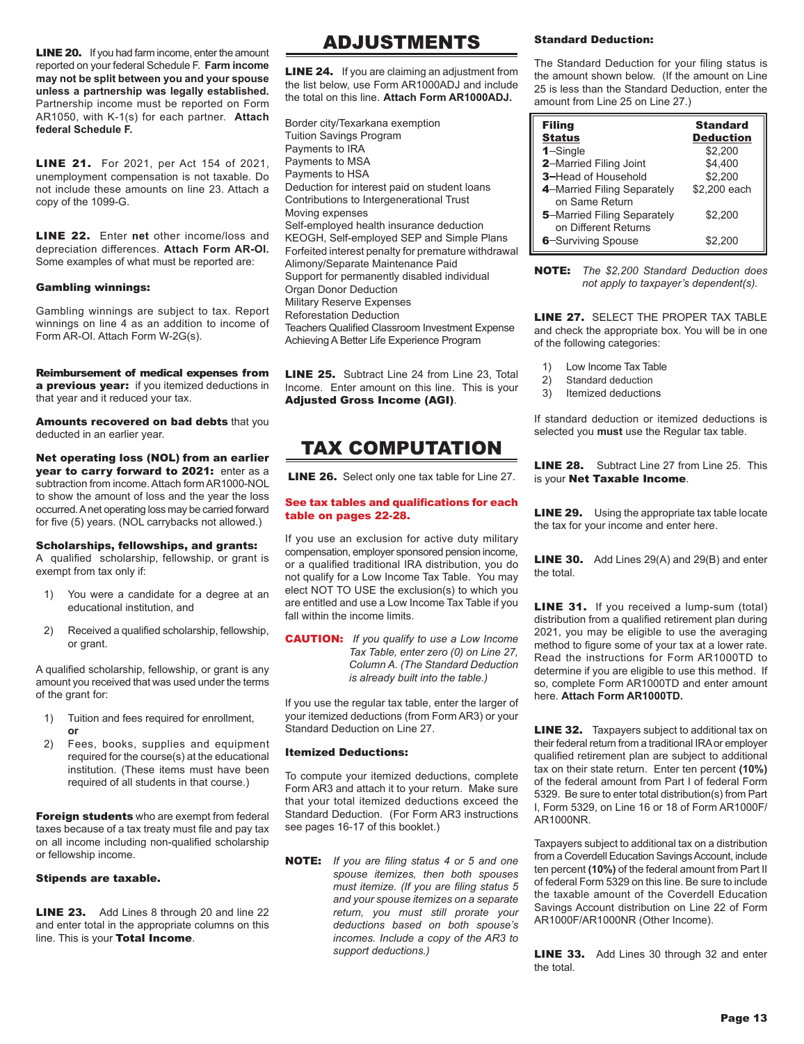**LINE 20.** If you had farm income, enter the amount reported on your federal Schedule F. **Farm income may not be split between you and your spouse unless a partnership was legally established.** Partnership income must be reported on Form AR1050, with K-1(s) for each partner. **Attach federal Schedule F.**

**LINE 21.** For 2021, per Act 154 of 2021, unemployment compensation is not taxable. Do not include these amounts on line 23. Attach a copy of the 1099-G.

**LINE 22.** Enter **net** other income/loss and depreciation differences. **Attach Form AR-OI.** Some examples of what must be reported are:

**Gambling winnings:**

Gambling winnings are subject to tax. Report winnings on line 4 as an addition to income of Form AR-OI. Attach Form W-2G(s).

**Reimbursement of medical expenses from a previous year:** if you itemized deductions in that year and it reduced your tax.

**Amounts recovered on bad debts** that you deducted in an earlier year.

**Net operating loss (NOL) from an earlier year to carry forward to 2021:** enter as a subtraction from income. Attach form AR1000-NOL to show the amount of loss and the year the loss occurred. A net operating loss may be carried forward for five (5) years. (NOL carrybacks not allowed.)

**Scholarships, fellowships, and grants:** A qualified scholarship, fellowship, or grant is exempt from tax only if:

1) You were a candidate for a degree at an educational institution, and
2) Received a qualified scholarship, fellowship, or grant.

A qualified scholarship, fellowship, or grant is any amount you received that was used under the terms of the grant for:

1) Tuition and fees required for enrollment, **or**
2) Fees, books, supplies and equipment required for the course(s) at the educational institution. (These items must have been required of all students in that course.)

**Foreign students** who are exempt from federal taxes because of a tax treaty must file and pay tax on all income including non-qualified scholarship or fellowship income.

**Stipends are taxable.**

**LINE 23.** Add Lines 8 through 20 and line 22 and enter total in the appropriate columns on this line. This is your **Total Income**.

# ADJUSTMENTS

**LINE 24.** If you are claiming an adjustment from the list below, use Form AR1000ADJ and include the total on this line. **Attach Form AR1000ADJ.**

Border city/Texarkana exemption
Tuition Savings Program
Payments to IRA
Payments to MSA
Payments to HSA
Deduction for interest paid on student loans
Contributions to Intergenerational Trust
Moving expenses
Self-employed health insurance deduction
KEOGH, Self-employed SEP and Simple Plans
Forfeited interest penalty for premature withdrawal
Alimony/Separate Maintenance Paid
Support for permanently disabled individual
Organ Donor Deduction
Military Reserve Expenses
Reforestation Deduction
Teachers Qualified Classroom Investment Expense
Achieving A Better Life Experience Program

**LINE 25.** Subtract Line 24 from Line 23, Total Income. Enter amount on this line. This is your **Adjusted Gross Income (AGI)**.

# TAX COMPUTATION

**LINE 26.** Select only one tax table for Line 27.

**See tax tables and qualifications for each table on pages 22-28.**

If you use an exclusion for active duty military compensation, employer sponsored pension income, or a qualified traditional IRA distribution, you do not qualify for a Low Income Tax Table. You may elect NOT TO USE the exclusion(s) to which you are entitled and use a Low Income Tax Table if you fall within the income limits.

**CAUTION:** *If you qualify to use a Low Income Tax Table, enter zero (0) on Line 27, Column A. (The Standard Deduction is already built into the table.)*

If you use the regular tax table, enter the larger of your itemized deductions (from Form AR3) or your Standard Deduction on Line 27.

**Itemized Deductions:**

To compute your itemized deductions, complete Form AR3 and attach it to your return. Make sure that your total itemized deductions exceed the Standard Deduction. (For Form AR3 instructions see pages 16-17 of this booklet.)

**NOTE:** *If you are filing status 4 or 5 and one spouse itemizes, then both spouses must itemize. (If you are filing status 5 and your spouse itemizes on a separate return, you must still prorate your deductions based on both spouse's incomes. Include a copy of the AR3 to support deductions.)*

**Standard Deduction:**

The Standard Deduction for your filing status is the amount shown below. (If the amount on Line 25 is less than the Standard Deduction, enter the amount from Line 25 on Line 27.)

| Filing Status | Standard Deduction |
|---|---|
| **1**–Single | $2,200 |
| **2**–Married Filing Joint | $4,400 |
| **3**–Head of Household | $2,200 |
| **4**–Married Filing Separately on Same Return | $2,200 each |
| **5**–Married Filing Separately on Different Returns | $2,200 |
| **6**–Surviving Spouse | $2,200 |

**NOTE:** *The $2,200 Standard Deduction does not apply to taxpayer's dependent(s).*

**LINE 27.** SELECT THE PROPER TAX TABLE and check the appropriate box. You will be in one of the following categories:

1) Low Income Tax Table
2) Standard deduction
3) Itemized deductions

If standard deduction or itemized deductions is selected you **must** use the Regular tax table.

**LINE 28.** Subtract Line 27 from Line 25. This is your **Net Taxable Income**.

**LINE 29.** Using the appropriate tax table locate the tax for your income and enter here.

**LINE 30.** Add Lines 29(A) and 29(B) and enter the total.

**LINE 31.** If you received a lump-sum (total) distribution from a qualified retirement plan during 2021, you may be eligible to use the averaging method to figure some of your tax at a lower rate. Read the instructions for Form AR1000TD to determine if you are eligible to use this method. If so, complete Form AR1000TD and enter amount here. **Attach Form AR1000TD.**

**LINE 32.** Taxpayers subject to additional tax on their federal return from a traditional IRA or employer qualified retirement plan are subject to additional tax on their state return. Enter ten percent **(10%)** of the federal amount from Part I of federal Form 5329. Be sure to enter total distribution(s) from Part I, Form 5329, on Line 16 or 18 of Form AR1000F/AR1000NR.

Taxpayers subject to additional tax on a distribution from a Coverdell Education Savings Account, include ten percent **(10%)** of the federal amount from Part II of federal Form 5329 on this line. Be sure to include the taxable amount of the Coverdell Education Savings Account distribution on Line 22 of Form AR1000F/AR1000NR (Other Income).

**LINE 33.** Add Lines 30 through 32 and enter the total.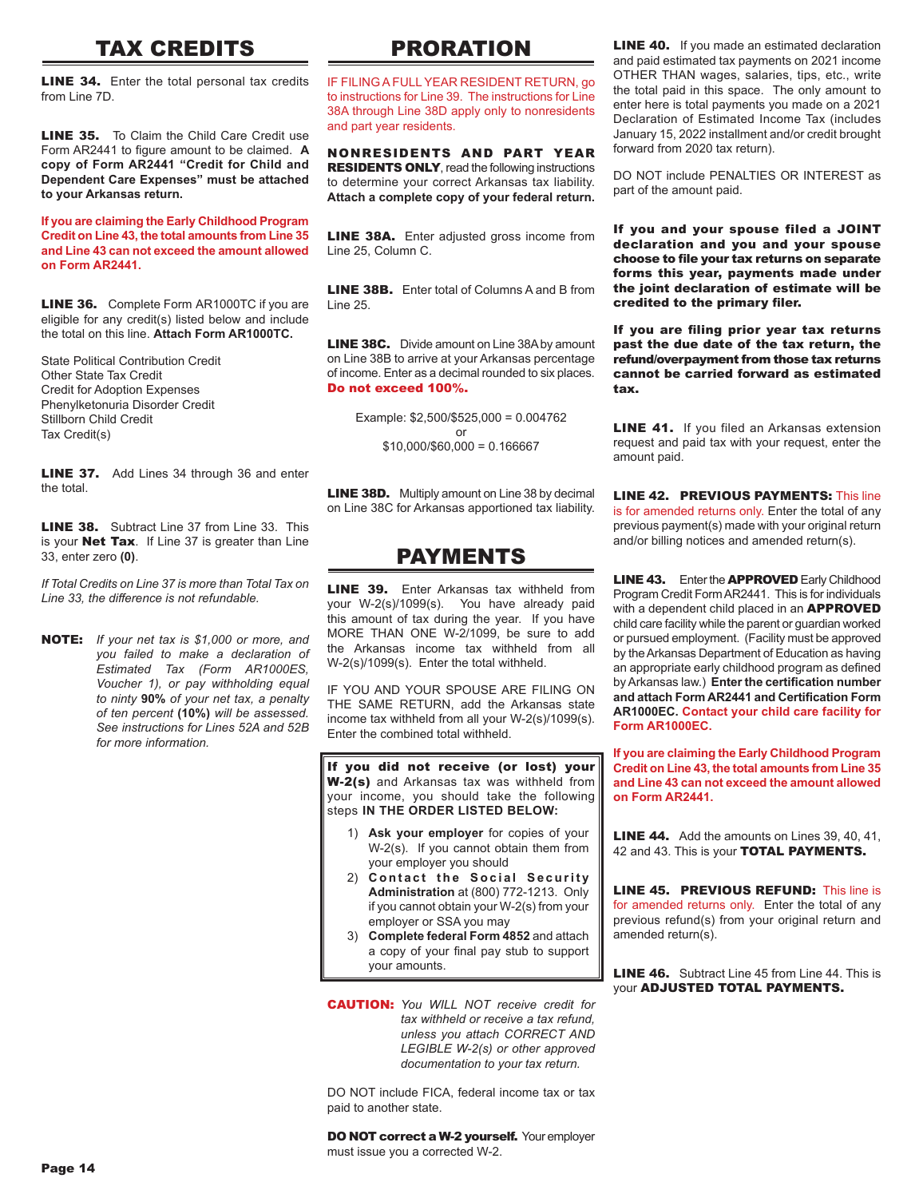# TAX CREDITS

**LINE 34.** Enter the total personal tax credits from Line 7D.

**LINE 35.** To Claim the Child Care Credit use Form AR2441 to figure amount to be claimed. **A copy of Form AR2441 "Credit for Child and Dependent Care Expenses" must be attached to your Arkansas return.**

**If you are claiming the Early Childhood Program Credit on Line 43, the total amounts from Line 35 and Line 43 can not exceed the amount allowed on Form AR2441.**

**LINE 36.** Complete Form AR1000TC if you are eligible for any credit(s) listed below and include the total on this line. **Attach Form AR1000TC.**

State Political Contribution Credit
Other State Tax Credit
Credit for Adoption Expenses
Phenylketonuria Disorder Credit
Stillborn Child Credit
Tax Credit(s)

**LINE 37.** Add Lines 34 through 36 and enter the total.

**LINE 38.** Subtract Line 37 from Line 33. This is your **Net Tax**. If Line 37 is greater than Line 33, enter zero **(0)**.

*If Total Credits on Line 37 is more than Total Tax on Line 33, the difference is not refundable.*

**NOTE:** *If your net tax is $1,000 or more, and you failed to make a declaration of Estimated Tax (Form AR1000ES, Voucher 1), or pay withholding equal to ninty* ***90%*** *of your net tax, a penalty of ten percent* ***(10%)*** *will be assessed. See instructions for Lines 52A and 52B for more information.*

# PRORATION

IF FILING A FULL YEAR RESIDENT RETURN, go to instructions for Line 39. The instructions for Line 38A through Line 38D apply only to nonresidents and part year residents.

**NONRESIDENTS AND PART YEAR RESIDENTS ONLY**, read the following instructions to determine your correct Arkansas tax liability. **Attach a complete copy of your federal return.**

**LINE 38A.** Enter adjusted gross income from Line 25, Column C.

**LINE 38B.** Enter total of Columns A and B from Line 25.

**LINE 38C.** Divide amount on Line 38A by amount on Line 38B to arrive at your Arkansas percentage of income. Enter as a decimal rounded to six places. **Do not exceed 100%.**

Example: $2,500/$525,000 = 0.004762
or
$10,000/$60,000 = 0.166667

**LINE 38D.** Multiply amount on Line 38 by decimal on Line 38C for Arkansas apportioned tax liability.

# PAYMENTS

**LINE 39.** Enter Arkansas tax withheld from your W-2(s)/1099(s). You have already paid this amount of tax during the year. If you have MORE THAN ONE W-2/1099, be sure to add the Arkansas income tax withheld from all W-2(s)/1099(s). Enter the total withheld.

IF YOU AND YOUR SPOUSE ARE FILING ON THE SAME RETURN, add the Arkansas state income tax withheld from all your W-2(s)/1099(s). Enter the combined total withheld.

**If you did not receive (or lost) your W-2(s)** and Arkansas tax was withheld from your income, you should take the following steps **IN THE ORDER LISTED BELOW:**

1) **Ask your employer** for copies of your W-2(s). If you cannot obtain them from your employer you should
2) **Contact the Social Security Administration** at (800) 772-1213. Only if you cannot obtain your W-2(s) from your employer or SSA you may
3) **Complete federal Form 4852** and attach a copy of your final pay stub to support your amounts.

**CAUTION:** *You WILL NOT receive credit for tax withheld or receive a tax refund, unless you attach CORRECT AND LEGIBLE W-2(s) or other approved documentation to your tax return.*

DO NOT include FICA, federal income tax or tax paid to another state.

**DO NOT correct a W-2 yourself.** Your employer must issue you a corrected W-2.

**LINE 40.** If you made an estimated declaration and paid estimated tax payments on 2021 income OTHER THAN wages, salaries, tips, etc., write the total paid in this space. The only amount to enter here is total payments you made on a 2021 Declaration of Estimated Income Tax (includes January 15, 2022 installment and/or credit brought forward from 2020 tax return).

DO NOT include PENALTIES OR INTEREST as part of the amount paid.

**If you and your spouse filed a JOINT declaration and you and your spouse choose to file your tax returns on separate forms this year, payments made under the joint declaration of estimate will be credited to the primary filer.**

**If you are filing prior year tax returns past the due date of the tax return, the refund/overpayment from those tax returns cannot be carried forward as estimated tax.**

**LINE 41.** If you filed an Arkansas extension request and paid tax with your request, enter the amount paid.

**LINE 42. PREVIOUS PAYMENTS:** This line is for amended returns only. Enter the total of any previous payment(s) made with your original return and/or billing notices and amended return(s).

**LINE 43.** Enter the **APPROVED** Early Childhood Program Credit Form AR2441. This is for individuals with a dependent child placed in an **APPROVED** child care facility while the parent or guardian worked or pursued employment. (Facility must be approved by the Arkansas Department of Education as having an appropriate early childhood program as defined by Arkansas law.) **Enter the certification number and attach Form AR2441 and Certification Form AR1000EC. Contact your child care facility for Form AR1000EC.**

**If you are claiming the Early Childhood Program Credit on Line 43, the total amounts from Line 35 and Line 43 can not exceed the amount allowed on Form AR2441.**

**LINE 44.** Add the amounts on Lines 39, 40, 41, 42 and 43. This is your **TOTAL PAYMENTS.**

**LINE 45. PREVIOUS REFUND:** This line is for amended returns only. Enter the total of any previous refund(s) from your original return and amended return(s).

**LINE 46.** Subtract Line 45 from Line 44. This is your **ADJUSTED TOTAL PAYMENTS.**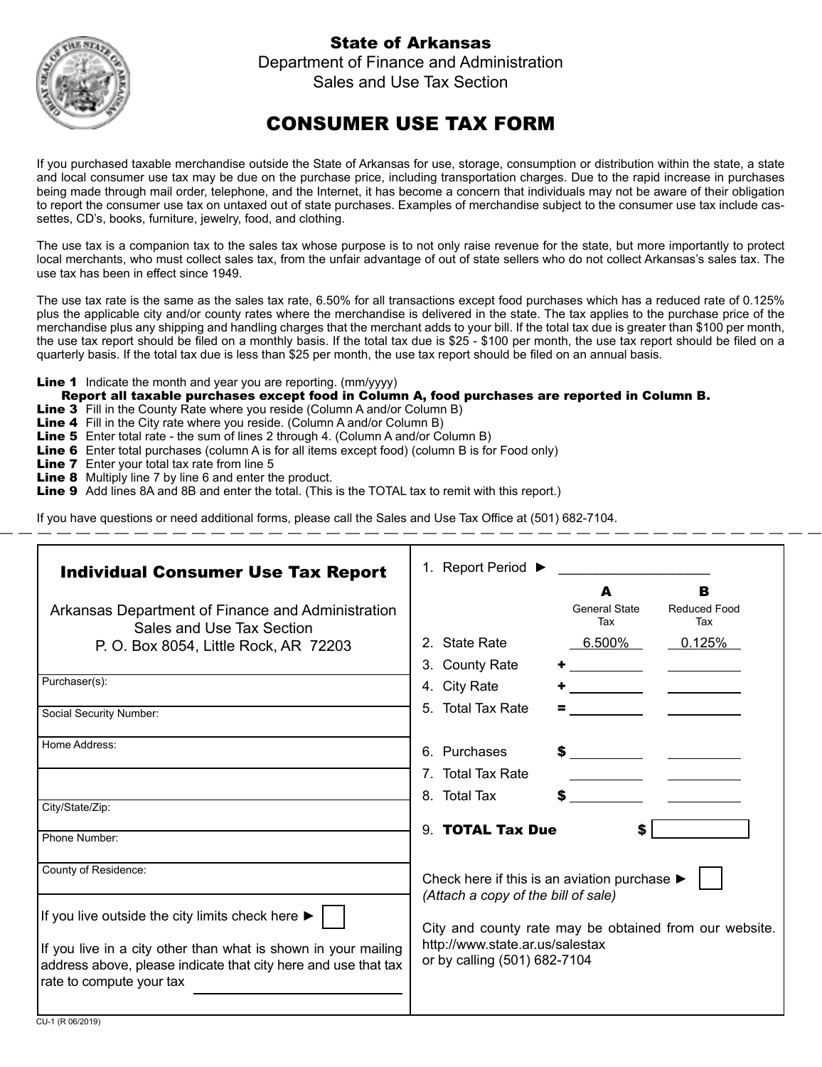# State of Arkansas

Department of Finance and Administration
Sales and Use Tax Section

## CONSUMER USE TAX FORM

If you purchased taxable merchandise outside the State of Arkansas for use, storage, consumption or distribution within the state, a state and local consumer use tax may be due on the purchase price, including transportation charges. Due to the rapid increase in purchases being made through mail order, telephone, and the Internet, it has become a concern that individuals may not be aware of their obligation to report the consumer use tax on untaxed out of state purchases. Examples of merchandise subject to the consumer use tax include cassettes, CD's, books, furniture, jewelry, food, and clothing.

The use tax is a companion tax to the sales tax whose purpose is to not only raise revenue for the state, but more importantly to protect local merchants, who must collect sales tax, from the unfair advantage of out of state sellers who do not collect Arkansas's sales tax. The use tax has been in effect since 1949.

The use tax rate is the same as the sales tax rate, 6.50% for all transactions except food purchases which has a reduced rate of 0.125% plus the applicable city and/or county rates where the merchandise is delivered in the state. The tax applies to the purchase price of the merchandise plus any shipping and handling charges that the merchant adds to your bill. If the total tax due is greater than $100 per month, the use tax report should be filed on a monthly basis. If the total tax due is $25 - $100 per month, the use tax report should be filed on a quarterly basis. If the total tax due is less than $25 per month, the use tax report should be filed on an annual basis.

**Line 1** Indicate the month and year you are reporting. (mm/yyyy)
**Report all taxable purchases except food in Column A, food purchases are reported in Column B.**
**Line 3** Fill in the County Rate where you reside (Column A and/or Column B)
**Line 4** Fill in the City rate where you reside. (Column A and/or Column B)
**Line 5** Enter total rate - the sum of lines 2 through 4. (Column A and/or Column B)
**Line 6** Enter total purchases (column A is for all items except food) (column B is for Food only)
**Line 7** Enter your total tax rate from line 5
**Line 8** Multiply line 7 by line 6 and enter the product.
**Line 9** Add lines 8A and 8B and enter the total. (This is the TOTAL tax to remit with this report.)

If you have questions or need additional forms, please call the Sales and Use Tax Office at (501) 682-7104.

---

### Individual Consumer Use Tax Report

Arkansas Department of Finance and Administration
Sales and Use Tax Section
P. O. Box 8054, Little Rock, AR 72203

Purchaser(s):

Social Security Number:

Home Address:

City/State/Zip:

Phone Number:

County of Residence:

If you live outside the city limits check here ► ☐

If you live in a city other than what is shown in your mailing address above, please indicate that city here and use that tax rate to compute your tax ____________

1. Report Period ► ____________________

| | | A<br>General State Tax | B<br>Reduced Food Tax |
|---|---|---|---|
| 2. State Rate | | 6.500% | 0.125% |
| 3. County Rate | + | | |
| 4. City Rate | + | | |
| 5. Total Tax Rate | = | | |
| 6. Purchases | $ | | |
| 7. Total Tax Rate | | | |
| 8. Total Tax | $ | | |

9. **TOTAL Tax Due** $ ____________

Check here if this is an aviation purchase ► ☐
*(Attach a copy of the bill of sale)*

City and county rate may be obtained from our website. http://www.state.ar.us/salestax or by calling (501) 682-7104

CU-1 (R 06/2019)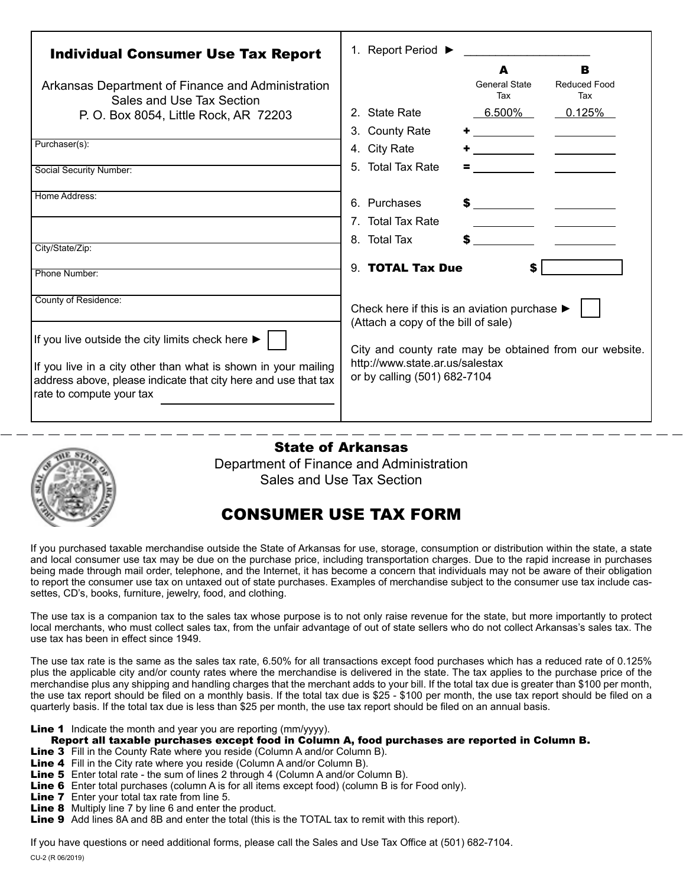## Individual Consumer Use Tax Report

Arkansas Department of Finance and Administration
Sales and Use Tax Section
P. O. Box 8054, Little Rock, AR 72203

Purchaser(s):

Social Security Number:

Home Address:

City/State/Zip:

Phone Number:

County of Residence:

If you live outside the city limits check here ► ☐

If you live in a city other than what is shown in your mailing address above, please indicate that city here and use that tax rate to compute your tax \_\_\_\_\_\_\_\_\_\_\_\_

1. Report Period ► \_\_\_\_\_\_\_\_\_\_\_\_

| | | A General State Tax | B Reduced Food Tax |
|---|---|---|---|
| 2. State Rate | | 6.500% | 0.125% |
| 3. County Rate | + | | |
| 4. City Rate | + | | |
| 5. Total Tax Rate | = | | |
| 6. Purchases | $ | | |
| 7. Total Tax Rate | | | |
| 8. Total Tax | $ | | |
| 9. **TOTAL Tax Due** | $ | | |

Check here if this is an aviation purchase ► ☐
(Attach a copy of the bill of sale)

City and county rate may be obtained from our website.
http://www.state.ar.us/salestax
or by calling (501) 682-7104

---

## State of Arkansas

Department of Finance and Administration
Sales and Use Tax Section

# CONSUMER USE TAX FORM

If you purchased taxable merchandise outside the State of Arkansas for use, storage, consumption or distribution within the state, a state and local consumer use tax may be due on the purchase price, including transportation charges. Due to the rapid increase in purchases being made through mail order, telephone, and the Internet, it has become a concern that individuals may not be aware of their obligation to report the consumer use tax on untaxed out of state purchases. Examples of merchandise subject to the consumer use tax include cassettes, CD's, books, furniture, jewelry, food, and clothing.

The use tax is a companion tax to the sales tax whose purpose is to not only raise revenue for the state, but more importantly to protect local merchants, who must collect sales tax, from the unfair advantage of out of state sellers who do not collect Arkansas's sales tax. The use tax has been in effect since 1949.

The use tax rate is the same as the sales tax rate, 6.50% for all transactions except food purchases which has a reduced rate of 0.125% plus the applicable city and/or county rates where the merchandise is delivered in the state. The tax applies to the purchase price of the merchandise plus any shipping and handling charges that the merchant adds to your bill. If the total tax due is greater than $100 per month, the use tax report should be filed on a monthly basis. If the total tax due is $25 - $100 per month, the use tax report should be filed on a quarterly basis. If the total tax due is less than $25 per month, the use tax report should be filed on an annual basis.

**Line 1** Indicate the month and year you are reporting (mm/yyyy).

**Report all taxable purchases except food in Column A, food purchases are reported in Column B.**

**Line 3** Fill in the County Rate where you reside (Column A and/or Column B).
**Line 4** Fill in the City rate where you reside (Column A and/or Column B).
**Line 5** Enter total rate - the sum of lines 2 through 4 (Column A and/or Column B).
**Line 6** Enter total purchases (column A is for all items except food) (column B is for Food only).
**Line 7** Enter your total tax rate from line 5.
**Line 8** Multiply line 7 by line 6 and enter the product.
**Line 9** Add lines 8A and 8B and enter the total (this is the TOTAL tax to remit with this report).

If you have questions or need additional forms, please call the Sales and Use Tax Office at (501) 682-7104.

CU-2 (R 06/2019)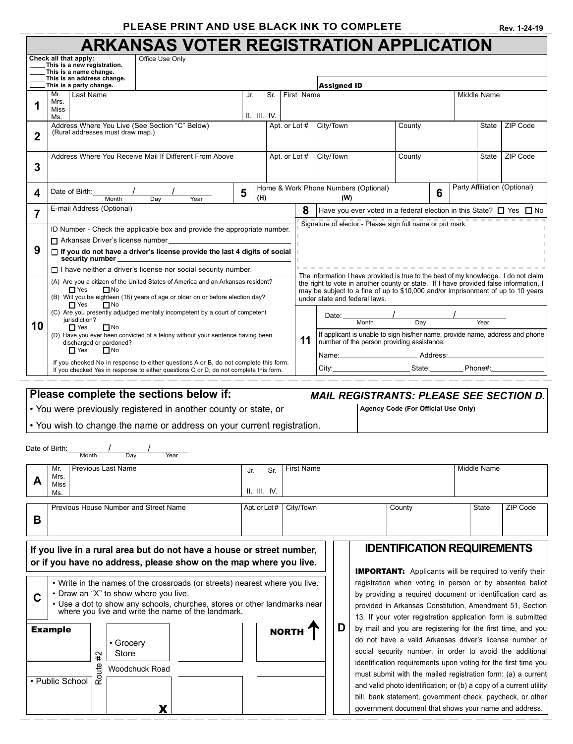PLEASE PRINT AND USE BLACK INK TO COMPLETE

Rev. 1-24-19

# ARKANSAS VOTER REGISTRATION APPLICATION

**Check all that apply:**
- ____ **This is a new registration.**
- ____ **This is a name change.**
- ____ **This is an address change.**
- ____ **This is a party change.**

Office Use Only

**Assigned ID**

| | | | | | |
|---|---|---|---|---|---|
| **1** | Mr. Mrs. Miss Ms. | Last Name | Jr. Sr. II. III. IV. | First Name | Middle Name |

| | | | | | | |
|---|---|---|---|---|---|---|
| **2** | Address Where You Live (See Section "C" Below) (Rural addresses must draw map.) | Apt. or Lot # | City/Town | County | State | ZIP Code |
| **3** | Address Where You Receive Mail If Different From Above | Apt. or Lot # | City/Town | County | State | ZIP Code |

**4** Date of Birth: ______ / ______ / ______ (Month / Day / Year)

**5** Home & Work Phone Numbers (Optional) (H) (W)

**6** Party Affiliation (Optional)

**7** E-mail Address (Optional)

**8** Have you ever voted in a federal election in this State? ☐ Yes ☐ No

**9** ID Number - Check the applicable box and provide the appropriate number.
- ☐ Arkansas Driver's license number ____________
- ☐ **If you do not have a driver's license provide the last 4 digits of social security number** ____________
- ☐ I have neither a driver's license nor social security number.

Signature of elector - Please sign full name or put mark.

The information I have provided is true to the best of my knowledge. I do not claim the right to vote in another county or state. If I have provided false information, I may be subject to a fine of up to $10,000 and/or imprisonment of up to 10 years under state and federal laws.

**10**
- (A) Are you a citizen of the United States of America and an Arkansas resident? ☐ Yes ☐ No
- (B) Will you be eighteen (18) years of age or older on or before election day? ☐ Yes ☐ No
- (C) Are you presently adjudged mentally incompetent by a court of competent jurisdiction? ☐ Yes ☐ No
- (D) Have you ever been convicted of a felony without your sentence having been discharged or pardoned? ☐ Yes ☐ No

If you checked No in response to either questions A or B, do not complete this form.
If you checked Yes in response to either questions C or D, do not complete this form.

**11** Date: ______ / ______ / ______ (Month / Day / Year)

If applicant is unable to sign his/her name, provide name, address and phone number of the person providing assistance:

Name: ____________ Address: ____________

City: ____________ State: ________ Phone#: ____________

---

## Please complete the sections below if:

*MAIL REGISTRANTS: PLEASE SEE SECTION D.*

- You were previously registered in another county or state, or
- You wish to change the name or address on your current registration.

**Agency Code (For Official Use Only)**

Date of Birth: ______ / ______ / ______ (Month / Day / Year)

| | | | | | |
|---|---|---|---|---|---|
| **A** | Mr. Mrs. Miss Ms. | Previous Last Name | Jr. Sr. II. III. IV. | First Name | Middle Name |

| | | | | | | |
|---|---|---|---|---|---|---|
| **B** | Previous House Number and Street Name | Apt. or Lot # | City/Town | County | State | ZIP Code |

**If you live in a rural area but do not have a house or street number, or if you have no address, please show on the map where you live.**

**C**
- Write in the names of the crossroads (or streets) nearest where you live.
- Draw an "X" to show where you live.
- Use a dot to show any schools, churches, stores or other landmarks near where you live and write the name of the landmark.

**Example** — • Grocery Store, Route #2, Woodchuck Road, • Public School, X

**NORTH ↑**

**D**

### IDENTIFICATION REQUIREMENTS

**IMPORTANT:** Applicants will be required to verify their registration when voting in person or by absentee ballot by providing a required document or identification card as provided in Arkansas Constitution, Amendment 51, Section 13. If your voter registration application form is submitted by mail and you are registering for the first time, and you do not have a valid Arkansas driver's license number or social security number, in order to avoid the additional identification requirements upon voting for the first time you must submit with the mailed registration form: (a) a current and valid photo identification; or (b) a copy of a current utility bill, bank statement, government check, paycheck, or other government document that shows your name and address.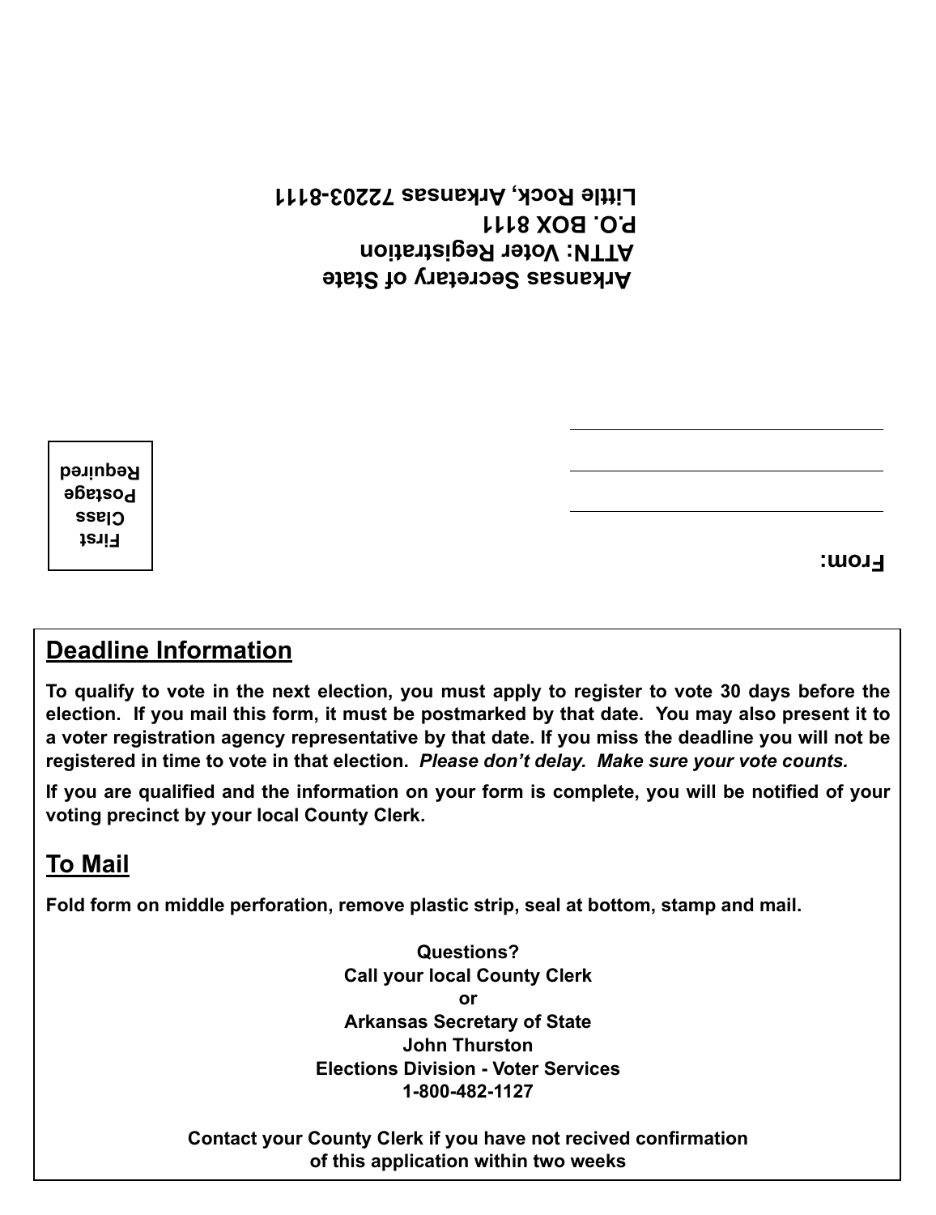Arkansas Secretary of State
ATTN: Voter Registration
P.O. BOX 8111
Little Rock, Arkansas 72203-8111

From:

First Class Postage Required

## Deadline Information

**To qualify to vote in the next election, you must apply to register to vote 30 days before the election. If you mail this form, it must be postmarked by that date. You may also present it to a voter registration agency representative by that date. If you miss the deadline you will not be registered in time to vote in that election.** ***Please don't delay. Make sure your vote counts.***

**If you are qualified and the information on your form is complete, you will be notified of your voting precinct by your local County Clerk.**

## To Mail

**Fold form on middle perforation, remove plastic strip, seal at bottom, stamp and mail.**

**Questions?**
**Call your local County Clerk**
**or**
**Arkansas Secretary of State**
**John Thurston**
**Elections Division - Voter Services**
**1-800-482-1127**

**Contact your County Clerk if you have not recived confirmation of this application within two weeks**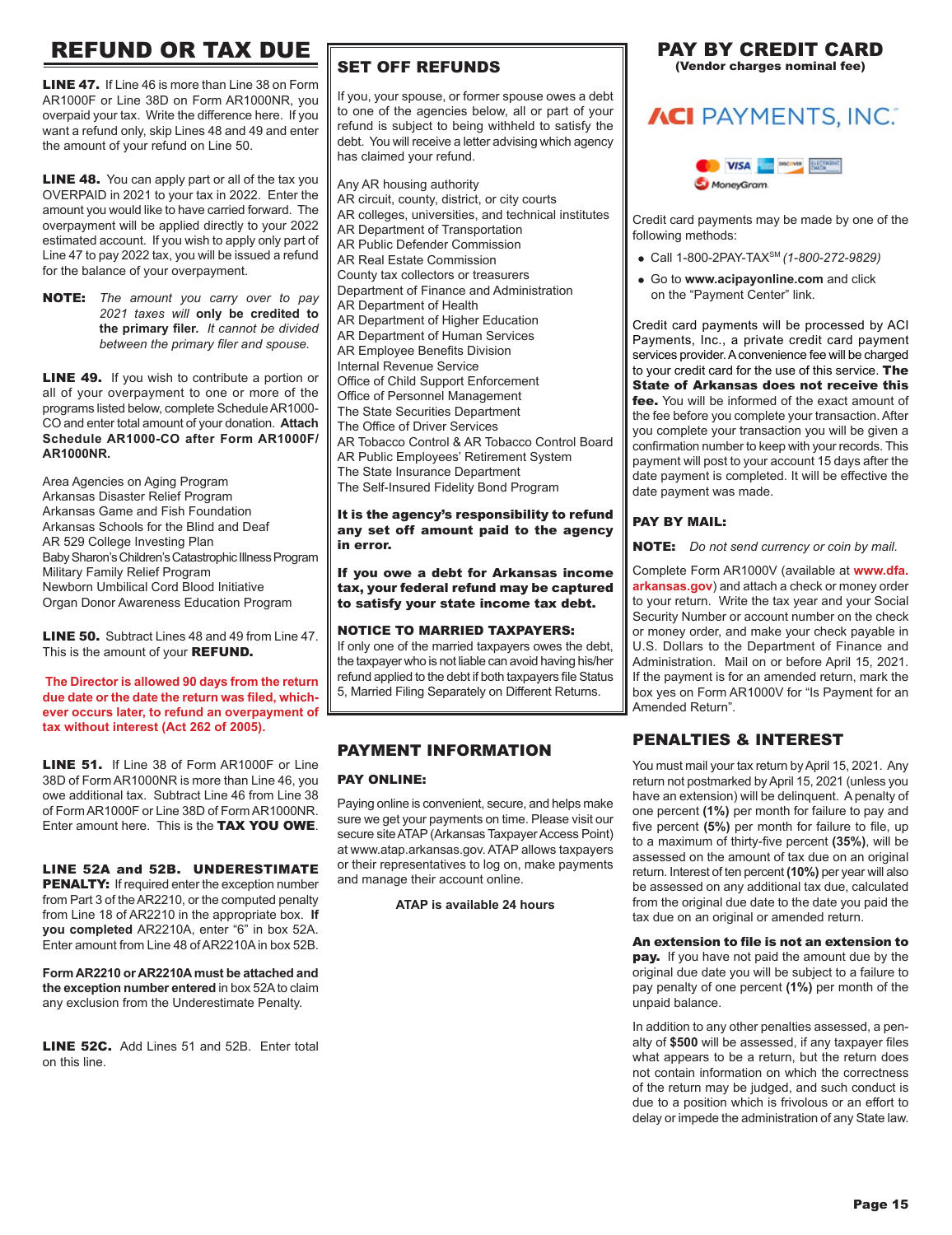# REFUND OR TAX DUE

**LINE 47.** If Line 46 is more than Line 38 on Form AR1000F or Line 38D on Form AR1000NR, you overpaid your tax. Write the difference here. If you want a refund only, skip Lines 48 and 49 and enter the amount of your refund on Line 50.

**LINE 48.** You can apply part or all of the tax you OVERPAID in 2021 to your tax in 2022. Enter the amount you would like to have carried forward. The overpayment will be applied directly to your 2022 estimated account. If you wish to apply only part of Line 47 to pay 2022 tax, you will be issued a refund for the balance of your overpayment.

**NOTE:** *The amount you carry over to pay 2021 taxes will* ***only be credited to the primary filer.*** *It cannot be divided between the primary filer and spouse.*

**LINE 49.** If you wish to contribute a portion or all of your overpayment to one or more of the programs listed below, complete Schedule AR1000-CO and enter total amount of your donation. **Attach Schedule AR1000-CO after Form AR1000F/ AR1000NR.**

Area Agencies on Aging Program
Arkansas Disaster Relief Program
Arkansas Game and Fish Foundation
Arkansas Schools for the Blind and Deaf
AR 529 College Investing Plan
Baby Sharon's Children's Catastrophic Illness Program
Military Family Relief Program
Newborn Umbilical Cord Blood Initiative
Organ Donor Awareness Education Program

**LINE 50.** Subtract Lines 48 and 49 from Line 47. This is the amount of your **REFUND.**

**The Director is allowed 90 days from the return due date or the date the return was filed, whichever occurs later, to refund an overpayment of tax without interest (Act 262 of 2005).**

**LINE 51.** If Line 38 of Form AR1000F or Line 38D of Form AR1000NR is more than Line 46, you owe additional tax. Subtract Line 46 from Line 38 of Form AR1000F or Line 38D of Form AR1000NR. Enter amount here. This is the **TAX YOU OWE**.

**LINE 52A and 52B. UNDERESTIMATE PENALTY:** If required enter the exception number from Part 3 of the AR2210, or the computed penalty from Line 18 of AR2210 in the appropriate box. **If you completed** AR2210A, enter "6" in box 52A. Enter amount from Line 48 of AR2210A in box 52B.

**Form AR2210 or AR2210A must be attached and the exception number entered** in box 52A to claim any exclusion from the Underestimate Penalty.

**LINE 52C.** Add Lines 51 and 52B. Enter total on this line.

## SET OFF REFUNDS

If you, your spouse, or former spouse owes a debt to one of the agencies below, all or part of your refund is subject to being withheld to satisfy the debt. You will receive a letter advising which agency has claimed your refund.

Any AR housing authority
AR circuit, county, district, or city courts
AR colleges, universities, and technical institutes
AR Department of Transportation
AR Public Defender Commission
AR Real Estate Commission
County tax collectors or treasurers
Department of Finance and Administration
AR Department of Health
AR Department of Higher Education
AR Department of Human Services
AR Employee Benefits Division
Internal Revenue Service
Office of Child Support Enforcement
Office of Personnel Management
The State Securities Department
The Office of Driver Services
AR Tobacco Control & AR Tobacco Control Board
AR Public Employees' Retirement System
The State Insurance Department
The Self-Insured Fidelity Bond Program

**It is the agency's responsibility to refund any set off amount paid to the agency in error.**

**If you owe a debt for Arkansas income tax, your federal refund may be captured to satisfy your state income tax debt.**

**NOTICE TO MARRIED TAXPAYERS:**
If only one of the married taxpayers owes the debt, the taxpayer who is not liable can avoid having his/her refund applied to the debt if both taxpayers file Status 5, Married Filing Separately on Different Returns.

## PAYMENT INFORMATION

**PAY ONLINE:**

Paying online is convenient, secure, and helps make sure we get your payments on time. Please visit our secure site ATAP (Arkansas Taxpayer Access Point) at www.atap.arkansas.gov. ATAP allows taxpayers or their representatives to log on, make payments and manage their account online.

**ATAP is available 24 hours**

## PAY BY CREDIT CARD
**(Vendor charges nominal fee)**

ACI PAYMENTS, INC.

Credit card payments may be made by one of the following methods:

- Call 1-800-2PAY-TAX[SM] *(1-800-272-9829)*
- Go to **www.acipayonline.com** and click on the "Payment Center" link.

Credit card payments will be processed by ACI Payments, Inc., a private credit card payment services provider. A convenience fee will be charged to your credit card for the use of this service. **The State of Arkansas does not receive this fee.** You will be informed of the exact amount of the fee before you complete your transaction. After you complete your transaction you will be given a confirmation number to keep with your records. This payment will post to your account 15 days after the date payment is completed. It will be effective the date payment was made.

**PAY BY MAIL:**

**NOTE:** *Do not send currency or coin by mail.*

Complete Form AR1000V (available at **www.dfa.arkansas.gov**) and attach a check or money order to your return. Write the tax year and your Social Security Number or account number on the check or money order, and make your check payable in U.S. Dollars to the Department of Finance and Administration. Mail on or before April 15, 2021. If the payment is for an amended return, mark the box yes on Form AR1000V for "Is Payment for an Amended Return".

## PENALTIES & INTEREST

You must mail your tax return by April 15, 2021. Any return not postmarked by April 15, 2021 (unless you have an extension) will be delinquent. A penalty of one percent **(1%)** per month for failure to pay and five percent **(5%)** per month for failure to file, up to a maximum of thirty-five percent **(35%)**, will be assessed on the amount of tax due on an original return. Interest of ten percent **(10%)** per year will also be assessed on any additional tax due, calculated from the original due date to the date you paid the tax due on an original or amended return.

**An extension to file is not an extension to pay.** If you have not paid the amount due by the original due date you will be subject to a failure to pay penalty of one percent **(1%)** per month of the unpaid balance.

In addition to any other penalties assessed, a penalty of **$500** will be assessed, if any taxpayer files what appears to be a return, but the return does not contain information on which the correctness of the return may be judged, and such conduct is due to a position which is frivolous or an effort to delay or impede the administration of any State law.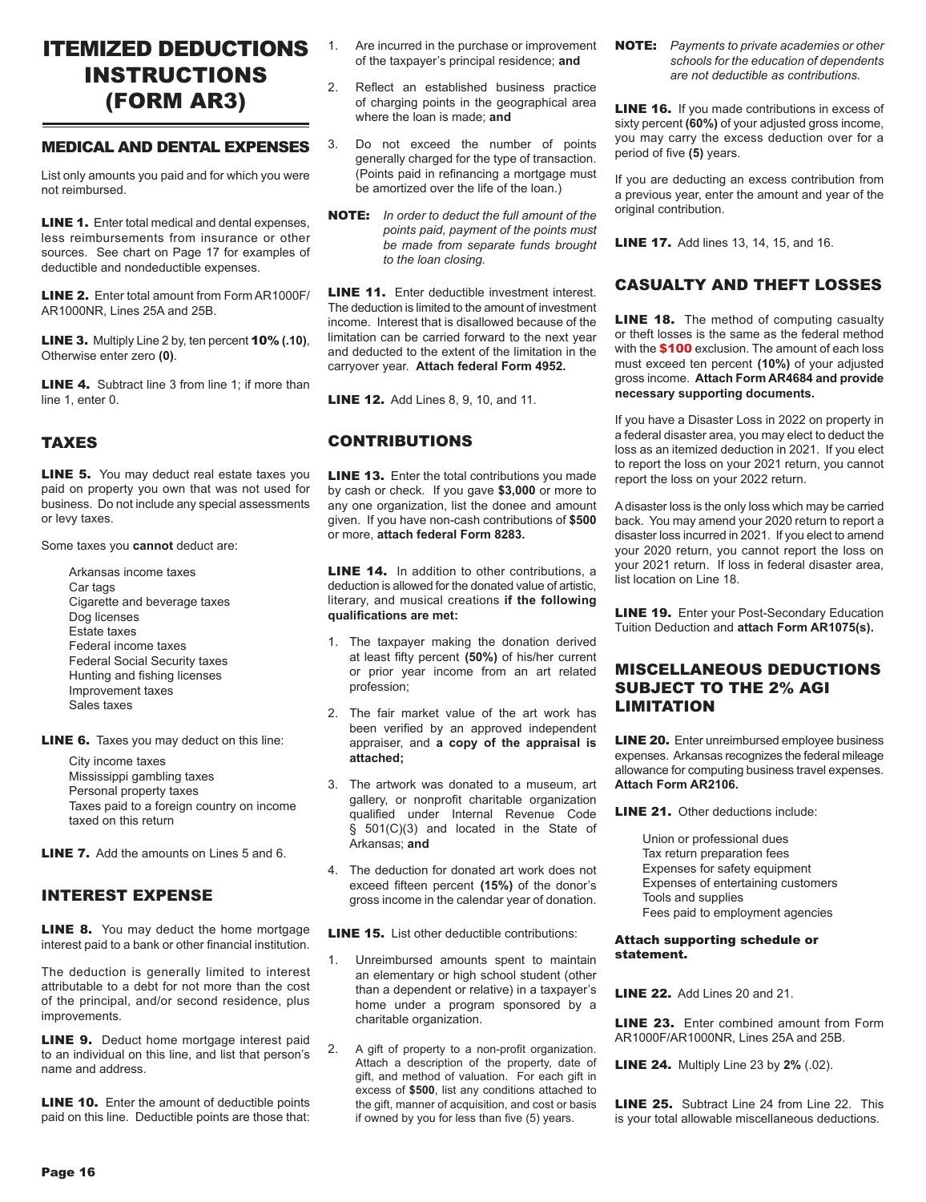# ITEMIZED DEDUCTIONS INSTRUCTIONS (FORM AR3)

## MEDICAL AND DENTAL EXPENSES

List only amounts you paid and for which you were not reimbursed.

**LINE 1.** Enter total medical and dental expenses, less reimbursements from insurance or other sources. See chart on Page 17 for examples of deductible and nondeductible expenses.

**LINE 2.** Enter total amount from Form AR1000F/AR1000NR, Lines 25A and 25B.

**LINE 3.** Multiply Line 2 by, ten percent **10% (.10)**, Otherwise enter zero **(0)**.

**LINE 4.** Subtract line 3 from line 1; if more than line 1, enter 0.

## TAXES

**LINE 5.** You may deduct real estate taxes you paid on property you own that was not used for business. Do not include any special assessments or levy taxes.

Some taxes you **cannot** deduct are:

- Arkansas income taxes
- Car tags
- Cigarette and beverage taxes
- Dog licenses
- Estate taxes
- Federal income taxes
- Federal Social Security taxes
- Hunting and fishing licenses
- Improvement taxes
- Sales taxes

**LINE 6.** Taxes you may deduct on this line:

- City income taxes
- Mississippi gambling taxes
- Personal property taxes
- Taxes paid to a foreign country on income taxed on this return

**LINE 7.** Add the amounts on Lines 5 and 6.

## INTEREST EXPENSE

**LINE 8.** You may deduct the home mortgage interest paid to a bank or other financial institution.

The deduction is generally limited to interest attributable to a debt for not more than the cost of the principal, and/or second residence, plus improvements.

**LINE 9.** Deduct home mortgage interest paid to an individual on this line, and list that person's name and address.

**LINE 10.** Enter the amount of deductible points paid on this line. Deductible points are those that:

1. Are incurred in the purchase or improvement of the taxpayer's principal residence; **and**
2. Reflect an established business practice of charging points in the geographical area where the loan is made; **and**
3. Do not exceed the number of points generally charged for the type of transaction. (Points paid in refinancing a mortgage must be amortized over the life of the loan.)

**NOTE:** *In order to deduct the full amount of the points paid, payment of the points must be made from separate funds brought to the loan closing.*

**LINE 11.** Enter deductible investment interest. The deduction is limited to the amount of investment income. Interest that is disallowed because of the limitation can be carried forward to the next year and deducted to the extent of the limitation in the carryover year. **Attach federal Form 4952.**

**LINE 12.** Add Lines 8, 9, 10, and 11.

## CONTRIBUTIONS

**LINE 13.** Enter the total contributions you made by cash or check. If you gave **$3,000** or more to any one organization, list the donee and amount given. If you have non-cash contributions of **$500** or more, **attach federal Form 8283.**

**LINE 14.** In addition to other contributions, a deduction is allowed for the donated value of artistic, literary, and musical creations **if the following qualifications are met:**

1. The taxpayer making the donation derived at least fifty percent **(50%)** of his/her current or prior year income from an art related profession;
2. The fair market value of the art work has been verified by an approved independent appraiser, and **a copy of the appraisal is attached;**
3. The artwork was donated to a museum, art gallery, or nonprofit charitable organization qualified under Internal Revenue Code § 501(C)(3) and located in the State of Arkansas; **and**
4. The deduction for donated art work does not exceed fifteen percent **(15%)** of the donor's gross income in the calendar year of donation.

**LINE 15.** List other deductible contributions:

1. Unreimbursed amounts spent to maintain an elementary or high school student (other than a dependent or relative) in a taxpayer's home under a program sponsored by a charitable organization.
2. A gift of property to a non-profit organization. Attach a description of the property, date of gift, and method of valuation. For each gift in excess of **$500**, list any conditions attached to the gift, manner of acquisition, and cost or basis if owned by you for less than five (5) years.

**NOTE:** *Payments to private academies or other schools for the education of dependents are not deductible as contributions.*

**LINE 16.** If you made contributions in excess of sixty percent **(60%)** of your adjusted gross income, you may carry the excess deduction over for a period of five **(5)** years.

If you are deducting an excess contribution from a previous year, enter the amount and year of the original contribution.

**LINE 17.** Add lines 13, 14, 15, and 16.

## CASUALTY AND THEFT LOSSES

**LINE 18.** The method of computing casualty or theft losses is the same as the federal method with the **$100** exclusion. The amount of each loss must exceed ten percent **(10%)** of your adjusted gross income. **Attach Form AR4684 and provide necessary supporting documents.**

If you have a Disaster Loss in 2022 on property in a federal disaster area, you may elect to deduct the loss as an itemized deduction in 2021. If you elect to report the loss on your 2021 return, you cannot report the loss on your 2022 return.

A disaster loss is the only loss which may be carried back. You may amend your 2020 return to report a disaster loss incurred in 2021. If you elect to amend your 2020 return, you cannot report the loss on your 2021 return. If loss in federal disaster area, list location on Line 18.

**LINE 19.** Enter your Post-Secondary Education Tuition Deduction and **attach Form AR1075(s).**

## MISCELLANEOUS DEDUCTIONS SUBJECT TO THE 2% AGI LIMITATION

**LINE 20.** Enter unreimbursed employee business expenses. Arkansas recognizes the federal mileage allowance for computing business travel expenses. **Attach Form AR2106.**

**LINE 21.** Other deductions include:

- Union or professional dues
- Tax return preparation fees
- Expenses for safety equipment
- Expenses of entertaining customers
- Tools and supplies
- Fees paid to employment agencies

**Attach supporting schedule or statement.**

**LINE 22.** Add Lines 20 and 21.

**LINE 23.** Enter combined amount from Form AR1000F/AR1000NR, Lines 25A and 25B.

**LINE 24.** Multiply Line 23 by **2%** (.02).

**LINE 25.** Subtract Line 24 from Line 22. This is your total allowable miscellaneous deductions.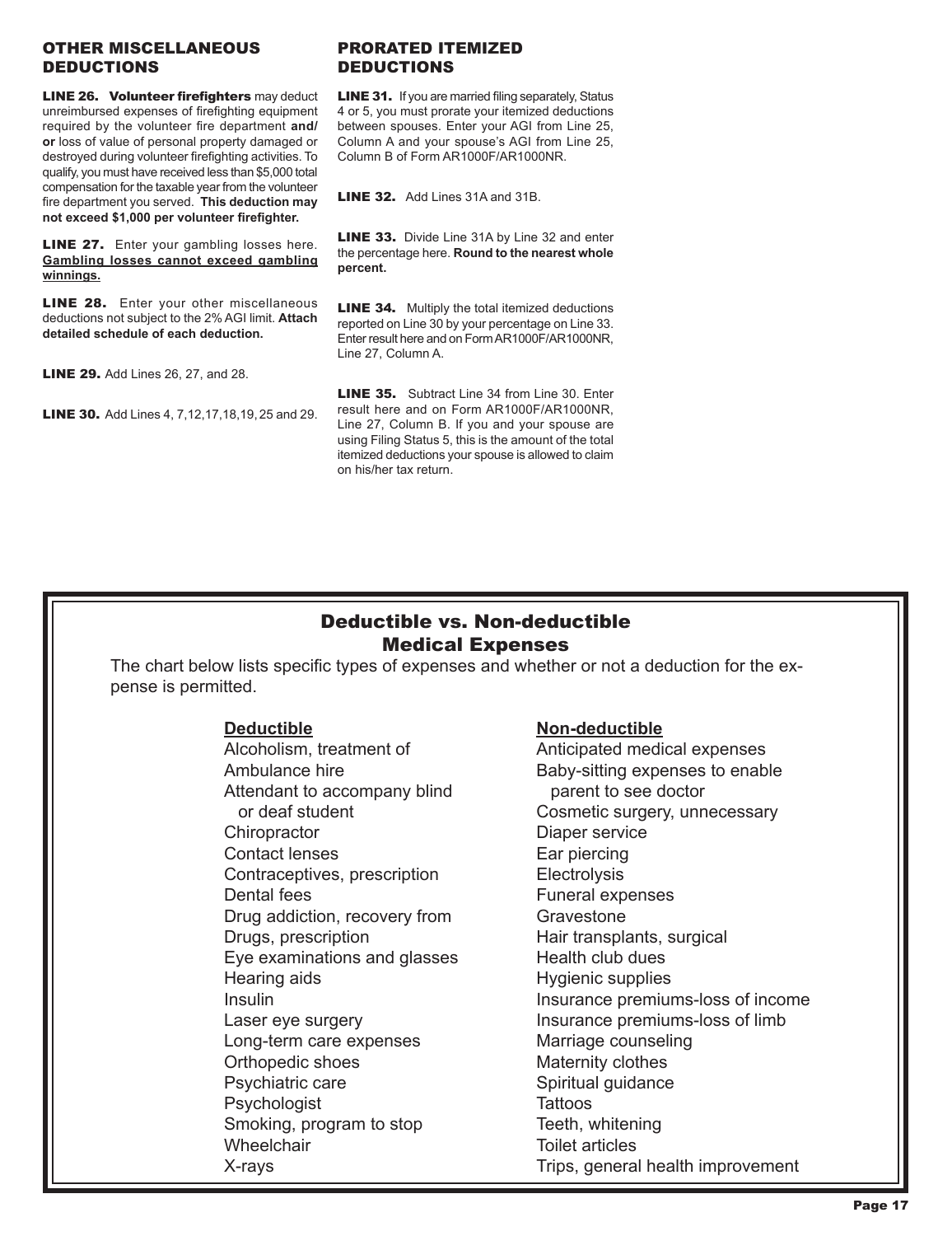## OTHER MISCELLANEOUS DEDUCTIONS

**LINE 26. Volunteer firefighters** may deduct unreimbursed expenses of firefighting equipment required by the volunteer fire department **and/or** loss of value of personal property damaged or destroyed during volunteer firefighting activities. To qualify, you must have received less than $5,000 total compensation for the taxable year from the volunteer fire department you served. **This deduction may not exceed $1,000 per volunteer firefighter.**

**LINE 27.** Enter your gambling losses here. **Gambling losses cannot exceed gambling winnings.**

**LINE 28.** Enter your other miscellaneous deductions not subject to the 2% AGI limit. **Attach detailed schedule of each deduction.**

**LINE 29.** Add Lines 26, 27, and 28.

**LINE 30.** Add Lines 4, 7,12,17,18,19, 25 and 29.

## PRORATED ITEMIZED DEDUCTIONS

**LINE 31.** If you are married filing separately, Status 4 or 5, you must prorate your itemized deductions between spouses. Enter your AGI from Line 25, Column A and your spouse's AGI from Line 25, Column B of Form AR1000F/AR1000NR.

**LINE 32.** Add Lines 31A and 31B.

**LINE 33.** Divide Line 31A by Line 32 and enter the percentage here. **Round to the nearest whole percent.**

**LINE 34.** Multiply the total itemized deductions reported on Line 30 by your percentage on Line 33. Enter result here and on Form AR1000F/AR1000NR, Line 27, Column A.

**LINE 35.** Subtract Line 34 from Line 30. Enter result here and on Form AR1000F/AR1000NR, Line 27, Column B. If you and your spouse are using Filing Status 5, this is the amount of the total itemized deductions your spouse is allowed to claim on his/her tax return.

## Deductible vs. Non-deductible Medical Expenses

The chart below lists specific types of expenses and whether or not a deduction for the expense is permitted.

| Deductible | Non-deductible |
|---|---|
| Alcoholism, treatment of | Anticipated medical expenses |
| Ambulance hire | Baby-sitting expenses to enable parent to see doctor |
| Attendant to accompany blind or deaf student | Cosmetic surgery, unnecessary |
| Chiropractor | Diaper service |
| Contact lenses | Ear piercing |
| Contraceptives, prescription | Electrolysis |
| Dental fees | Funeral expenses |
| Drug addiction, recovery from | Gravestone |
| Drugs, prescription | Hair transplants, surgical |
| Eye examinations and glasses | Health club dues |
| Hearing aids | Hygienic supplies |
| Insulin | Insurance premiums-loss of income |
| Laser eye surgery | Insurance premiums-loss of limb |
| Long-term care expenses | Marriage counseling |
| Orthopedic shoes | Maternity clothes |
| Psychiatric care | Spiritual guidance |
| Psychologist | Tattoos |
| Smoking, program to stop | Teeth, whitening |
| Wheelchair | Toilet articles |
| X-rays | Trips, general health improvement |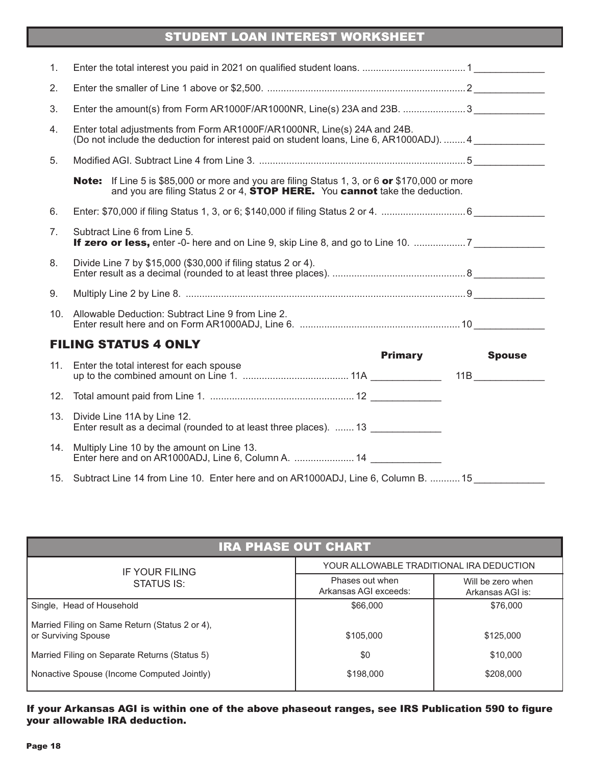## STUDENT LOAN INTEREST WORKSHEET

1. Enter the total interest you paid in 2021 on qualified student loans. ...................................... 1 _____________
2. Enter the smaller of Line 1 above or $2,500. ......................................................................... 2 _____________
3. Enter the amount(s) from Form AR1000F/AR1000NR, Line(s) 23A and 23B. ....................... 3 _____________
4. Enter total adjustments from Form AR1000F/AR1000NR, Line(s) 24A and 24B. (Do not include the deduction for interest paid on student loans, Line 6, AR1000ADJ). ........ 4 _____________
5. Modified AGI. Subtract Line 4 from Line 3. ............................................................................ 5 _____________

   **Note:** If Line 5 is $85,000 or more and you are filing Status 1, 3, or 6 **or** $170,000 or more and you are filing Status 2 or 4, **STOP HERE.** You **cannot** take the deduction.

6. Enter: $70,000 if filing Status 1, 3, or 6; $140,000 if filing Status 2 or 4. ............................... 6 _____________
7. Subtract Line 6 from Line 5. **If zero or less,** enter -0- here and on Line 9, skip Line 8, and go to Line 10. .................. 7 _____________
8. Divide Line 7 by $15,000 ($30,000 if filing status 2 or 4). Enter result as a decimal (rounded to at least three places). ................................................. 8 _____________
9. Multiply Line 2 by Line 8. ....................................................................................................... 9 _____________
10. Allowable Deduction: Subtract Line 9 from Line 2. Enter result here and on Form AR1000ADJ, Line 6. ........................................................... 10 _____________

### FILING STATUS 4 ONLY

| | | Primary | Spouse |
|---|---|---|---|
| 11. | Enter the total interest for each spouse up to the combined amount on Line 1. ....................................... | 11A _____________ | 11B _____________ |
| 12. | Total amount paid from Line 1. ..................................................... | 12 _____________ | |
| 13. | Divide Line 11A by Line 12. Enter result as a decimal (rounded to at least three places). ....... | 13 _____________ | |
| 14. | Multiply Line 10 by the amount on Line 13. Enter here and on AR1000ADJ, Line 6, Column A. ...................... | 14 _____________ | |

15. Subtract Line 14 from Line 10. Enter here and on AR1000ADJ, Line 6, Column B. ........... 15 _____________

## IRA PHASE OUT CHART

| IF YOUR FILING STATUS IS: | YOUR ALLOWABLE TRADITIONAL IRA DEDUCTION | |
|---|---|---|
| | Phases out when Arkansas AGI exceeds: | Will be zero when Arkansas AGI is: |
| Single, Head of Household | $66,000 | $76,000 |
| Married Filing on Same Return (Status 2 or 4), or Surviving Spouse | $105,000 | $125,000 |
| Married Filing on Separate Returns (Status 5) | $0 | $10,000 |
| Nonactive Spouse (Income Computed Jointly) | $198,000 | $208,000 |

**If your Arkansas AGI is within one of the above phaseout ranges, see IRS Publication 590 to figure your allowable IRA deduction.**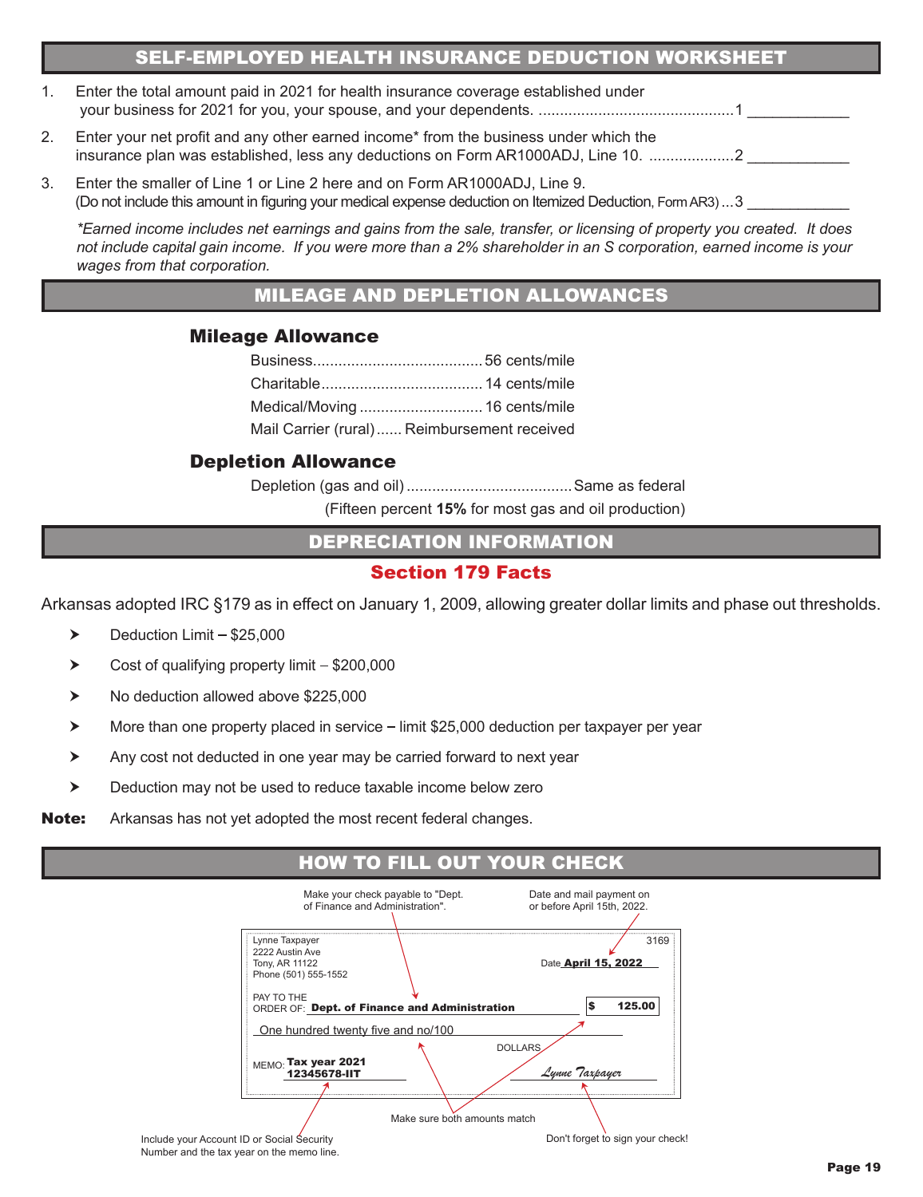## SELF-EMPLOYED HEALTH INSURANCE DEDUCTION WORKSHEET

1. Enter the total amount paid in 2021 for health insurance coverage established under your business for 2021 for you, your spouse, and your dependents. ............................................1 ____________
2. Enter your net profit and any other earned income* from the business under which the insurance plan was established, less any deductions on Form AR1000ADJ, Line 10. ....................2 ____________
3. Enter the smaller of Line 1 or Line 2 here and on Form AR1000ADJ, Line 9. (Do not include this amount in figuring your medical expense deduction on Itemized Deduction, Form AR3) ...3 ____________

*\*Earned income includes net earnings and gains from the sale, transfer, or licensing of property you created. It does not include capital gain income. If you were more than a 2% shareholder in an S corporation, earned income is your wages from that corporation.*

## MILEAGE AND DEPLETION ALLOWANCES

### Mileage Allowance

Business........................................56 cents/mile
Charitable......................................14 cents/mile
Medical/Moving.............................16 cents/mile
Mail Carrier (rural)...... Reimbursement received

### Depletion Allowance

Depletion (gas and oil).......................................Same as federal
(Fifteen percent **15%** for most gas and oil production)

## DEPRECIATION INFORMATION

### Section 179 Facts

Arkansas adopted IRC §179 as in effect on January 1, 2009, allowing greater dollar limits and phase out thresholds.

- Deduction Limit – $25,000
- Cost of qualifying property limit – $200,000
- No deduction allowed above $225,000
- More than one property placed in service – limit $25,000 deduction per taxpayer per year
- Any cost not deducted in one year may be carried forward to next year
- Deduction may not be used to reduce taxable income below zero

**Note:** Arkansas has not yet adopted the most recent federal changes.

## HOW TO FILL OUT YOUR CHECK

Make your check payable to "Dept. of Finance and Administration".

Date and mail payment on or before April 15th, 2022.

Lynne Taxpayer
2222 Austin Ave
Tony, AR 11122
Phone (501) 555-1552

3169

Date **April 15, 2022**

PAY TO THE ORDER OF: **Dept. of Finance and Administration** **$ 125.00**

One hundred twenty five and no/100 DOLLARS

MEMO: **Tax year 2021 12345678-IIT**

*Lynne Taxpayer*

Make sure both amounts match

Include your Account ID or Social Security Number and the tax year on the memo line.

Don't forget to sign your check!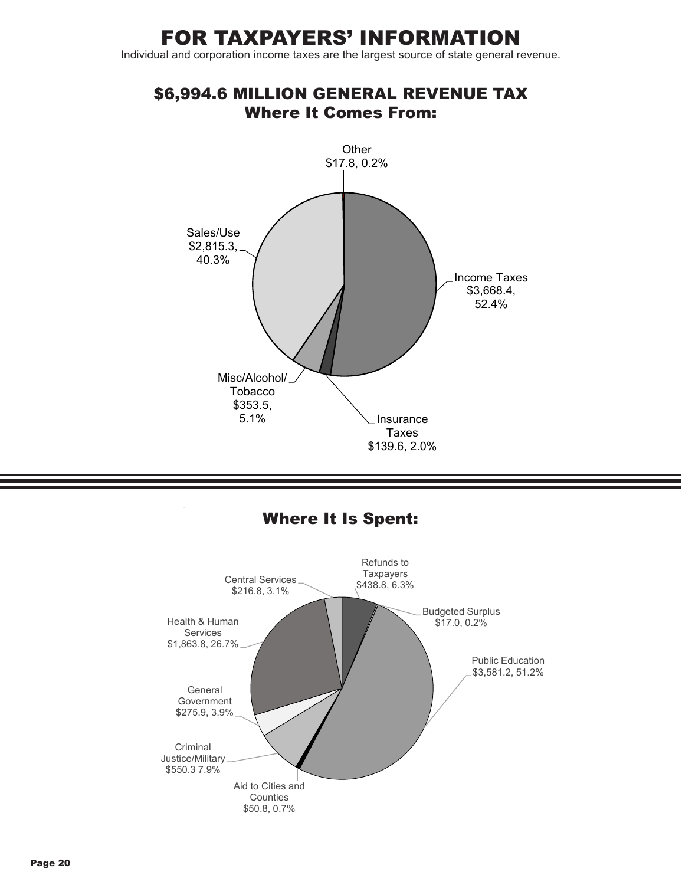# FOR TAXPAYERS' INFORMATION

Individual and corporation income taxes are the largest source of state general revenue.

## $6,994.6 MILLION GENERAL REVENUE TAX
## Where It Comes From:

Other
$17.8, 0.2%

Income Taxes
$3,668.4,
52.4%

Insurance
Taxes
$139.6, 2.0%

Misc/Alcohol/
Tobacco
$353.5,
5.1%

Sales/Use
$2,815.3,
40.3%

## Where It Is Spent:

Refunds to
Taxpayers
$438.8, 6.3%

Budgeted Surplus
$17.0, 0.2%

Public Education
$3,581.2, 51.2%

Aid to Cities and
Counties
$50.8, 0.7%

Criminal
Justice/Military
$550.3 7.9%

General
Government
$275.9, 3.9%

Health & Human
Services
$1,863.8, 26.7%

Central Services
$216.8, 3.1%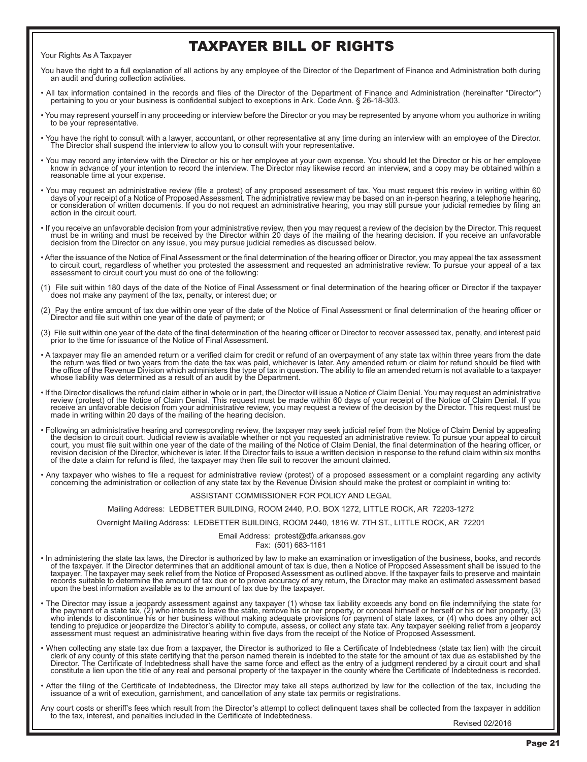# TAXPAYER BILL OF RIGHTS

Your Rights As A Taxpayer

You have the right to a full explanation of all actions by any employee of the Director of the Department of Finance and Administration both during an audit and during collection activities.

- All tax information contained in the records and files of the Director of the Department of Finance and Administration (hereinafter "Director") pertaining to you or your business is confidential subject to exceptions in Ark. Code Ann. § 26-18-303.
- You may represent yourself in any proceeding or interview before the Director or you may be represented by anyone whom you authorize in writing to be your representative.
- You have the right to consult with a lawyer, accountant, or other representative at any time during an interview with an employee of the Director. The Director shall suspend the interview to allow you to consult with your representative.
- You may record any interview with the Director or his or her employee at your own expense. You should let the Director or his or her employee know in advance of your intention to record the interview. The Director may likewise record an interview, and a copy may be obtained within a reasonable time at your expense.
- You may request an administrative review (file a protest) of any proposed assessment of tax. You must request this review in writing within 60 days of your receipt of a Notice of Proposed Assessment. The administrative review may be based on an in-person hearing, a telephone hearing, or consideration of written documents. If you do not request an administrative hearing, you may still pursue your judicial remedies by filing an action in the circuit court.
- If you receive an unfavorable decision from your administrative review, then you may request a review of the decision by the Director. This request must be in writing and must be received by the Director within 20 days of the mailing of the hearing decision. If you receive an unfavorable decision from the Director on any issue, you may pursue judicial remedies as discussed below.
- After the issuance of the Notice of Final Assessment or the final determination of the hearing officer or Director, you may appeal the tax assessment to circuit court, regardless of whether you protested the assessment and requested an administrative review. To pursue your appeal of a tax assessment to circuit court you must do one of the following:

(1) File suit within 180 days of the date of the Notice of Final Assessment or final determination of the hearing officer or Director if the taxpayer does not make any payment of the tax, penalty, or interest due; or

(2) Pay the entire amount of tax due within one year of the date of the Notice of Final Assessment or final determination of the hearing officer or Director and file suit within one year of the date of payment; or

(3) File suit within one year of the date of the final determination of the hearing officer or Director to recover assessed tax, penalty, and interest paid prior to the time for issuance of the Notice of Final Assessment.

- A taxpayer may file an amended return or a verified claim for credit or refund of an overpayment of any state tax within three years from the date the return was filed or two years from the date the tax was paid, whichever is later. Any amended return or claim for refund should be filed with the office of the Revenue Division which administers the type of tax in question. The ability to file an amended return is not available to a taxpayer whose liability was determined as a result of an audit by the Department.
- If the Director disallows the refund claim either in whole or in part, the Director will issue a Notice of Claim Denial. You may request an administrative review (protest) of the Notice of Claim Denial. This request must be made within 60 days of your receipt of the Notice of Claim Denial. If you receive an unfavorable decision from your administrative review, you may request a review of the decision by the Director. This request must be made in writing within 20 days of the mailing of the hearing decision.
- Following an administrative hearing and corresponding review, the taxpayer may seek judicial relief from the Notice of Claim Denial by appealing the decision to circuit court. Judicial review is available whether or not you requested an administrative review. To pursue your appeal to circuit court, you must file suit within one year of the date of the mailing of the Notice of Claim Denial, the final determination of the hearing officer, or revision decision of the Director, whichever is later. If the Director fails to issue a written decision in response to the refund claim within six months of the date a claim for refund is filed, the taxpayer may then file suit to recover the amount claimed.
- Any taxpayer who wishes to file a request for administrative review (protest) of a proposed assessment or a complaint regarding any activity concerning the administration or collection of any state tax by the Revenue Division should make the protest or complaint in writing to:

ASSISTANT COMMISSIONER FOR POLICY AND LEGAL

Mailing Address: LEDBETTER BUILDING, ROOM 2440, P.O. BOX 1272, LITTLE ROCK, AR 72203-1272

Overnight Mailing Address: LEDBETTER BUILDING, ROOM 2440, 1816 W. 7TH ST., LITTLE ROCK, AR 72201

Email Address: protest@dfa.arkansas.gov
Fax: (501) 683-1161

- In administering the state tax laws, the Director is authorized by law to make an examination or investigation of the business, books, and records of the taxpayer. If the Director determines that an additional amount of tax is due, then a Notice of Proposed Assessment shall be issued to the taxpayer. The taxpayer may seek relief from the Notice of Proposed Assessment as outlined above. If the taxpayer fails to preserve and maintain records suitable to determine the amount of tax due or to prove accuracy of any return, the Director may make an estimated assessment based upon the best information available as to the amount of tax due by the taxpayer.
- The Director may issue a jeopardy assessment against any taxpayer (1) whose tax liability exceeds any bond on file indemnifying the state for the payment of a state tax, (2) who intends to leave the state, remove his or her property, or conceal himself or herself or his or her property, (3) who intends to discontinue his or her business without making adequate provisions for payment of state taxes, or (4) who does any other act tending to prejudice or jeopardize the Director's ability to compute, assess, or collect any state tax. Any taxpayer seeking relief from a jeopardy assessment must request an administrative hearing within five days from the receipt of the Notice of Proposed Assessment.
- When collecting any state tax due from a taxpayer, the Director is authorized to file a Certificate of Indebtedness (state tax lien) with the circuit clerk of any county of this state certifying that the person named therein is indebted to the state for the amount of tax due as established by the Director. The Certificate of Indebtedness shall have the same force and effect as the entry of a judgment rendered by a circuit court and shall constitute a lien upon the title of any real and personal property of the taxpayer in the county where the Certificate of Indebtedness is recorded.
- After the filing of the Certificate of Indebtedness, the Director may take all steps authorized by law for the collection of the tax, including the issuance of a writ of execution, garnishment, and cancellation of any state tax permits or registrations.

Any court costs or sheriff's fees which result from the Director's attempt to collect delinquent taxes shall be collected from the taxpayer in addition to the tax, interest, and penalties included in the Certificate of Indebtedness.

Revised 02/2016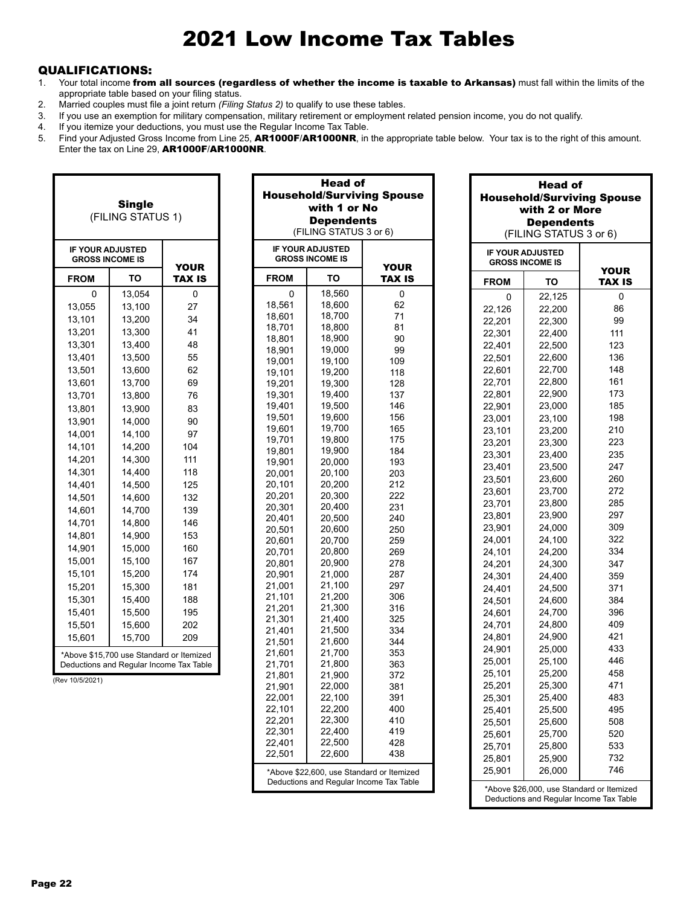# 2021 Low Income Tax Tables

## QUALIFICATIONS:

1. Your total income **from all sources (regardless of whether the income is taxable to Arkansas)** must fall within the limits of the appropriate table based on your filing status.
2. Married couples must file a joint return *(Filing Status 2)* to qualify to use these tables.
3. If you use an exemption for military compensation, military retirement or employment related pension income, you do not qualify.
4. If you itemize your deductions, you must use the Regular Income Tax Table.
5. Find your Adjusted Gross Income from Line 25, **AR1000F/AR1000NR**, in the appropriate table below. Your tax is to the right of this amount. Enter the tax on Line 29, **AR1000F/AR1000NR**.

### Single (FILING STATUS 1)

| IF YOUR ADJUSTED GROSS INCOME IS | | YOUR TAX IS |
|---|---|---|
| FROM | TO | |
| 0 | 13,054 | 0 |
| 13,055 | 13,100 | 27 |
| 13,101 | 13,200 | 34 |
| 13,201 | 13,300 | 41 |
| 13,301 | 13,400 | 48 |
| 13,401 | 13,500 | 55 |
| 13,501 | 13,600 | 62 |
| 13,601 | 13,700 | 69 |
| 13,701 | 13,800 | 76 |
| 13,801 | 13,900 | 83 |
| 13,901 | 14,000 | 90 |
| 14,001 | 14,100 | 97 |
| 14,101 | 14,200 | 104 |
| 14,201 | 14,300 | 111 |
| 14,301 | 14,400 | 118 |
| 14,401 | 14,500 | 125 |
| 14,501 | 14,600 | 132 |
| 14,601 | 14,700 | 139 |
| 14,701 | 14,800 | 146 |
| 14,801 | 14,900 | 153 |
| 14,901 | 15,000 | 160 |
| 15,001 | 15,100 | 167 |
| 15,101 | 15,200 | 174 |
| 15,201 | 15,300 | 181 |
| 15,301 | 15,400 | 188 |
| 15,401 | 15,500 | 195 |
| 15,501 | 15,600 | 202 |
| 15,601 | 15,700 | 209 |

*Above $15,700 use Standard or Itemized Deductions and Regular Income Tax Table

(Rev 10/5/2021)

### Head of Household/Surviving Spouse with 1 or No Dependents (FILING STATUS 3 or 6)

| IF YOUR ADJUSTED GROSS INCOME IS | | YOUR TAX IS |
|---|---|---|
| FROM | TO | |
| 0 | 18,560 | 0 |
| 18,561 | 18,600 | 62 |
| 18,601 | 18,700 | 71 |
| 18,701 | 18,800 | 81 |
| 18,801 | 18,900 | 90 |
| 18,901 | 19,000 | 99 |
| 19,001 | 19,100 | 109 |
| 19,101 | 19,200 | 118 |
| 19,201 | 19,300 | 128 |
| 19,301 | 19,400 | 137 |
| 19,401 | 19,500 | 146 |
| 19,501 | 19,600 | 156 |
| 19,601 | 19,700 | 165 |
| 19,701 | 19,800 | 175 |
| 19,801 | 19,900 | 184 |
| 19,901 | 20,000 | 193 |
| 20,001 | 20,100 | 203 |
| 20,101 | 20,200 | 212 |
| 20,201 | 20,300 | 222 |
| 20,301 | 20,400 | 231 |
| 20,401 | 20,500 | 240 |
| 20,501 | 20,600 | 250 |
| 20,601 | 20,700 | 259 |
| 20,701 | 20,800 | 269 |
| 20,801 | 20,900 | 278 |
| 20,901 | 21,000 | 287 |
| 21,001 | 21,100 | 297 |
| 21,101 | 21,200 | 306 |
| 21,201 | 21,300 | 316 |
| 21,301 | 21,400 | 325 |
| 21,401 | 21,500 | 334 |
| 21,501 | 21,600 | 344 |
| 21,601 | 21,700 | 353 |
| 21,701 | 21,800 | 363 |
| 21,801 | 21,900 | 372 |
| 21,901 | 22,000 | 381 |
| 22,001 | 22,100 | 391 |
| 22,101 | 22,200 | 400 |
| 22,201 | 22,300 | 410 |
| 22,301 | 22,400 | 419 |
| 22,401 | 22,500 | 428 |
| 22,501 | 22,600 | 438 |

*Above $22,600, use Standard or Itemized Deductions and Regular Income Tax Table

### Head of Household/Surviving Spouse with 2 or More Dependents (FILING STATUS 3 or 6)

| IF YOUR ADJUSTED GROSS INCOME IS | | YOUR TAX IS |
|---|---|---|
| FROM | TO | |
| 0 | 22,125 | 0 |
| 22,126 | 22,200 | 86 |
| 22,201 | 22,300 | 99 |
| 22,301 | 22,400 | 111 |
| 22,401 | 22,500 | 123 |
| 22,501 | 22,600 | 136 |
| 22,601 | 22,700 | 148 |
| 22,701 | 22,800 | 161 |
| 22,801 | 22,900 | 173 |
| 22,901 | 23,000 | 185 |
| 23,001 | 23,100 | 198 |
| 23,101 | 23,200 | 210 |
| 23,201 | 23,300 | 223 |
| 23,301 | 23,400 | 235 |
| 23,401 | 23,500 | 247 |
| 23,501 | 23,600 | 260 |
| 23,601 | 23,700 | 272 |
| 23,701 | 23,800 | 285 |
| 23,801 | 23,900 | 297 |
| 23,901 | 24,000 | 309 |
| 24,001 | 24,100 | 322 |
| 24,101 | 24,200 | 334 |
| 24,201 | 24,300 | 347 |
| 24,301 | 24,400 | 359 |
| 24,401 | 24,500 | 371 |
| 24,501 | 24,600 | 384 |
| 24,601 | 24,700 | 396 |
| 24,701 | 24,800 | 409 |
| 24,801 | 24,900 | 421 |
| 24,901 | 25,000 | 433 |
| 25,001 | 25,100 | 446 |
| 25,101 | 25,200 | 458 |
| 25,201 | 25,300 | 471 |
| 25,301 | 25,400 | 483 |
| 25,401 | 25,500 | 495 |
| 25,501 | 25,600 | 508 |
| 25,601 | 25,700 | 520 |
| 25,701 | 25,800 | 533 |
| 25,801 | 25,900 | 732 |
| 25,901 | 26,000 | 746 |

*Above $26,000, use Standard or Itemized Deductions and Regular Income Tax Table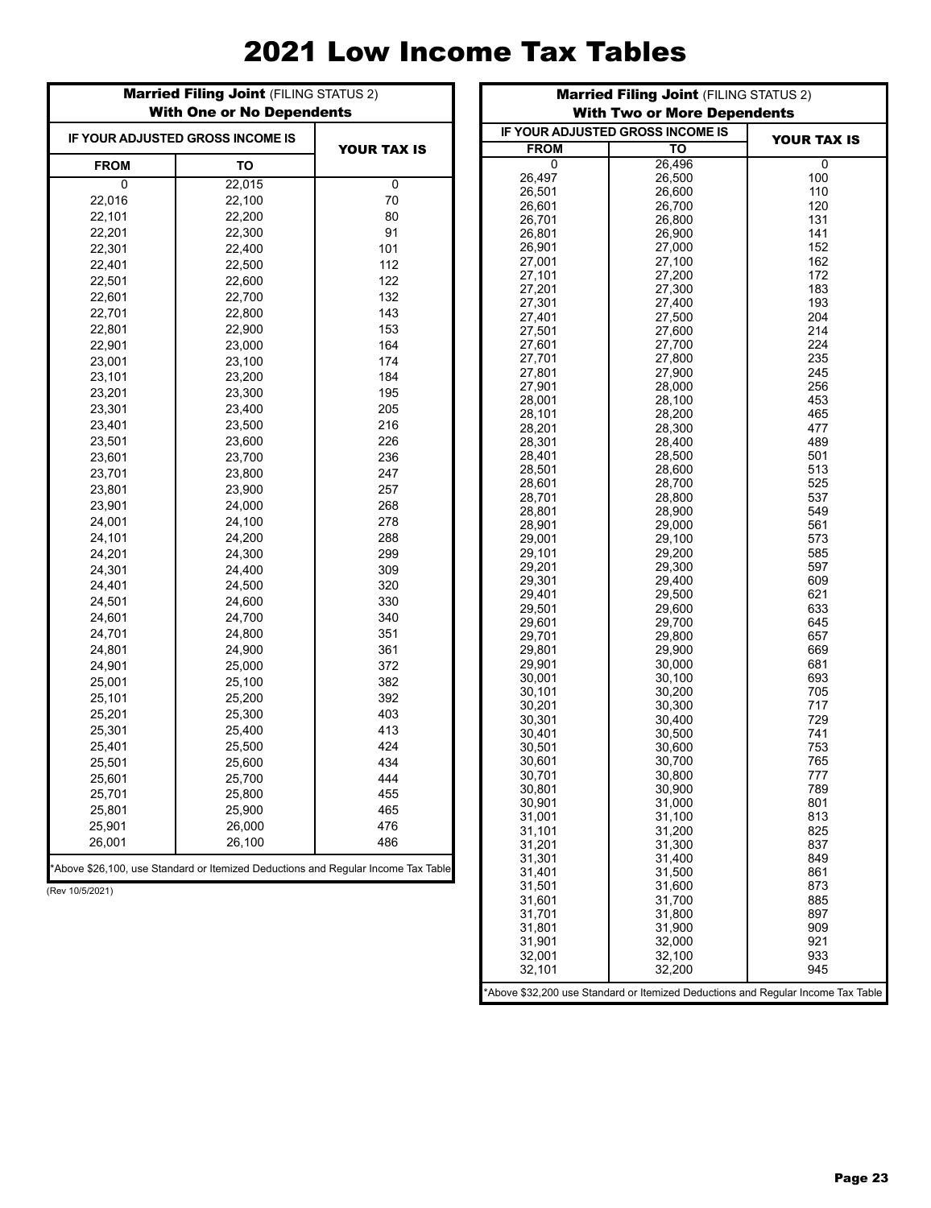# 2021 Low Income Tax Tables

## Married Filing Joint (FILING STATUS 2) With One or No Dependents

| IF YOUR ADJUSTED GROSS INCOME IS | | YOUR TAX IS |
|---|---|---|
| FROM | TO | |
| 0 | 22,015 | 0 |
| 22,016 | 22,100 | 70 |
| 22,101 | 22,200 | 80 |
| 22,201 | 22,300 | 91 |
| 22,301 | 22,400 | 101 |
| 22,401 | 22,500 | 112 |
| 22,501 | 22,600 | 122 |
| 22,601 | 22,700 | 132 |
| 22,701 | 22,800 | 143 |
| 22,801 | 22,900 | 153 |
| 22,901 | 23,000 | 164 |
| 23,001 | 23,100 | 174 |
| 23,101 | 23,200 | 184 |
| 23,201 | 23,300 | 195 |
| 23,301 | 23,400 | 205 |
| 23,401 | 23,500 | 216 |
| 23,501 | 23,600 | 226 |
| 23,601 | 23,700 | 236 |
| 23,701 | 23,800 | 247 |
| 23,801 | 23,900 | 257 |
| 23,901 | 24,000 | 268 |
| 24,001 | 24,100 | 278 |
| 24,101 | 24,200 | 288 |
| 24,201 | 24,300 | 299 |
| 24,301 | 24,400 | 309 |
| 24,401 | 24,500 | 320 |
| 24,501 | 24,600 | 330 |
| 24,601 | 24,700 | 340 |
| 24,701 | 24,800 | 351 |
| 24,801 | 24,900 | 361 |
| 24,901 | 25,000 | 372 |
| 25,001 | 25,100 | 382 |
| 25,101 | 25,200 | 392 |
| 25,201 | 25,300 | 403 |
| 25,301 | 25,400 | 413 |
| 25,401 | 25,500 | 424 |
| 25,501 | 25,600 | 434 |
| 25,601 | 25,700 | 444 |
| 25,701 | 25,800 | 455 |
| 25,801 | 25,900 | 465 |
| 25,901 | 26,000 | 476 |
| 26,001 | 26,100 | 486 |

*Above $26,100, use Standard or Itemized Deductions and Regular Income Tax Table

(Rev 10/5/2021)

## Married Filing Joint (FILING STATUS 2) With Two or More Dependents

| IF YOUR ADJUSTED GROSS INCOME IS | | YOUR TAX IS |
|---|---|---|
| FROM | TO | |
| 0 | 26,496 | 0 |
| 26,497 | 26,500 | 100 |
| 26,501 | 26,600 | 110 |
| 26,601 | 26,700 | 120 |
| 26,701 | 26,800 | 131 |
| 26,801 | 26,900 | 141 |
| 26,901 | 27,000 | 152 |
| 27,001 | 27,100 | 162 |
| 27,101 | 27,200 | 172 |
| 27,201 | 27,300 | 183 |
| 27,301 | 27,400 | 193 |
| 27,401 | 27,500 | 204 |
| 27,501 | 27,600 | 214 |
| 27,601 | 27,700 | 224 |
| 27,701 | 27,800 | 235 |
| 27,801 | 27,900 | 245 |
| 27,901 | 28,000 | 256 |
| 28,001 | 28,100 | 453 |
| 28,101 | 28,200 | 465 |
| 28,201 | 28,300 | 477 |
| 28,301 | 28,400 | 489 |
| 28,401 | 28,500 | 501 |
| 28,501 | 28,600 | 513 |
| 28,601 | 28,700 | 525 |
| 28,701 | 28,800 | 537 |
| 28,801 | 28,900 | 549 |
| 28,901 | 29,000 | 561 |
| 29,001 | 29,100 | 573 |
| 29,101 | 29,200 | 585 |
| 29,201 | 29,300 | 597 |
| 29,301 | 29,400 | 609 |
| 29,401 | 29,500 | 621 |
| 29,501 | 29,600 | 633 |
| 29,601 | 29,700 | 645 |
| 29,701 | 29,800 | 657 |
| 29,801 | 29,900 | 669 |
| 29,901 | 30,000 | 681 |
| 30,001 | 30,100 | 693 |
| 30,101 | 30,200 | 705 |
| 30,201 | 30,300 | 717 |
| 30,301 | 30,400 | 729 |
| 30,401 | 30,500 | 741 |
| 30,501 | 30,600 | 753 |
| 30,601 | 30,700 | 765 |
| 30,701 | 30,800 | 777 |
| 30,801 | 30,900 | 789 |
| 30,901 | 31,000 | 801 |
| 31,001 | 31,100 | 813 |
| 31,101 | 31,200 | 825 |
| 31,201 | 31,300 | 837 |
| 31,301 | 31,400 | 849 |
| 31,401 | 31,500 | 861 |
| 31,501 | 31,600 | 873 |
| 31,601 | 31,700 | 885 |
| 31,701 | 31,800 | 897 |
| 31,801 | 31,900 | 909 |
| 31,901 | 32,000 | 921 |
| 32,001 | 32,100 | 933 |
| 32,101 | 32,200 | 945 |

*Above $32,200 use Standard or Itemized Deductions and Regular Income Tax Table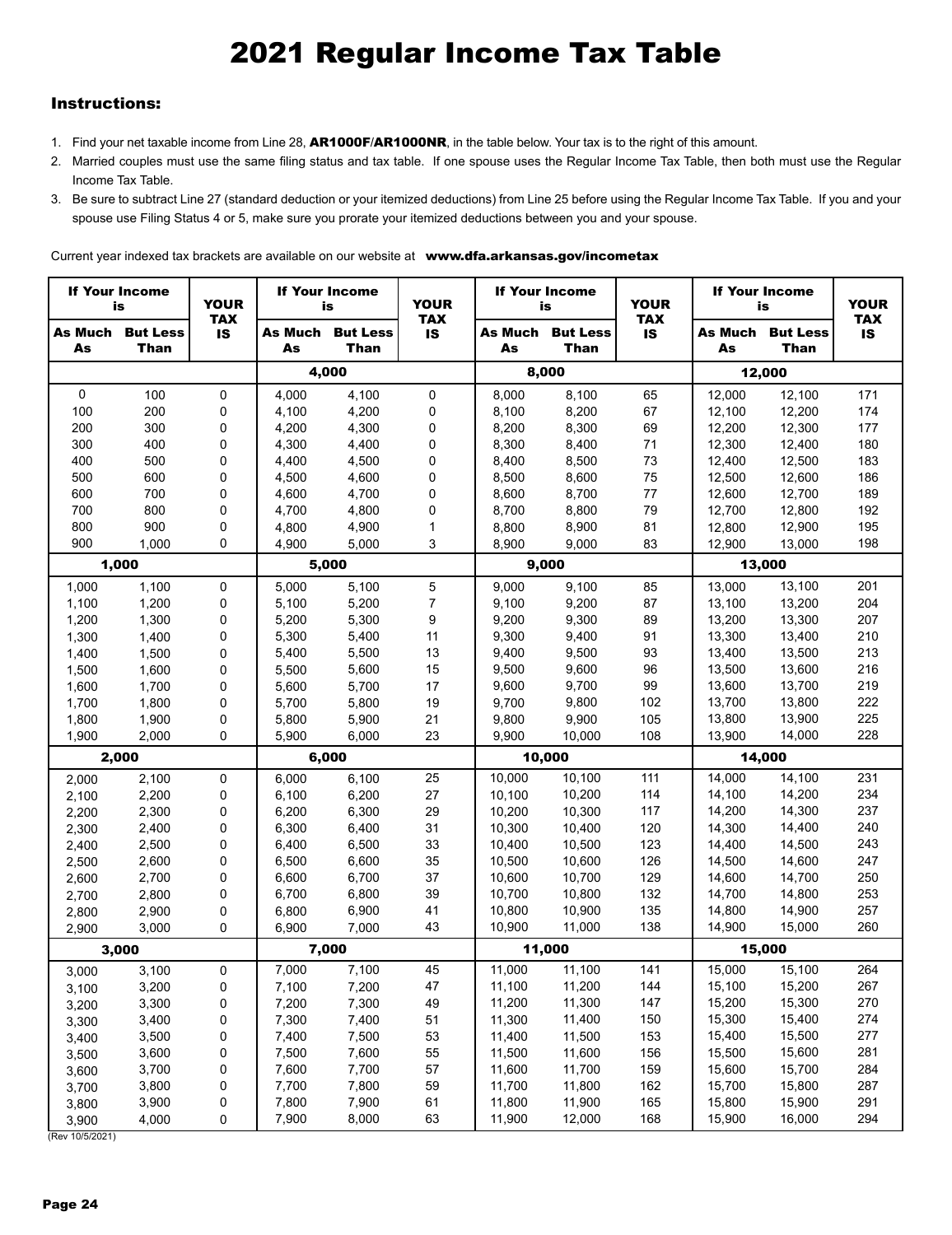# 2021 Regular Income Tax Table

## Instructions:

1. Find your net taxable income from Line 28, **AR1000F/AR1000NR**, in the table below. Your tax is to the right of this amount.
2. Married couples must use the same filing status and tax table. If one spouse uses the Regular Income Tax Table, then both must use the Regular Income Tax Table.
3. Be sure to subtract Line 27 (standard deduction or your itemized deductions) from Line 25 before using the Regular Income Tax Table. If you and your spouse use Filing Status 4 or 5, make sure you prorate your itemized deductions between you and your spouse.

Current year indexed tax brackets are available on our website at **www.dfa.arkansas.gov/incometax**

| If Your Income is | | YOUR TAX IS | If Your Income is | | YOUR TAX IS | If Your Income is | | YOUR TAX IS | If Your Income is | | YOUR TAX IS |
|---|---|---|---|---|---|---|---|---|---|---|---|
| As Much As | But Less Than | | As Much As | But Less Than | | As Much As | But Less Than | | As Much As | But Less Than | |
| | | | **4,000** | | | **8,000** | | | **12,000** | | |
| 0 | 100 | 0 | 4,000 | 4,100 | 0 | 8,000 | 8,100 | 65 | 12,000 | 12,100 | 171 |
| 100 | 200 | 0 | 4,100 | 4,200 | 0 | 8,100 | 8,200 | 67 | 12,100 | 12,200 | 174 |
| 200 | 300 | 0 | 4,200 | 4,300 | 0 | 8,200 | 8,300 | 69 | 12,200 | 12,300 | 177 |
| 300 | 400 | 0 | 4,300 | 4,400 | 0 | 8,300 | 8,400 | 71 | 12,300 | 12,400 | 180 |
| 400 | 500 | 0 | 4,400 | 4,500 | 0 | 8,400 | 8,500 | 73 | 12,400 | 12,500 | 183 |
| 500 | 600 | 0 | 4,500 | 4,600 | 0 | 8,500 | 8,600 | 75 | 12,500 | 12,600 | 186 |
| 600 | 700 | 0 | 4,600 | 4,700 | 0 | 8,600 | 8,700 | 77 | 12,600 | 12,700 | 189 |
| 700 | 800 | 0 | 4,700 | 4,800 | 0 | 8,700 | 8,800 | 79 | 12,700 | 12,800 | 192 |
| 800 | 900 | 0 | 4,800 | 4,900 | 1 | 8,800 | 8,900 | 81 | 12,800 | 12,900 | 195 |
| 900 | 1,000 | 0 | 4,900 | 5,000 | 3 | 8,900 | 9,000 | 83 | 12,900 | 13,000 | 198 |
| **1,000** | | | **5,000** | | | **9,000** | | | **13,000** | | |
| 1,000 | 1,100 | 0 | 5,000 | 5,100 | 5 | 9,000 | 9,100 | 85 | 13,000 | 13,100 | 201 |
| 1,100 | 1,200 | 0 | 5,100 | 5,200 | 7 | 9,100 | 9,200 | 87 | 13,100 | 13,200 | 204 |
| 1,200 | 1,300 | 0 | 5,200 | 5,300 | 9 | 9,200 | 9,300 | 89 | 13,200 | 13,300 | 207 |
| 1,300 | 1,400 | 0 | 5,300 | 5,400 | 11 | 9,300 | 9,400 | 91 | 13,300 | 13,400 | 210 |
| 1,400 | 1,500 | 0 | 5,400 | 5,500 | 13 | 9,400 | 9,500 | 93 | 13,400 | 13,500 | 213 |
| 1,500 | 1,600 | 0 | 5,500 | 5,600 | 15 | 9,500 | 9,600 | 96 | 13,500 | 13,600 | 216 |
| 1,600 | 1,700 | 0 | 5,600 | 5,700 | 17 | 9,600 | 9,700 | 99 | 13,600 | 13,700 | 219 |
| 1,700 | 1,800 | 0 | 5,700 | 5,800 | 19 | 9,700 | 9,800 | 102 | 13,700 | 13,800 | 222 |
| 1,800 | 1,900 | 0 | 5,800 | 5,900 | 21 | 9,800 | 9,900 | 105 | 13,800 | 13,900 | 225 |
| 1,900 | 2,000 | 0 | 5,900 | 6,000 | 23 | 9,900 | 10,000 | 108 | 13,900 | 14,000 | 228 |
| **2,000** | | | **6,000** | | | **10,000** | | | **14,000** | | |
| 2,000 | 2,100 | 0 | 6,000 | 6,100 | 25 | 10,000 | 10,100 | 111 | 14,000 | 14,100 | 231 |
| 2,100 | 2,200 | 0 | 6,100 | 6,200 | 27 | 10,100 | 10,200 | 114 | 14,100 | 14,200 | 234 |
| 2,200 | 2,300 | 0 | 6,200 | 6,300 | 29 | 10,200 | 10,300 | 117 | 14,200 | 14,300 | 237 |
| 2,300 | 2,400 | 0 | 6,300 | 6,400 | 31 | 10,300 | 10,400 | 120 | 14,300 | 14,400 | 240 |
| 2,400 | 2,500 | 0 | 6,400 | 6,500 | 33 | 10,400 | 10,500 | 123 | 14,400 | 14,500 | 243 |
| 2,500 | 2,600 | 0 | 6,500 | 6,600 | 35 | 10,500 | 10,600 | 126 | 14,500 | 14,600 | 247 |
| 2,600 | 2,700 | 0 | 6,600 | 6,700 | 37 | 10,600 | 10,700 | 129 | 14,600 | 14,700 | 250 |
| 2,700 | 2,800 | 0 | 6,700 | 6,800 | 39 | 10,700 | 10,800 | 132 | 14,700 | 14,800 | 253 |
| 2,800 | 2,900 | 0 | 6,800 | 6,900 | 41 | 10,800 | 10,900 | 135 | 14,800 | 14,900 | 257 |
| 2,900 | 3,000 | 0 | 6,900 | 7,000 | 43 | 10,900 | 11,000 | 138 | 14,900 | 15,000 | 260 |
| **3,000** | | | **7,000** | | | **11,000** | | | **15,000** | | |
| 3,000 | 3,100 | 0 | 7,000 | 7,100 | 45 | 11,000 | 11,100 | 141 | 15,000 | 15,100 | 264 |
| 3,100 | 3,200 | 0 | 7,100 | 7,200 | 47 | 11,100 | 11,200 | 144 | 15,100 | 15,200 | 267 |
| 3,200 | 3,300 | 0 | 7,200 | 7,300 | 49 | 11,200 | 11,300 | 147 | 15,200 | 15,300 | 270 |
| 3,300 | 3,400 | 0 | 7,300 | 7,400 | 51 | 11,300 | 11,400 | 150 | 15,300 | 15,400 | 274 |
| 3,400 | 3,500 | 0 | 7,400 | 7,500 | 53 | 11,400 | 11,500 | 153 | 15,400 | 15,500 | 277 |
| 3,500 | 3,600 | 0 | 7,500 | 7,600 | 55 | 11,500 | 11,600 | 156 | 15,500 | 15,600 | 281 |
| 3,600 | 3,700 | 0 | 7,600 | 7,700 | 57 | 11,600 | 11,700 | 159 | 15,600 | 15,700 | 284 |
| 3,700 | 3,800 | 0 | 7,700 | 7,800 | 59 | 11,700 | 11,800 | 162 | 15,700 | 15,800 | 287 |
| 3,800 | 3,900 | 0 | 7,800 | 7,900 | 61 | 11,800 | 11,900 | 165 | 15,800 | 15,900 | 291 |
| 3,900 | 4,000 | 0 | 7,900 | 8,000 | 63 | 11,900 | 12,000 | 168 | 15,900 | 16,000 | 294 |

(Rev 10/5/2021)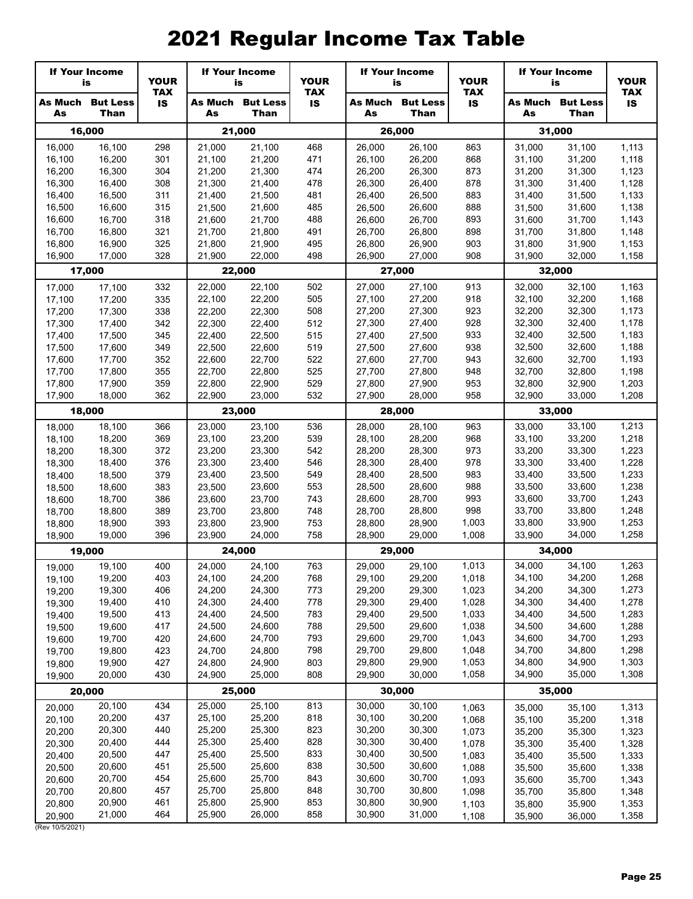# 2021 Regular Income Tax Table

| If Your Income is | | YOUR TAX IS | If Your Income is | | YOUR TAX IS | If Your Income is | | YOUR TAX IS | If Your Income is | | YOUR TAX IS |
|---|---|---|---|---|---|---|---|---|---|---|---|
| As Much As | But Less Than | | As Much As | But Less Than | | As Much As | But Less Than | | As Much As | But Less Than | |
| **16,000** | | | **21,000** | | | **26,000** | | | **31,000** | | |
| 16,000 | 16,100 | 298 | 21,000 | 21,100 | 468 | 26,000 | 26,100 | 863 | 31,000 | 31,100 | 1,113 |
| 16,100 | 16,200 | 301 | 21,100 | 21,200 | 471 | 26,100 | 26,200 | 868 | 31,100 | 31,200 | 1,118 |
| 16,200 | 16,300 | 304 | 21,200 | 21,300 | 474 | 26,200 | 26,300 | 873 | 31,200 | 31,300 | 1,123 |
| 16,300 | 16,400 | 308 | 21,300 | 21,400 | 478 | 26,300 | 26,400 | 878 | 31,300 | 31,400 | 1,128 |
| 16,400 | 16,500 | 311 | 21,400 | 21,500 | 481 | 26,400 | 26,500 | 883 | 31,400 | 31,500 | 1,133 |
| 16,500 | 16,600 | 315 | 21,500 | 21,600 | 485 | 26,500 | 26,600 | 888 | 31,500 | 31,600 | 1,138 |
| 16,600 | 16,700 | 318 | 21,600 | 21,700 | 488 | 26,600 | 26,700 | 893 | 31,600 | 31,700 | 1,143 |
| 16,700 | 16,800 | 321 | 21,700 | 21,800 | 491 | 26,700 | 26,800 | 898 | 31,700 | 31,800 | 1,148 |
| 16,800 | 16,900 | 325 | 21,800 | 21,900 | 495 | 26,800 | 26,900 | 903 | 31,800 | 31,900 | 1,153 |
| 16,900 | 17,000 | 328 | 21,900 | 22,000 | 498 | 26,900 | 27,000 | 908 | 31,900 | 32,000 | 1,158 |
| **17,000** | | | **22,000** | | | **27,000** | | | **32,000** | | |
| 17,000 | 17,100 | 332 | 22,000 | 22,100 | 502 | 27,000 | 27,100 | 913 | 32,000 | 32,100 | 1,163 |
| 17,100 | 17,200 | 335 | 22,100 | 22,200 | 505 | 27,100 | 27,200 | 918 | 32,100 | 32,200 | 1,168 |
| 17,200 | 17,300 | 338 | 22,200 | 22,300 | 508 | 27,200 | 27,300 | 923 | 32,200 | 32,300 | 1,173 |
| 17,300 | 17,400 | 342 | 22,300 | 22,400 | 512 | 27,300 | 27,400 | 928 | 32,300 | 32,400 | 1,178 |
| 17,400 | 17,500 | 345 | 22,400 | 22,500 | 515 | 27,400 | 27,500 | 933 | 32,400 | 32,500 | 1,183 |
| 17,500 | 17,600 | 349 | 22,500 | 22,600 | 519 | 27,500 | 27,600 | 938 | 32,500 | 32,600 | 1,188 |
| 17,600 | 17,700 | 352 | 22,600 | 22,700 | 522 | 27,600 | 27,700 | 943 | 32,600 | 32,700 | 1,193 |
| 17,700 | 17,800 | 355 | 22,700 | 22,800 | 525 | 27,700 | 27,800 | 948 | 32,700 | 32,800 | 1,198 |
| 17,800 | 17,900 | 359 | 22,800 | 22,900 | 529 | 27,800 | 27,900 | 953 | 32,800 | 32,900 | 1,203 |
| 17,900 | 18,000 | 362 | 22,900 | 23,000 | 532 | 27,900 | 28,000 | 958 | 32,900 | 33,000 | 1,208 |
| **18,000** | | | **23,000** | | | **28,000** | | | **33,000** | | |
| 18,000 | 18,100 | 366 | 23,000 | 23,100 | 536 | 28,000 | 28,100 | 963 | 33,000 | 33,100 | 1,213 |
| 18,100 | 18,200 | 369 | 23,100 | 23,200 | 539 | 28,100 | 28,200 | 968 | 33,100 | 33,200 | 1,218 |
| 18,200 | 18,300 | 372 | 23,200 | 23,300 | 542 | 28,200 | 28,300 | 973 | 33,200 | 33,300 | 1,223 |
| 18,300 | 18,400 | 376 | 23,300 | 23,400 | 546 | 28,300 | 28,400 | 978 | 33,300 | 33,400 | 1,228 |
| 18,400 | 18,500 | 379 | 23,400 | 23,500 | 549 | 28,400 | 28,500 | 983 | 33,400 | 33,500 | 1,233 |
| 18,500 | 18,600 | 383 | 23,500 | 23,600 | 553 | 28,500 | 28,600 | 988 | 33,500 | 33,600 | 1,238 |
| 18,600 | 18,700 | 386 | 23,600 | 23,700 | 743 | 28,600 | 28,700 | 993 | 33,600 | 33,700 | 1,243 |
| 18,700 | 18,800 | 389 | 23,700 | 23,800 | 748 | 28,700 | 28,800 | 998 | 33,700 | 33,800 | 1,248 |
| 18,800 | 18,900 | 393 | 23,800 | 23,900 | 753 | 28,800 | 28,900 | 1,003 | 33,800 | 33,900 | 1,253 |
| 18,900 | 19,000 | 396 | 23,900 | 24,000 | 758 | 28,900 | 29,000 | 1,008 | 33,900 | 34,000 | 1,258 |
| **19,000** | | | **24,000** | | | **29,000** | | | **34,000** | | |
| 19,000 | 19,100 | 400 | 24,000 | 24,100 | 763 | 29,000 | 29,100 | 1,013 | 34,000 | 34,100 | 1,263 |
| 19,100 | 19,200 | 403 | 24,100 | 24,200 | 768 | 29,100 | 29,200 | 1,018 | 34,100 | 34,200 | 1,268 |
| 19,200 | 19,300 | 406 | 24,200 | 24,300 | 773 | 29,200 | 29,300 | 1,023 | 34,200 | 34,300 | 1,273 |
| 19,300 | 19,400 | 410 | 24,300 | 24,400 | 778 | 29,300 | 29,400 | 1,028 | 34,300 | 34,400 | 1,278 |
| 19,400 | 19,500 | 413 | 24,400 | 24,500 | 783 | 29,400 | 29,500 | 1,033 | 34,400 | 34,500 | 1,283 |
| 19,500 | 19,600 | 417 | 24,500 | 24,600 | 788 | 29,500 | 29,600 | 1,038 | 34,500 | 34,600 | 1,288 |
| 19,600 | 19,700 | 420 | 24,600 | 24,700 | 793 | 29,600 | 29,700 | 1,043 | 34,600 | 34,700 | 1,293 |
| 19,700 | 19,800 | 423 | 24,700 | 24,800 | 798 | 29,700 | 29,800 | 1,048 | 34,700 | 34,800 | 1,298 |
| 19,800 | 19,900 | 427 | 24,800 | 24,900 | 803 | 29,800 | 29,900 | 1,053 | 34,800 | 34,900 | 1,303 |
| 19,900 | 20,000 | 430 | 24,900 | 25,000 | 808 | 29,900 | 30,000 | 1,058 | 34,900 | 35,000 | 1,308 |
| **20,000** | | | **25,000** | | | **30,000** | | | **35,000** | | |
| 20,000 | 20,100 | 434 | 25,000 | 25,100 | 813 | 30,000 | 30,100 | 1,063 | 35,000 | 35,100 | 1,313 |
| 20,100 | 20,200 | 437 | 25,100 | 25,200 | 818 | 30,100 | 30,200 | 1,068 | 35,100 | 35,200 | 1,318 |
| 20,200 | 20,300 | 440 | 25,200 | 25,300 | 823 | 30,200 | 30,300 | 1,073 | 35,200 | 35,300 | 1,323 |
| 20,300 | 20,400 | 444 | 25,300 | 25,400 | 828 | 30,300 | 30,400 | 1,078 | 35,300 | 35,400 | 1,328 |
| 20,400 | 20,500 | 447 | 25,400 | 25,500 | 833 | 30,400 | 30,500 | 1,083 | 35,400 | 35,500 | 1,333 |
| 20,500 | 20,600 | 451 | 25,500 | 25,600 | 838 | 30,500 | 30,600 | 1,088 | 35,500 | 35,600 | 1,338 |
| 20,600 | 20,700 | 454 | 25,600 | 25,700 | 843 | 30,600 | 30,700 | 1,093 | 35,600 | 35,700 | 1,343 |
| 20,700 | 20,800 | 457 | 25,700 | 25,800 | 848 | 30,700 | 30,800 | 1,098 | 35,700 | 35,800 | 1,348 |
| 20,800 | 20,900 | 461 | 25,800 | 25,900 | 853 | 30,800 | 30,900 | 1,103 | 35,800 | 35,900 | 1,353 |
| 20,900 | 21,000 | 464 | 25,900 | 26,000 | 858 | 30,900 | 31,000 | 1,108 | 35,900 | 36,000 | 1,358 |

(Rev 10/5/2021)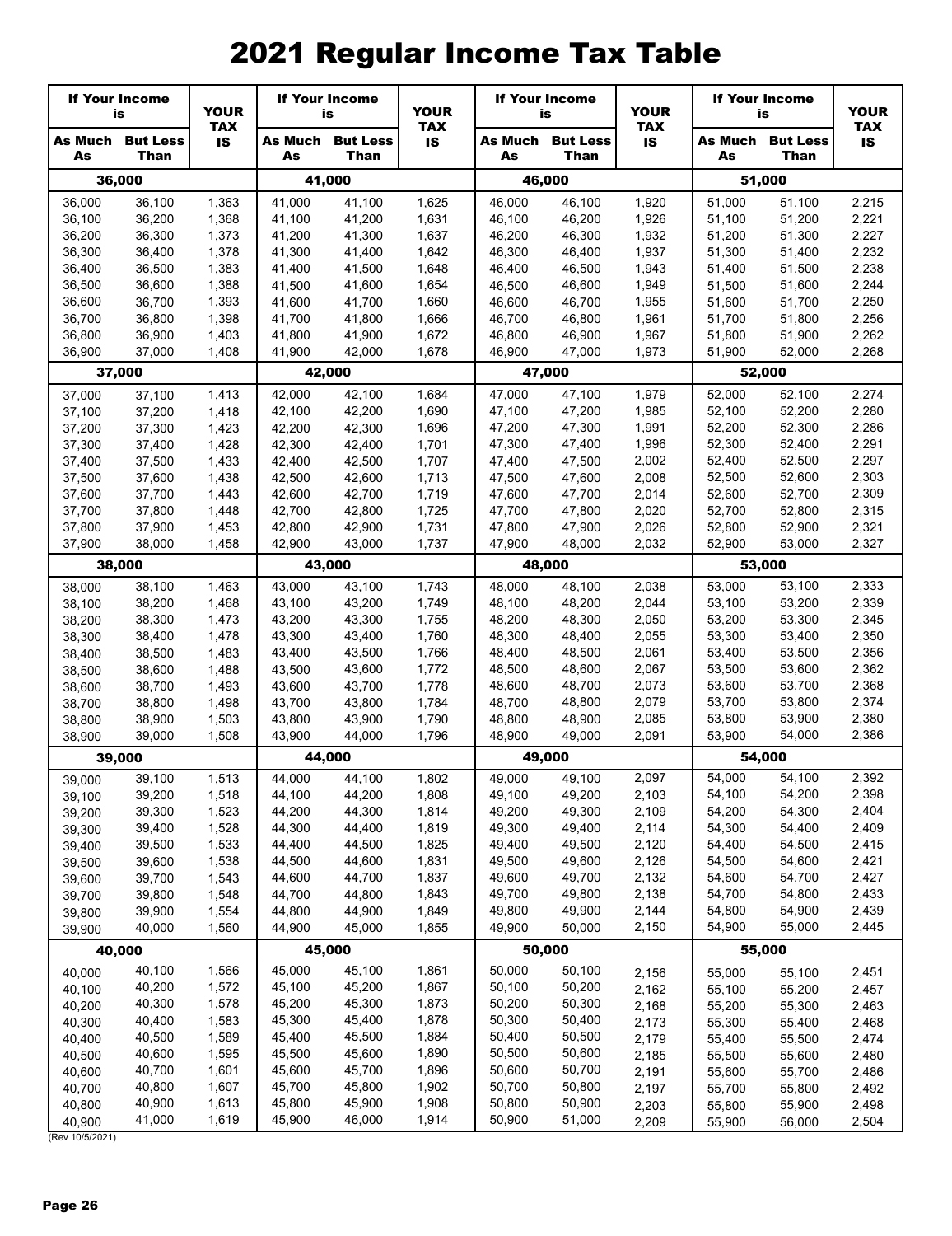# 2021 Regular Income Tax Table

| If Your Income is | | YOUR TAX IS | If Your Income is | | YOUR TAX IS | If Your Income is | | YOUR TAX IS | If Your Income is | | YOUR TAX IS |
|---|---|---|---|---|---|---|---|---|---|---|---|
| As Much As | But Less Than | | As Much As | But Less Than | | As Much As | But Less Than | | As Much As | But Less Than | |
| **36,000** | | | **41,000** | | | **46,000** | | | **51,000** | | |
| 36,000 | 36,100 | 1,363 | 41,000 | 41,100 | 1,625 | 46,000 | 46,100 | 1,920 | 51,000 | 51,100 | 2,215 |
| 36,100 | 36,200 | 1,368 | 41,100 | 41,200 | 1,631 | 46,100 | 46,200 | 1,926 | 51,100 | 51,200 | 2,221 |
| 36,200 | 36,300 | 1,373 | 41,200 | 41,300 | 1,637 | 46,200 | 46,300 | 1,932 | 51,200 | 51,300 | 2,227 |
| 36,300 | 36,400 | 1,378 | 41,300 | 41,400 | 1,642 | 46,300 | 46,400 | 1,937 | 51,300 | 51,400 | 2,232 |
| 36,400 | 36,500 | 1,383 | 41,400 | 41,500 | 1,648 | 46,400 | 46,500 | 1,943 | 51,400 | 51,500 | 2,238 |
| 36,500 | 36,600 | 1,388 | 41,500 | 41,600 | 1,654 | 46,500 | 46,600 | 1,949 | 51,500 | 51,600 | 2,244 |
| 36,600 | 36,700 | 1,393 | 41,600 | 41,700 | 1,660 | 46,600 | 46,700 | 1,955 | 51,600 | 51,700 | 2,250 |
| 36,700 | 36,800 | 1,398 | 41,700 | 41,800 | 1,666 | 46,700 | 46,800 | 1,961 | 51,700 | 51,800 | 2,256 |
| 36,800 | 36,900 | 1,403 | 41,800 | 41,900 | 1,672 | 46,800 | 46,900 | 1,967 | 51,800 | 51,900 | 2,262 |
| 36,900 | 37,000 | 1,408 | 41,900 | 42,000 | 1,678 | 46,900 | 47,000 | 1,973 | 51,900 | 52,000 | 2,268 |
| **37,000** | | | **42,000** | | | **47,000** | | | **52,000** | | |
| 37,000 | 37,100 | 1,413 | 42,000 | 42,100 | 1,684 | 47,000 | 47,100 | 1,979 | 52,000 | 52,100 | 2,274 |
| 37,100 | 37,200 | 1,418 | 42,100 | 42,200 | 1,690 | 47,100 | 47,200 | 1,985 | 52,100 | 52,200 | 2,280 |
| 37,200 | 37,300 | 1,423 | 42,200 | 42,300 | 1,696 | 47,200 | 47,300 | 1,991 | 52,200 | 52,300 | 2,286 |
| 37,300 | 37,400 | 1,428 | 42,300 | 42,400 | 1,701 | 47,300 | 47,400 | 1,996 | 52,300 | 52,400 | 2,291 |
| 37,400 | 37,500 | 1,433 | 42,400 | 42,500 | 1,707 | 47,400 | 47,500 | 2,002 | 52,400 | 52,500 | 2,297 |
| 37,500 | 37,600 | 1,438 | 42,500 | 42,600 | 1,713 | 47,500 | 47,600 | 2,008 | 52,500 | 52,600 | 2,303 |
| 37,600 | 37,700 | 1,443 | 42,600 | 42,700 | 1,719 | 47,600 | 47,700 | 2,014 | 52,600 | 52,700 | 2,309 |
| 37,700 | 37,800 | 1,448 | 42,700 | 42,800 | 1,725 | 47,700 | 47,800 | 2,020 | 52,700 | 52,800 | 2,315 |
| 37,800 | 37,900 | 1,453 | 42,800 | 42,900 | 1,731 | 47,800 | 47,900 | 2,026 | 52,800 | 52,900 | 2,321 |
| 37,900 | 38,000 | 1,458 | 42,900 | 43,000 | 1,737 | 47,900 | 48,000 | 2,032 | 52,900 | 53,000 | 2,327 |
| **38,000** | | | **43,000** | | | **48,000** | | | **53,000** | | |
| 38,000 | 38,100 | 1,463 | 43,000 | 43,100 | 1,743 | 48,000 | 48,100 | 2,038 | 53,000 | 53,100 | 2,333 |
| 38,100 | 38,200 | 1,468 | 43,100 | 43,200 | 1,749 | 48,100 | 48,200 | 2,044 | 53,100 | 53,200 | 2,339 |
| 38,200 | 38,300 | 1,473 | 43,200 | 43,300 | 1,755 | 48,200 | 48,300 | 2,050 | 53,200 | 53,300 | 2,345 |
| 38,300 | 38,400 | 1,478 | 43,300 | 43,400 | 1,760 | 48,300 | 48,400 | 2,055 | 53,300 | 53,400 | 2,350 |
| 38,400 | 38,500 | 1,483 | 43,400 | 43,500 | 1,766 | 48,400 | 48,500 | 2,061 | 53,400 | 53,500 | 2,356 |
| 38,500 | 38,600 | 1,488 | 43,500 | 43,600 | 1,772 | 48,500 | 48,600 | 2,067 | 53,500 | 53,600 | 2,362 |
| 38,600 | 38,700 | 1,493 | 43,600 | 43,700 | 1,778 | 48,600 | 48,700 | 2,073 | 53,600 | 53,700 | 2,368 |
| 38,700 | 38,800 | 1,498 | 43,700 | 43,800 | 1,784 | 48,700 | 48,800 | 2,079 | 53,700 | 53,800 | 2,374 |
| 38,800 | 38,900 | 1,503 | 43,800 | 43,900 | 1,790 | 48,800 | 48,900 | 2,085 | 53,800 | 53,900 | 2,380 |
| 38,900 | 39,000 | 1,508 | 43,900 | 44,000 | 1,796 | 48,900 | 49,000 | 2,091 | 53,900 | 54,000 | 2,386 |
| **39,000** | | | **44,000** | | | **49,000** | | | **54,000** | | |
| 39,000 | 39,100 | 1,513 | 44,000 | 44,100 | 1,802 | 49,000 | 49,100 | 2,097 | 54,000 | 54,100 | 2,392 |
| 39,100 | 39,200 | 1,518 | 44,100 | 44,200 | 1,808 | 49,100 | 49,200 | 2,103 | 54,100 | 54,200 | 2,398 |
| 39,200 | 39,300 | 1,523 | 44,200 | 44,300 | 1,814 | 49,200 | 49,300 | 2,109 | 54,200 | 54,300 | 2,404 |
| 39,300 | 39,400 | 1,528 | 44,300 | 44,400 | 1,819 | 49,300 | 49,400 | 2,114 | 54,300 | 54,400 | 2,409 |
| 39,400 | 39,500 | 1,533 | 44,400 | 44,500 | 1,825 | 49,400 | 49,500 | 2,120 | 54,400 | 54,500 | 2,415 |
| 39,500 | 39,600 | 1,538 | 44,500 | 44,600 | 1,831 | 49,500 | 49,600 | 2,126 | 54,500 | 54,600 | 2,421 |
| 39,600 | 39,700 | 1,543 | 44,600 | 44,700 | 1,837 | 49,600 | 49,700 | 2,132 | 54,600 | 54,700 | 2,427 |
| 39,700 | 39,800 | 1,548 | 44,700 | 44,800 | 1,843 | 49,700 | 49,800 | 2,138 | 54,700 | 54,800 | 2,433 |
| 39,800 | 39,900 | 1,554 | 44,800 | 44,900 | 1,849 | 49,800 | 49,900 | 2,144 | 54,800 | 54,900 | 2,439 |
| 39,900 | 40,000 | 1,560 | 44,900 | 45,000 | 1,855 | 49,900 | 50,000 | 2,150 | 54,900 | 55,000 | 2,445 |
| **40,000** | | | **45,000** | | | **50,000** | | | **55,000** | | |
| 40,000 | 40,100 | 1,566 | 45,000 | 45,100 | 1,861 | 50,000 | 50,100 | 2,156 | 55,000 | 55,100 | 2,451 |
| 40,100 | 40,200 | 1,572 | 45,100 | 45,200 | 1,867 | 50,100 | 50,200 | 2,162 | 55,100 | 55,200 | 2,457 |
| 40,200 | 40,300 | 1,578 | 45,200 | 45,300 | 1,873 | 50,200 | 50,300 | 2,168 | 55,200 | 55,300 | 2,463 |
| 40,300 | 40,400 | 1,583 | 45,300 | 45,400 | 1,878 | 50,300 | 50,400 | 2,173 | 55,300 | 55,400 | 2,468 |
| 40,400 | 40,500 | 1,589 | 45,400 | 45,500 | 1,884 | 50,400 | 50,500 | 2,179 | 55,400 | 55,500 | 2,474 |
| 40,500 | 40,600 | 1,595 | 45,500 | 45,600 | 1,890 | 50,500 | 50,600 | 2,185 | 55,500 | 55,600 | 2,480 |
| 40,600 | 40,700 | 1,601 | 45,600 | 45,700 | 1,896 | 50,600 | 50,700 | 2,191 | 55,600 | 55,700 | 2,486 |
| 40,700 | 40,800 | 1,607 | 45,700 | 45,800 | 1,902 | 50,700 | 50,800 | 2,197 | 55,700 | 55,800 | 2,492 |
| 40,800 | 40,900 | 1,613 | 45,800 | 45,900 | 1,908 | 50,800 | 50,900 | 2,203 | 55,800 | 55,900 | 2,498 |
| 40,900 | 41,000 | 1,619 | 45,900 | 46,000 | 1,914 | 50,900 | 51,000 | 2,209 | 55,900 | 56,000 | 2,504 |

(Rev 10/5/2021)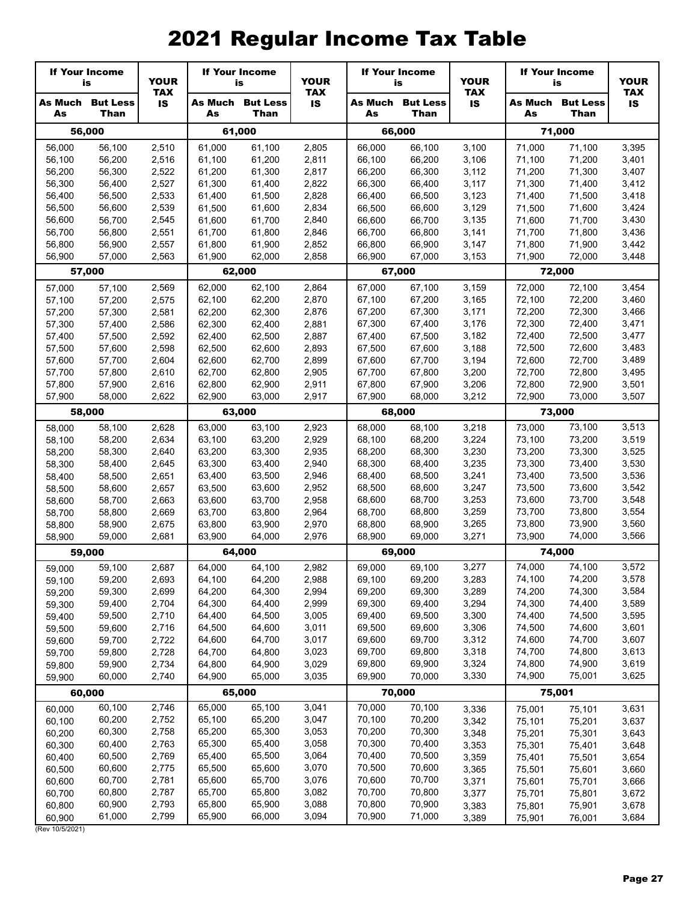# 2021 Regular Income Tax Table

| If Your Income is | | YOUR TAX IS | If Your Income is | | YOUR TAX IS | If Your Income is | | YOUR TAX IS | If Your Income is | | YOUR TAX IS |
|---|---|---|---|---|---|---|---|---|---|---|---|
| As Much As | But Less Than | | As Much As | But Less Than | | As Much As | But Less Than | | As Much As | But Less Than | |
| **56,000** | | | **61,000** | | | **66,000** | | | **71,000** | | |
| 56,000 | 56,100 | 2,510 | 61,000 | 61,100 | 2,805 | 66,000 | 66,100 | 3,100 | 71,000 | 71,100 | 3,395 |
| 56,100 | 56,200 | 2,516 | 61,100 | 61,200 | 2,811 | 66,100 | 66,200 | 3,106 | 71,100 | 71,200 | 3,401 |
| 56,200 | 56,300 | 2,522 | 61,200 | 61,300 | 2,817 | 66,200 | 66,300 | 3,112 | 71,200 | 71,300 | 3,407 |
| 56,300 | 56,400 | 2,527 | 61,300 | 61,400 | 2,822 | 66,300 | 66,400 | 3,117 | 71,300 | 71,400 | 3,412 |
| 56,400 | 56,500 | 2,533 | 61,400 | 61,500 | 2,828 | 66,400 | 66,500 | 3,123 | 71,400 | 71,500 | 3,418 |
| 56,500 | 56,600 | 2,539 | 61,500 | 61,600 | 2,834 | 66,500 | 66,600 | 3,129 | 71,500 | 71,600 | 3,424 |
| 56,600 | 56,700 | 2,545 | 61,600 | 61,700 | 2,840 | 66,600 | 66,700 | 3,135 | 71,600 | 71,700 | 3,430 |
| 56,700 | 56,800 | 2,551 | 61,700 | 61,800 | 2,846 | 66,700 | 66,800 | 3,141 | 71,700 | 71,800 | 3,436 |
| 56,800 | 56,900 | 2,557 | 61,800 | 61,900 | 2,852 | 66,800 | 66,900 | 3,147 | 71,800 | 71,900 | 3,442 |
| 56,900 | 57,000 | 2,563 | 61,900 | 62,000 | 2,858 | 66,900 | 67,000 | 3,153 | 71,900 | 72,000 | 3,448 |
| **57,000** | | | **62,000** | | | **67,000** | | | **72,000** | | |
| 57,000 | 57,100 | 2,569 | 62,000 | 62,100 | 2,864 | 67,000 | 67,100 | 3,159 | 72,000 | 72,100 | 3,454 |
| 57,100 | 57,200 | 2,575 | 62,100 | 62,200 | 2,870 | 67,100 | 67,200 | 3,165 | 72,100 | 72,200 | 3,460 |
| 57,200 | 57,300 | 2,581 | 62,200 | 62,300 | 2,876 | 67,200 | 67,300 | 3,171 | 72,200 | 72,300 | 3,466 |
| 57,300 | 57,400 | 2,586 | 62,300 | 62,400 | 2,881 | 67,300 | 67,400 | 3,176 | 72,300 | 72,400 | 3,471 |
| 57,400 | 57,500 | 2,592 | 62,400 | 62,500 | 2,887 | 67,400 | 67,500 | 3,182 | 72,400 | 72,500 | 3,477 |
| 57,500 | 57,600 | 2,598 | 62,500 | 62,600 | 2,893 | 67,500 | 67,600 | 3,188 | 72,500 | 72,600 | 3,483 |
| 57,600 | 57,700 | 2,604 | 62,600 | 62,700 | 2,899 | 67,600 | 67,700 | 3,194 | 72,600 | 72,700 | 3,489 |
| 57,700 | 57,800 | 2,610 | 62,700 | 62,800 | 2,905 | 67,700 | 67,800 | 3,200 | 72,700 | 72,800 | 3,495 |
| 57,800 | 57,900 | 2,616 | 62,800 | 62,900 | 2,911 | 67,800 | 67,900 | 3,206 | 72,800 | 72,900 | 3,501 |
| 57,900 | 58,000 | 2,622 | 62,900 | 63,000 | 2,917 | 67,900 | 68,000 | 3,212 | 72,900 | 73,000 | 3,507 |
| **58,000** | | | **63,000** | | | **68,000** | | | **73,000** | | |
| 58,000 | 58,100 | 2,628 | 63,000 | 63,100 | 2,923 | 68,000 | 68,100 | 3,218 | 73,000 | 73,100 | 3,513 |
| 58,100 | 58,200 | 2,634 | 63,100 | 63,200 | 2,929 | 68,100 | 68,200 | 3,224 | 73,100 | 73,200 | 3,519 |
| 58,200 | 58,300 | 2,640 | 63,200 | 63,300 | 2,935 | 68,200 | 68,300 | 3,230 | 73,200 | 73,300 | 3,525 |
| 58,300 | 58,400 | 2,645 | 63,300 | 63,400 | 2,940 | 68,300 | 68,400 | 3,235 | 73,300 | 73,400 | 3,530 |
| 58,400 | 58,500 | 2,651 | 63,400 | 63,500 | 2,946 | 68,400 | 68,500 | 3,241 | 73,400 | 73,500 | 3,536 |
| 58,500 | 58,600 | 2,657 | 63,500 | 63,600 | 2,952 | 68,500 | 68,600 | 3,247 | 73,500 | 73,600 | 3,542 |
| 58,600 | 58,700 | 2,663 | 63,600 | 63,700 | 2,958 | 68,600 | 68,700 | 3,253 | 73,600 | 73,700 | 3,548 |
| 58,700 | 58,800 | 2,669 | 63,700 | 63,800 | 2,964 | 68,700 | 68,800 | 3,259 | 73,700 | 73,800 | 3,554 |
| 58,800 | 58,900 | 2,675 | 63,800 | 63,900 | 2,970 | 68,800 | 68,900 | 3,265 | 73,800 | 73,900 | 3,560 |
| 58,900 | 59,000 | 2,681 | 63,900 | 64,000 | 2,976 | 68,900 | 69,000 | 3,271 | 73,900 | 74,000 | 3,566 |
| **59,000** | | | **64,000** | | | **69,000** | | | **74,000** | | |
| 59,000 | 59,100 | 2,687 | 64,000 | 64,100 | 2,982 | 69,000 | 69,100 | 3,277 | 74,000 | 74,100 | 3,572 |
| 59,100 | 59,200 | 2,693 | 64,100 | 64,200 | 2,988 | 69,100 | 69,200 | 3,283 | 74,100 | 74,200 | 3,578 |
| 59,200 | 59,300 | 2,699 | 64,200 | 64,300 | 2,994 | 69,200 | 69,300 | 3,289 | 74,200 | 74,300 | 3,584 |
| 59,300 | 59,400 | 2,704 | 64,300 | 64,400 | 2,999 | 69,300 | 69,400 | 3,294 | 74,300 | 74,400 | 3,589 |
| 59,400 | 59,500 | 2,710 | 64,400 | 64,500 | 3,005 | 69,400 | 69,500 | 3,300 | 74,400 | 74,500 | 3,595 |
| 59,500 | 59,600 | 2,716 | 64,500 | 64,600 | 3,011 | 69,500 | 69,600 | 3,306 | 74,500 | 74,600 | 3,601 |
| 59,600 | 59,700 | 2,722 | 64,600 | 64,700 | 3,017 | 69,600 | 69,700 | 3,312 | 74,600 | 74,700 | 3,607 |
| 59,700 | 59,800 | 2,728 | 64,700 | 64,800 | 3,023 | 69,700 | 69,800 | 3,318 | 74,700 | 74,800 | 3,613 |
| 59,800 | 59,900 | 2,734 | 64,800 | 64,900 | 3,029 | 69,800 | 69,900 | 3,324 | 74,800 | 74,900 | 3,619 |
| 59,900 | 60,000 | 2,740 | 64,900 | 65,000 | 3,035 | 69,900 | 70,000 | 3,330 | 74,900 | 75,001 | 3,625 |
| **60,000** | | | **65,000** | | | **70,000** | | | **75,001** | | |
| 60,000 | 60,100 | 2,746 | 65,000 | 65,100 | 3,041 | 70,000 | 70,100 | 3,336 | 75,001 | 75,101 | 3,631 |
| 60,100 | 60,200 | 2,752 | 65,100 | 65,200 | 3,047 | 70,100 | 70,200 | 3,342 | 75,101 | 75,201 | 3,637 |
| 60,200 | 60,300 | 2,758 | 65,200 | 65,300 | 3,053 | 70,200 | 70,300 | 3,348 | 75,201 | 75,301 | 3,643 |
| 60,300 | 60,400 | 2,763 | 65,300 | 65,400 | 3,058 | 70,300 | 70,400 | 3,353 | 75,301 | 75,401 | 3,648 |
| 60,400 | 60,500 | 2,769 | 65,400 | 65,500 | 3,064 | 70,400 | 70,500 | 3,359 | 75,401 | 75,501 | 3,654 |
| 60,500 | 60,600 | 2,775 | 65,500 | 65,600 | 3,070 | 70,500 | 70,600 | 3,365 | 75,501 | 75,601 | 3,660 |
| 60,600 | 60,700 | 2,781 | 65,600 | 65,700 | 3,076 | 70,600 | 70,700 | 3,371 | 75,601 | 75,701 | 3,666 |
| 60,700 | 60,800 | 2,787 | 65,700 | 65,800 | 3,082 | 70,700 | 70,800 | 3,377 | 75,701 | 75,801 | 3,672 |
| 60,800 | 60,900 | 2,793 | 65,800 | 65,900 | 3,088 | 70,800 | 70,900 | 3,383 | 75,801 | 75,901 | 3,678 |
| 60,900 | 61,000 | 2,799 | 65,900 | 66,000 | 3,094 | 70,900 | 71,000 | 3,389 | 75,901 | 76,001 | 3,684 |

(Rev 10/5/2021)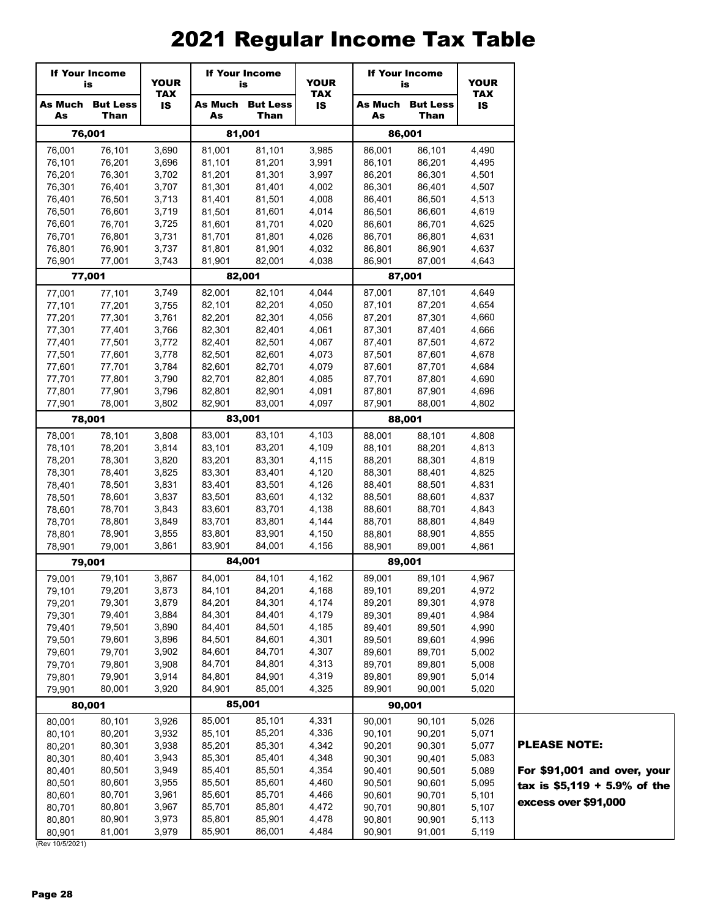# 2021 Regular Income Tax Table

| If Your Income is | | YOUR TAX IS | If Your Income is | | YOUR TAX IS | If Your Income is | | YOUR TAX IS |
|---|---|---|---|---|---|---|---|---|
| As Much As | But Less Than | | As Much As | But Less Than | | As Much As | But Less Than | |
| **76,001** | | | **81,001** | | | **86,001** | | |
| 76,001 | 76,101 | 3,690 | 81,001 | 81,101 | 3,985 | 86,001 | 86,101 | 4,490 |
| 76,101 | 76,201 | 3,696 | 81,101 | 81,201 | 3,991 | 86,101 | 86,201 | 4,495 |
| 76,201 | 76,301 | 3,702 | 81,201 | 81,301 | 3,997 | 86,201 | 86,301 | 4,501 |
| 76,301 | 76,401 | 3,707 | 81,301 | 81,401 | 4,002 | 86,301 | 86,401 | 4,507 |
| 76,401 | 76,501 | 3,713 | 81,401 | 81,501 | 4,008 | 86,401 | 86,501 | 4,513 |
| 76,501 | 76,601 | 3,719 | 81,501 | 81,601 | 4,014 | 86,501 | 86,601 | 4,619 |
| 76,601 | 76,701 | 3,725 | 81,601 | 81,701 | 4,020 | 86,601 | 86,701 | 4,625 |
| 76,701 | 76,801 | 3,731 | 81,701 | 81,801 | 4,026 | 86,701 | 86,801 | 4,631 |
| 76,801 | 76,901 | 3,737 | 81,801 | 81,901 | 4,032 | 86,801 | 86,901 | 4,637 |
| 76,901 | 77,001 | 3,743 | 81,901 | 82,001 | 4,038 | 86,901 | 87,001 | 4,643 |
| **77,001** | | | **82,001** | | | **87,001** | | |
| 77,001 | 77,101 | 3,749 | 82,001 | 82,101 | 4,044 | 87,001 | 87,101 | 4,649 |
| 77,101 | 77,201 | 3,755 | 82,101 | 82,201 | 4,050 | 87,101 | 87,201 | 4,654 |
| 77,201 | 77,301 | 3,761 | 82,201 | 82,301 | 4,056 | 87,201 | 87,301 | 4,660 |
| 77,301 | 77,401 | 3,766 | 82,301 | 82,401 | 4,061 | 87,301 | 87,401 | 4,666 |
| 77,401 | 77,501 | 3,772 | 82,401 | 82,501 | 4,067 | 87,401 | 87,501 | 4,672 |
| 77,501 | 77,601 | 3,778 | 82,501 | 82,601 | 4,073 | 87,501 | 87,601 | 4,678 |
| 77,601 | 77,701 | 3,784 | 82,601 | 82,701 | 4,079 | 87,601 | 87,701 | 4,684 |
| 77,701 | 77,801 | 3,790 | 82,701 | 82,801 | 4,085 | 87,701 | 87,801 | 4,690 |
| 77,801 | 77,901 | 3,796 | 82,801 | 82,901 | 4,091 | 87,801 | 87,901 | 4,696 |
| 77,901 | 78,001 | 3,802 | 82,901 | 83,001 | 4,097 | 87,901 | 88,001 | 4,802 |
| **78,001** | | | **83,001** | | | **88,001** | | |
| 78,001 | 78,101 | 3,808 | 83,001 | 83,101 | 4,103 | 88,001 | 88,101 | 4,808 |
| 78,101 | 78,201 | 3,814 | 83,101 | 83,201 | 4,109 | 88,101 | 88,201 | 4,813 |
| 78,201 | 78,301 | 3,820 | 83,201 | 83,301 | 4,115 | 88,201 | 88,301 | 4,819 |
| 78,301 | 78,401 | 3,825 | 83,301 | 83,401 | 4,120 | 88,301 | 88,401 | 4,825 |
| 78,401 | 78,501 | 3,831 | 83,401 | 83,501 | 4,126 | 88,401 | 88,501 | 4,831 |
| 78,501 | 78,601 | 3,837 | 83,501 | 83,601 | 4,132 | 88,501 | 88,601 | 4,837 |
| 78,601 | 78,701 | 3,843 | 83,601 | 83,701 | 4,138 | 88,601 | 88,701 | 4,843 |
| 78,701 | 78,801 | 3,849 | 83,701 | 83,801 | 4,144 | 88,701 | 88,801 | 4,849 |
| 78,801 | 78,901 | 3,855 | 83,801 | 83,901 | 4,150 | 88,801 | 88,901 | 4,855 |
| 78,901 | 79,001 | 3,861 | 83,901 | 84,001 | 4,156 | 88,901 | 89,001 | 4,861 |
| **79,001** | | | **84,001** | | | **89,001** | | |
| 79,001 | 79,101 | 3,867 | 84,001 | 84,101 | 4,162 | 89,001 | 89,101 | 4,967 |
| 79,101 | 79,201 | 3,873 | 84,101 | 84,201 | 4,168 | 89,101 | 89,201 | 4,972 |
| 79,201 | 79,301 | 3,879 | 84,201 | 84,301 | 4,174 | 89,201 | 89,301 | 4,978 |
| 79,301 | 79,401 | 3,884 | 84,301 | 84,401 | 4,179 | 89,301 | 89,401 | 4,984 |
| 79,401 | 79,501 | 3,890 | 84,401 | 84,501 | 4,185 | 89,401 | 89,501 | 4,990 |
| 79,501 | 79,601 | 3,896 | 84,501 | 84,601 | 4,301 | 89,501 | 89,601 | 4,996 |
| 79,601 | 79,701 | 3,902 | 84,601 | 84,701 | 4,307 | 89,601 | 89,701 | 5,002 |
| 79,701 | 79,801 | 3,908 | 84,701 | 84,801 | 4,313 | 89,701 | 89,801 | 5,008 |
| 79,801 | 79,901 | 3,914 | 84,801 | 84,901 | 4,319 | 89,801 | 89,901 | 5,014 |
| 79,901 | 80,001 | 3,920 | 84,901 | 85,001 | 4,325 | 89,901 | 90,001 | 5,020 |
| **80,001** | | | **85,001** | | | **90,001** | | |
| 80,001 | 80,101 | 3,926 | 85,001 | 85,101 | 4,331 | 90,001 | 90,101 | 5,026 |
| 80,101 | 80,201 | 3,932 | 85,101 | 85,201 | 4,336 | 90,101 | 90,201 | 5,071 |
| 80,201 | 80,301 | 3,938 | 85,201 | 85,301 | 4,342 | 90,201 | 90,301 | 5,077 |
| 80,301 | 80,401 | 3,943 | 85,301 | 85,401 | 4,348 | 90,301 | 90,401 | 5,083 |
| 80,401 | 80,501 | 3,949 | 85,401 | 85,501 | 4,354 | 90,401 | 90,501 | 5,089 |
| 80,501 | 80,601 | 3,955 | 85,501 | 85,601 | 4,460 | 90,501 | 90,601 | 5,095 |
| 80,601 | 80,701 | 3,961 | 85,601 | 85,701 | 4,466 | 90,601 | 90,701 | 5,101 |
| 80,701 | 80,801 | 3,967 | 85,701 | 85,801 | 4,472 | 90,701 | 90,801 | 5,107 |
| 80,801 | 80,901 | 3,973 | 85,801 | 85,901 | 4,478 | 90,801 | 90,901 | 5,113 |
| 80,901 | 81,001 | 3,979 | 85,901 | 86,001 | 4,484 | 90,901 | 91,001 | 5,119 |

**PLEASE NOTE:**

**For $91,001 and over, your tax is $5,119 + 5.9% of the excess over $91,000**

(Rev 10/5/2021)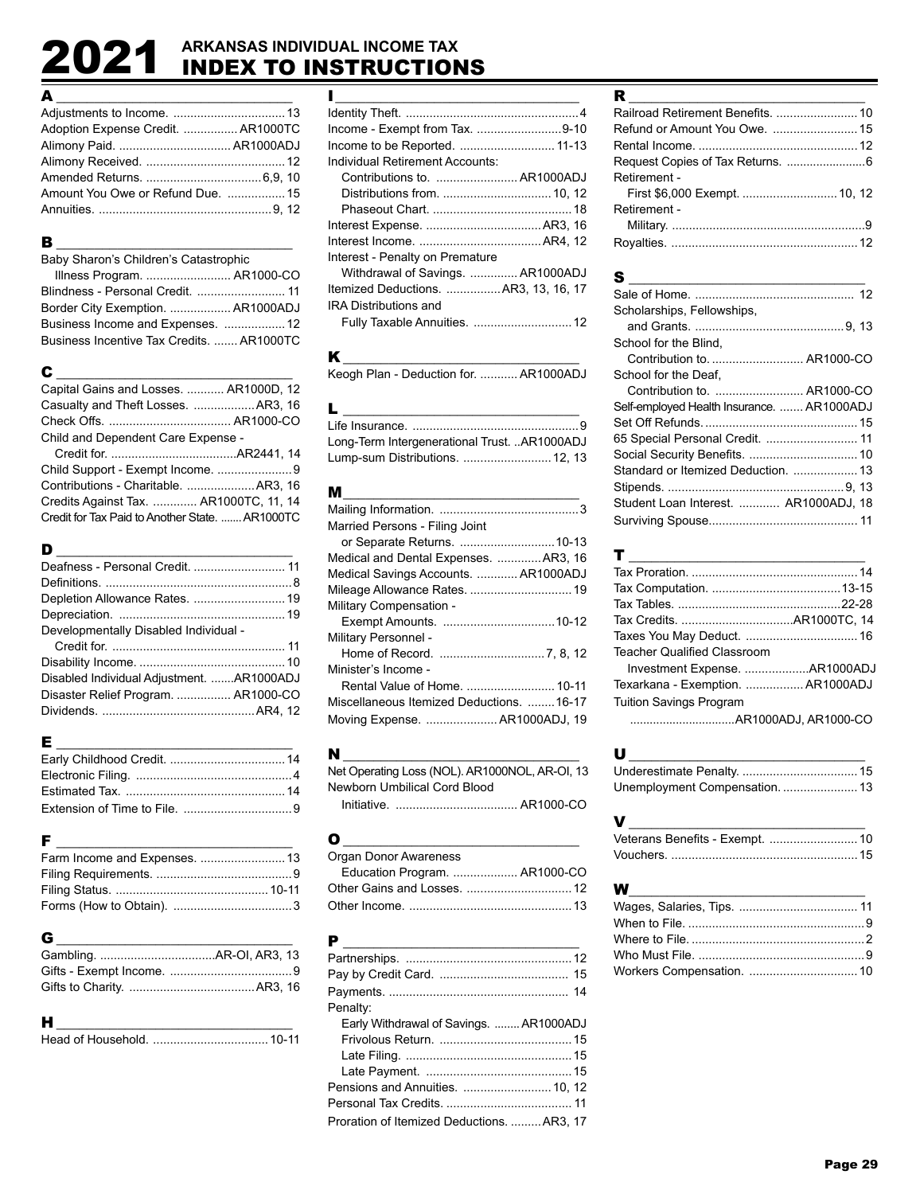# 2021 ARKANSAS INDIVIDUAL INCOME TAX INDEX TO INSTRUCTIONS

## A

Adjustments to Income. .......... 13
Adoption Expense Credit. .......... AR1000TC
Alimony Paid. .......... AR1000ADJ
Alimony Received. .......... 12
Amended Returns. .......... 6,9, 10
Amount You Owe or Refund Due. .......... 15
Annuities. .......... 9, 12

## B

Baby Sharon's Children's Catastrophic Illness Program. .......... AR1000-CO
Blindness - Personal Credit. .......... 11
Border City Exemption. .......... AR1000ADJ
Business Income and Expenses. .......... 12
Business Incentive Tax Credits. .......... AR1000TC

## C

Capital Gains and Losses. .......... AR1000D, 12
Casualty and Theft Losses. .......... AR3, 16
Check Offs. .......... AR1000-CO
Child and Dependent Care Expense - Credit for. .......... AR2441, 14
Child Support - Exempt Income. .......... 9
Contributions - Charitable. .......... AR3, 16
Credits Against Tax. .......... AR1000TC, 11, 14
Credit for Tax Paid to Another State. .......... AR1000TC

## D

Deafness - Personal Credit. .......... 11
Definitions. .......... 8
Depletion Allowance Rates. .......... 19
Depreciation. .......... 19
Developmentally Disabled Individual - Credit for. .......... 11
Disability Income. .......... 10
Disabled Individual Adjustment. .......... AR1000ADJ
Disaster Relief Program. .......... AR1000-CO
Dividends. .......... AR4, 12

## E

Early Childhood Credit. .......... 14
Electronic Filing. .......... 4
Estimated Tax. .......... 14
Extension of Time to File. .......... 9

## F

Farm Income and Expenses. .......... 13
Filing Requirements. .......... 9
Filing Status. .......... 10-11
Forms (How to Obtain). .......... 3

## G

Gambling. .......... AR-OI, AR3, 13
Gifts - Exempt Income. .......... 9
Gifts to Charity. .......... AR3, 16

## H

Head of Household. .......... 10-11

## I

Identity Theft. .......... 4
Income - Exempt from Tax. .......... 9-10
Income to be Reported. .......... 11-13
Individual Retirement Accounts:
- Contributions to. .......... AR1000ADJ
- Distributions from. .......... 10, 12
- Phaseout Chart. .......... 18

Interest Expense. .......... AR3, 16
Interest Income. .......... AR4, 12
Interest - Penalty on Premature Withdrawal of Savings. .......... AR1000ADJ
Itemized Deductions. .......... AR3, 13, 16, 17
IRA Distributions and Fully Taxable Annuities. .......... 12

## K

Keogh Plan - Deduction for. .......... AR1000ADJ

## L

Life Insurance. .......... 9
Long-Term Intergenerational Trust. .......... AR1000ADJ
Lump-sum Distributions. .......... 12, 13

## M

Mailing Information. .......... 3
Married Persons - Filing Joint or Separate Returns. .......... 10-13
Medical and Dental Expenses. .......... AR3, 16
Medical Savings Accounts. .......... AR1000ADJ
Mileage Allowance Rates. .......... 19
Military Compensation - Exempt Amounts. .......... 10-12
Military Personnel - Home of Record. .......... 7, 8, 12
Minister's Income - Rental Value of Home. .......... 10-11
Miscellaneous Itemized Deductions. .......... 16-17
Moving Expense. .......... AR1000ADJ, 19

## N

Net Operating Loss (NOL). AR1000NOL, AR-OI, 13
Newborn Umbilical Cord Blood Initiative. .......... AR1000-CO

## O

Organ Donor Awareness Education Program. .......... AR1000-CO
Other Gains and Losses. .......... 12
Other Income. .......... 13

## P

Partnerships. .......... 12
Pay by Credit Card. .......... 15
Payments. .......... 14
Penalty:
- Early Withdrawal of Savings. .......... AR1000ADJ
- Frivolous Return. .......... 15
- Late Filing. .......... 15
- Late Payment. .......... 15

Pensions and Annuities. .......... 10, 12
Personal Tax Credits. .......... 11
Proration of Itemized Deductions. .......... AR3, 17

## R

Railroad Retirement Benefits. .......... 10
Refund or Amount You Owe. .......... 15
Rental Income. .......... 12
Request Copies of Tax Returns. .......... 6
Retirement - First $6,000 Exempt. .......... 10, 12
Retirement - Military. .......... 9
Royalties. .......... 12

## S

Sale of Home. .......... 12
Scholarships, Fellowships, and Grants. .......... 9, 13
School for the Blind, Contribution to. .......... AR1000-CO
School for the Deaf, Contribution to. .......... AR1000-CO
Self-employed Health Insurance. .......... AR1000ADJ
Set Off Refunds. .......... 15
65 Special Personal Credit. .......... 11
Social Security Benefits. .......... 10
Standard or Itemized Deduction. .......... 13
Stipends. .......... 9, 13
Student Loan Interest. .......... AR1000ADJ, 18
Surviving Spouse. .......... 11

## T

Tax Proration. .......... 14
Tax Computation. .......... 13-15
Tax Tables. .......... 22-28
Tax Credits. .......... AR1000TC, 14
Taxes You May Deduct. .......... 16
Teacher Qualified Classroom Investment Expense. .......... AR1000ADJ
Texarkana - Exemption. .......... AR1000ADJ
Tuition Savings Program .......... AR1000ADJ, AR1000-CO

## U

Underestimate Penalty. .......... 15
Unemployment Compensation. .......... 13

## V

Veterans Benefits - Exempt. .......... 10
Vouchers. .......... 15

## W

Wages, Salaries, Tips. .......... 11
When to File. .......... 9
Where to File. .......... 2
Who Must File. .......... 9
Workers Compensation. .......... 10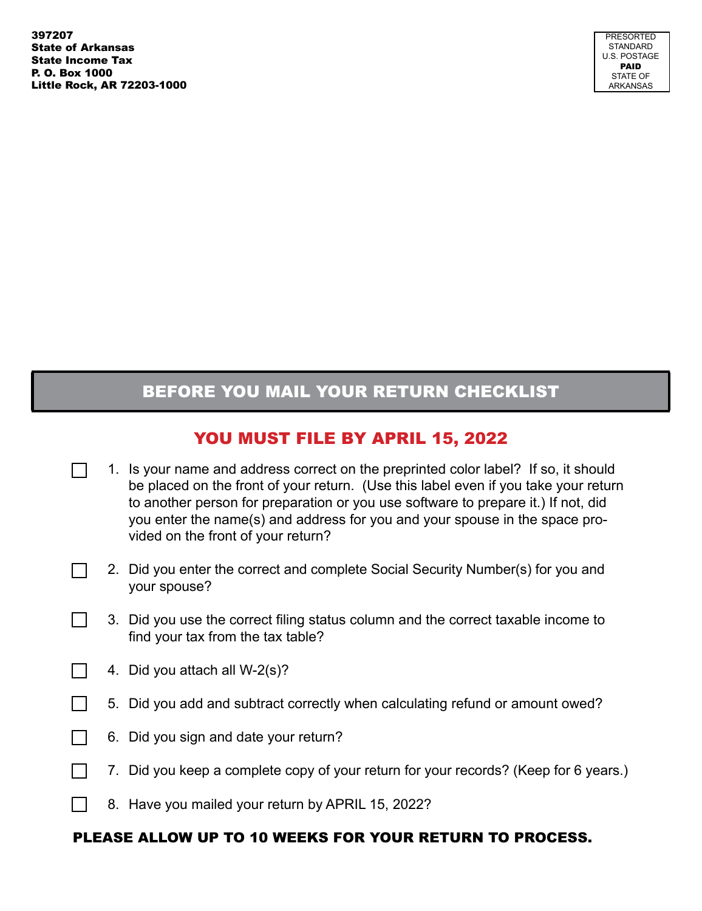**397207**
**State of Arkansas**
**State Income Tax**
**P. O. Box 1000**
**Little Rock, AR 72203-1000**

PRESORTED
STANDARD
U.S. POSTAGE
**PAID**
STATE OF
ARKANSAS

## BEFORE YOU MAIL YOUR RETURN CHECKLIST

### YOU MUST FILE BY APRIL 15, 2022

- ☐ 1. Is your name and address correct on the preprinted color label? If so, it should be placed on the front of your return. (Use this label even if you take your return to another person for preparation or you use software to prepare it.) If not, did you enter the name(s) and address for you and your spouse in the space provided on the front of your return?
- ☐ 2. Did you enter the correct and complete Social Security Number(s) for you and your spouse?
- ☐ 3. Did you use the correct filing status column and the correct taxable income to find your tax from the tax table?
- ☐ 4. Did you attach all W-2(s)?
- ☐ 5. Did you add and subtract correctly when calculating refund or amount owed?
- ☐ 6. Did you sign and date your return?
- ☐ 7. Did you keep a complete copy of your return for your records? (Keep for 6 years.)
- ☐ 8. Have you mailed your return by APRIL 15, 2022?

**PLEASE ALLOW UP TO 10 WEEKS FOR YOUR RETURN TO PROCESS.**